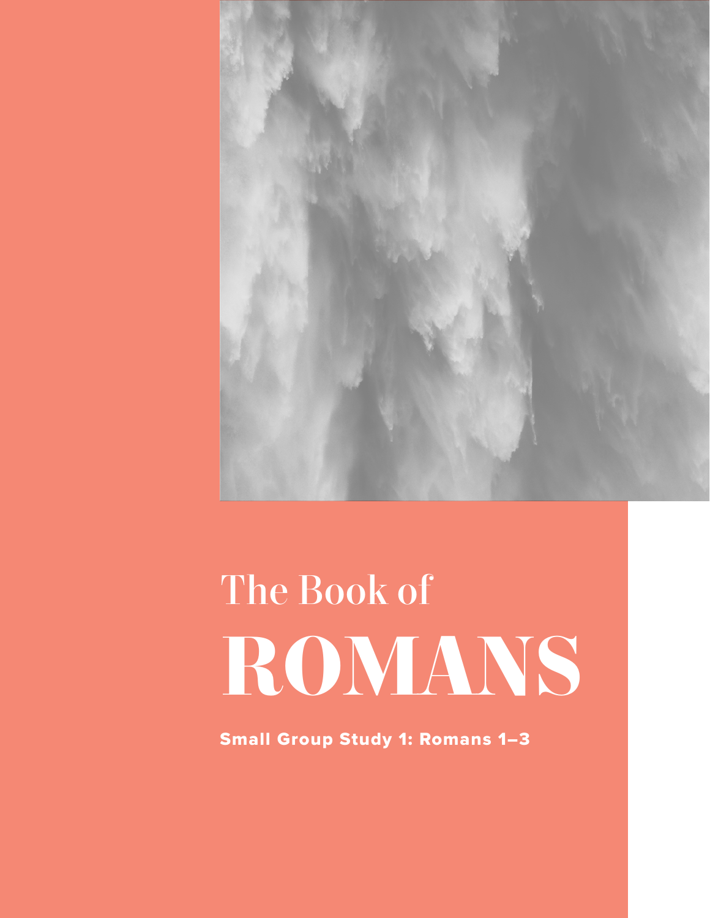# The Book of ROMANS

**Small Group Study 1: Romans 1–3**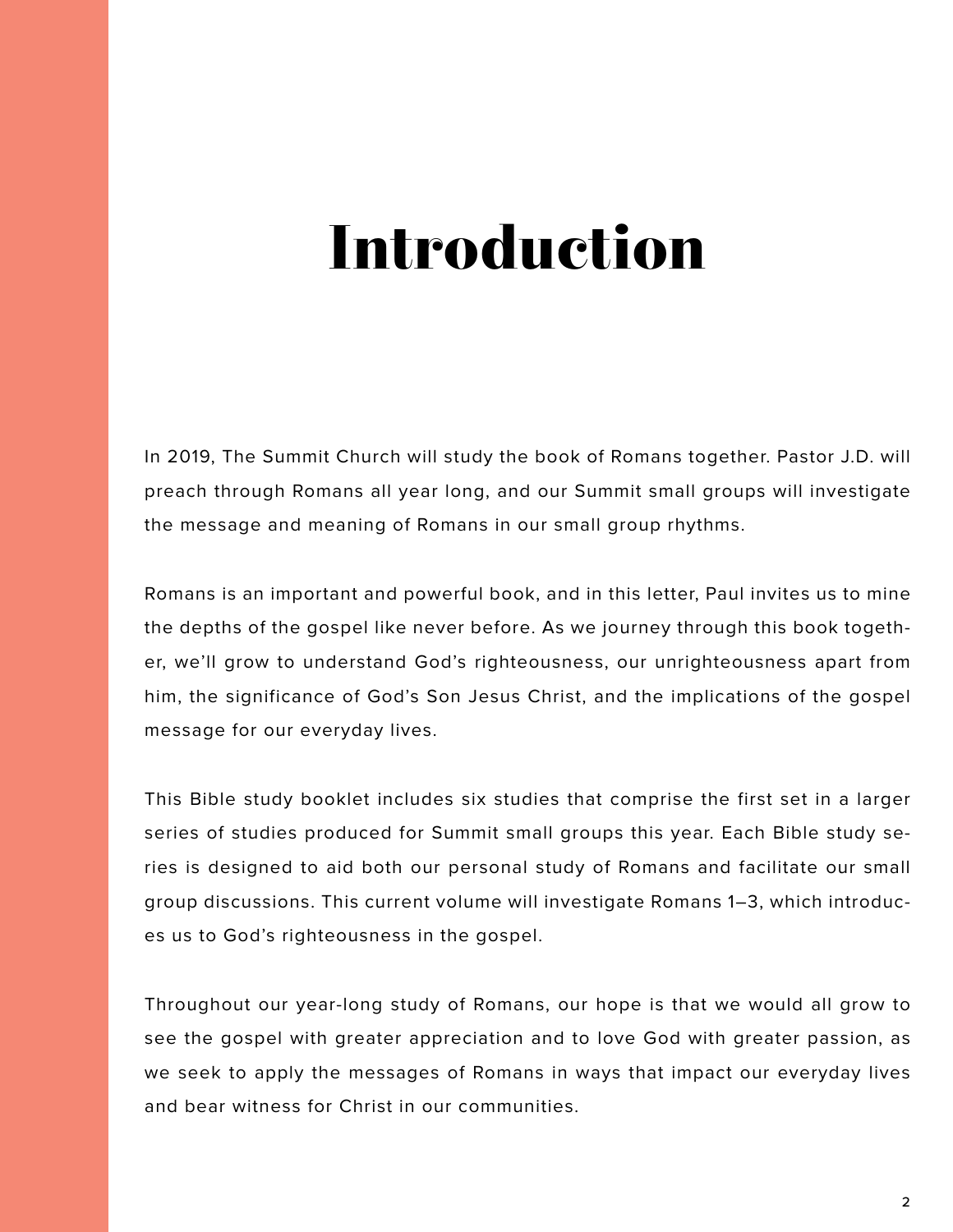# Introduction

In 2019, The Summit Church will study the book of Romans together. Pastor J.D. will preach through Romans all year long, and our Summit small groups will investigate the message and meaning of Romans in our small group rhythms.

Romans is an important and powerful book, and in this letter, Paul invites us to mine the depths of the gospel like never before. As we journey through this book together, we'll grow to understand God's righteousness, our unrighteousness apart from him, the significance of God's Son Jesus Christ, and the implications of the gospel message for our everyday lives.

This Bible study booklet includes six studies that comprise the first set in a larger series of studies produced for Summit small groups this year. Each Bible study series is designed to aid both our personal study of Romans and facilitate our small group discussions. This current volume will investigate Romans 1–3, which introduces us to God's righteousness in the gospel.

Throughout our year-long study of Romans, our hope is that we would all grow to see the gospel with greater appreciation and to love God with greater passion, as we seek to apply the messages of Romans in ways that impact our everyday lives and bear witness for Christ in our communities.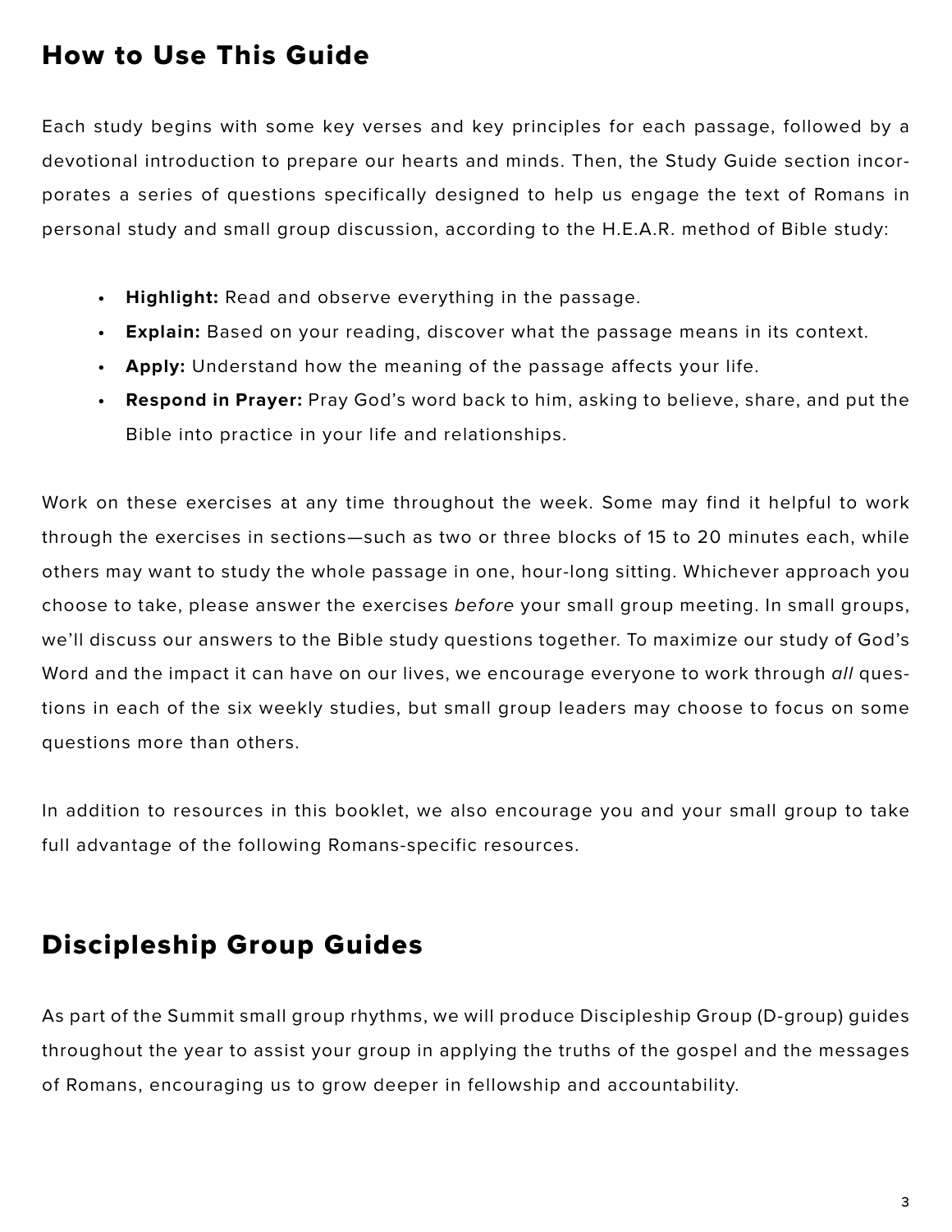## How to Use This Guide

Each study begins with some key verses and key principles for each passage, followed by a devotional introduction to prepare our hearts and minds. Then, the Study Guide section incorporates a series of questions specifically designed to help us engage the text of Romans in personal study and small group discussion, according to the H.E.A.R. method of Bible study:

- **Highlight:** Read and observe everything in the passage.
- **Explain:** Based on your reading, discover what the passage means in its context.
- **Apply:** Understand how the meaning of the passage affects your life.
- **Respond in Prayer:** Pray God's word back to him, asking to believe, share, and put the Bible into practice in your life and relationships.

Work on these exercises at any time throughout the week. Some may find it helpful to work through the exercises in sections—such as two or three blocks of 15 to 20 minutes each, while others may want to study the whole passage in one, hour-long sitting. Whichever approach you choose to take, please answer the exercises *before* your small group meeting. In small groups, we'll discuss our answers to the Bible study questions together. To maximize our study of God's Word and the impact it can have on our lives, we encourage everyone to work through *all* questions in each of the six weekly studies, but small group leaders may choose to focus on some questions more than others.

In addition to resources in this booklet, we also encourage you and your small group to take full advantage of the following Romans-specific resources.

## Discipleship Group Guides

As part of the Summit small group rhythms, we will produce Discipleship Group (D-group) guides throughout the year to assist your group in applying the truths of the gospel and the messages of Romans, encouraging us to grow deeper in fellowship and accountability.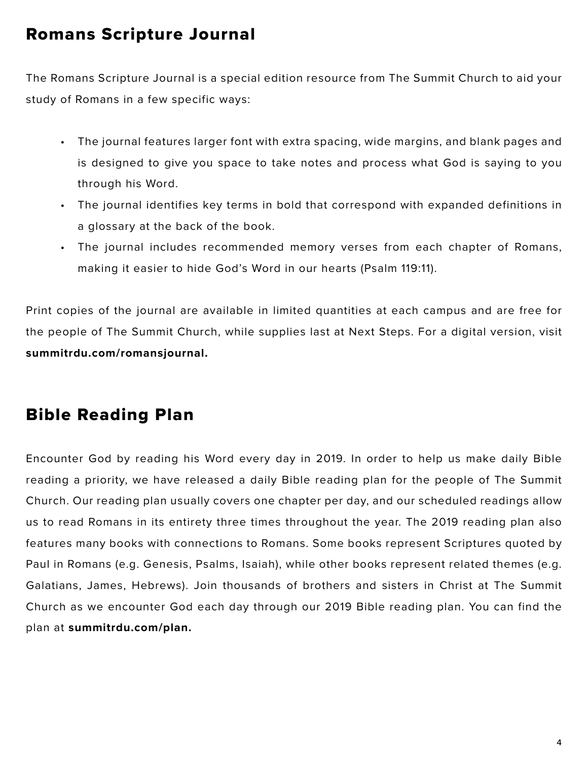## Romans Scripture Journal

The Romans Scripture Journal is a special edition resource from The Summit Church to aid your study of Romans in a few specific ways:

- The journal features larger font with extra spacing, wide margins, and blank pages and is designed to give you space to take notes and process what God is saying to you through his Word.
- The journal identifies key terms in bold that correspond with expanded definitions in a glossary at the back of the book.
- The journal includes recommended memory verses from each chapter of Romans, making it easier to hide God's Word in our hearts (Psalm 119:11).

Print copies of the journal are available in limited quantities at each campus and are free for the people of The Summit Church, while supplies last at Next Steps. For a digital version, visit **summitrdu.com/romansjournal.**

## Bible Reading Plan

Encounter God by reading his Word every day in 2019. In order to help us make daily Bible reading a priority, we have released a daily Bible reading plan for the people of The Summit Church. Our reading plan usually covers one chapter per day, and our scheduled readings allow us to read Romans in its entirety three times throughout the year. The 2019 reading plan also features many books with connections to Romans. Some books represent Scriptures quoted by Paul in Romans (e.g. Genesis, Psalms, Isaiah), while other books represent related themes (e.g. Galatians, James, Hebrews). Join thousands of brothers and sisters in Christ at The Summit Church as we encounter God each day through our 2019 Bible reading plan. You can find the plan at **summitrdu.com/plan.**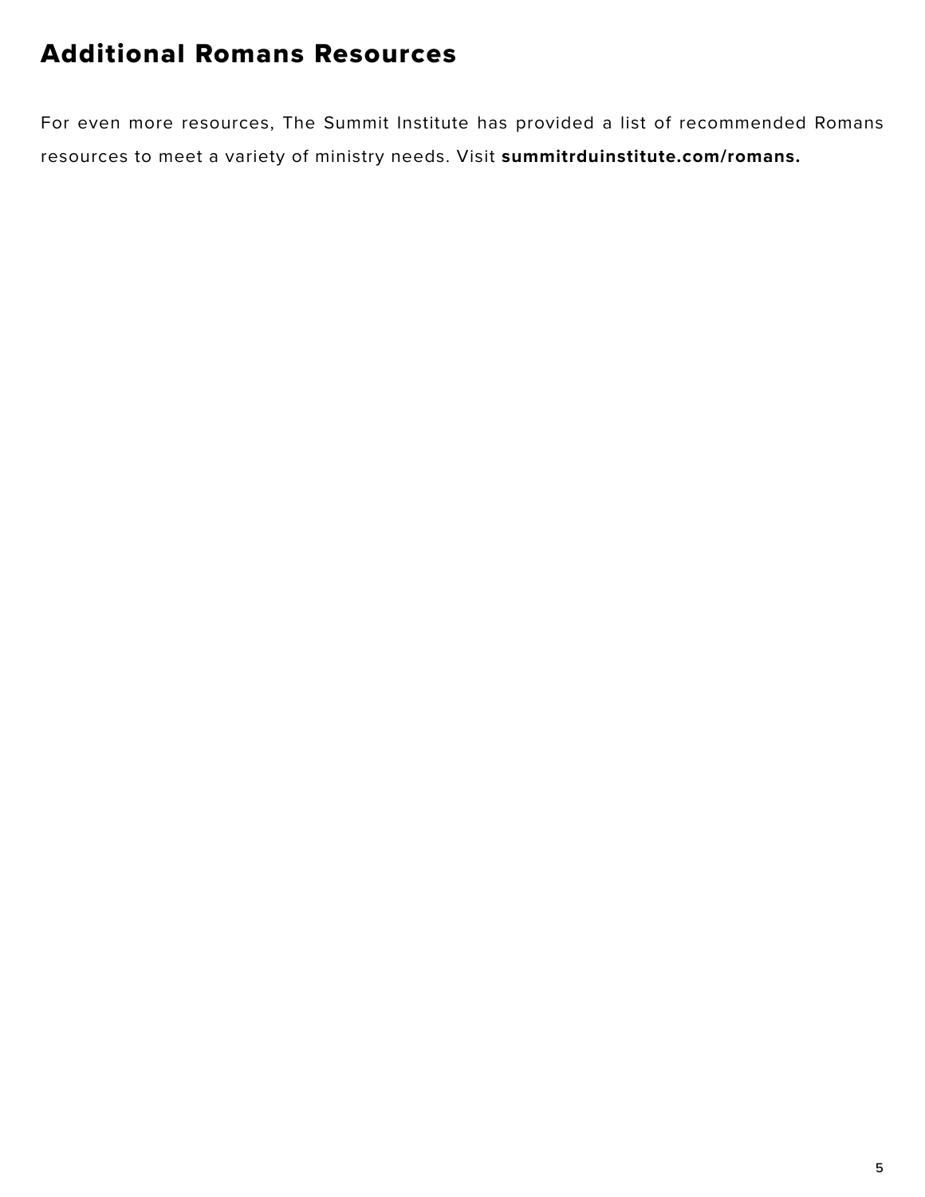## Additional Romans Resources

For even more resources, The Summit Institute has provided a list of recommended Romans resources to meet a variety of ministry needs. Visit **summitrduinstitute.com/romans.**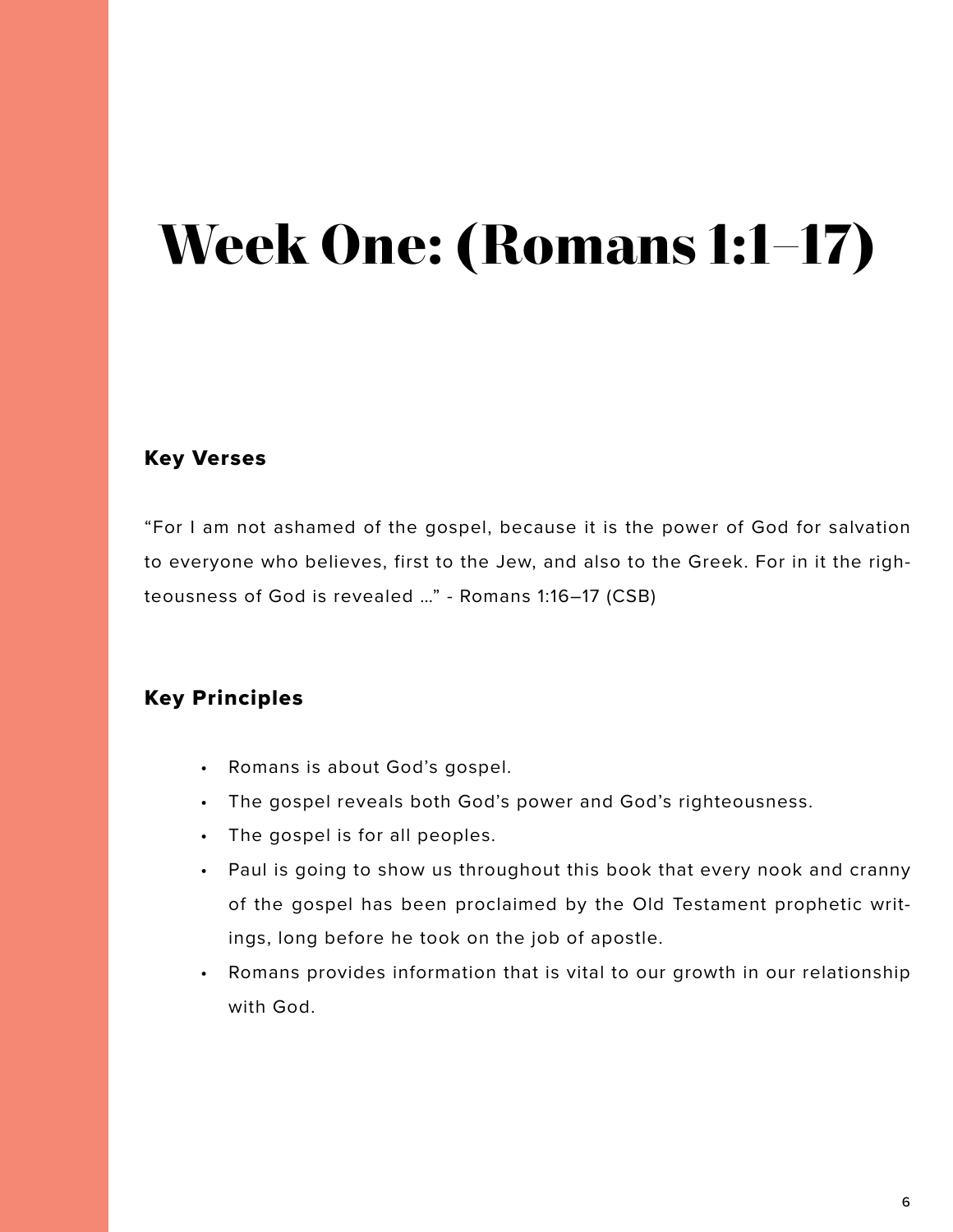# Week One: (Romans 1:1–17)

## Key Verses

“For I am not ashamed of the gospel, because it is the power of God for salvation to everyone who believes, first to the Jew, and also to the Greek. For in it the righteousness of God is revealed …” - Romans 1:16–17 (CSB)

## Key Principles

- Romans is about God’s gospel.
- The gospel reveals both God’s power and God’s righteousness.
- The gospel is for all peoples.
- Paul is going to show us throughout this book that every nook and cranny of the gospel has been proclaimed by the Old Testament prophetic writings, long before he took on the job of apostle.
- Romans provides information that is vital to our growth in our relationship with God.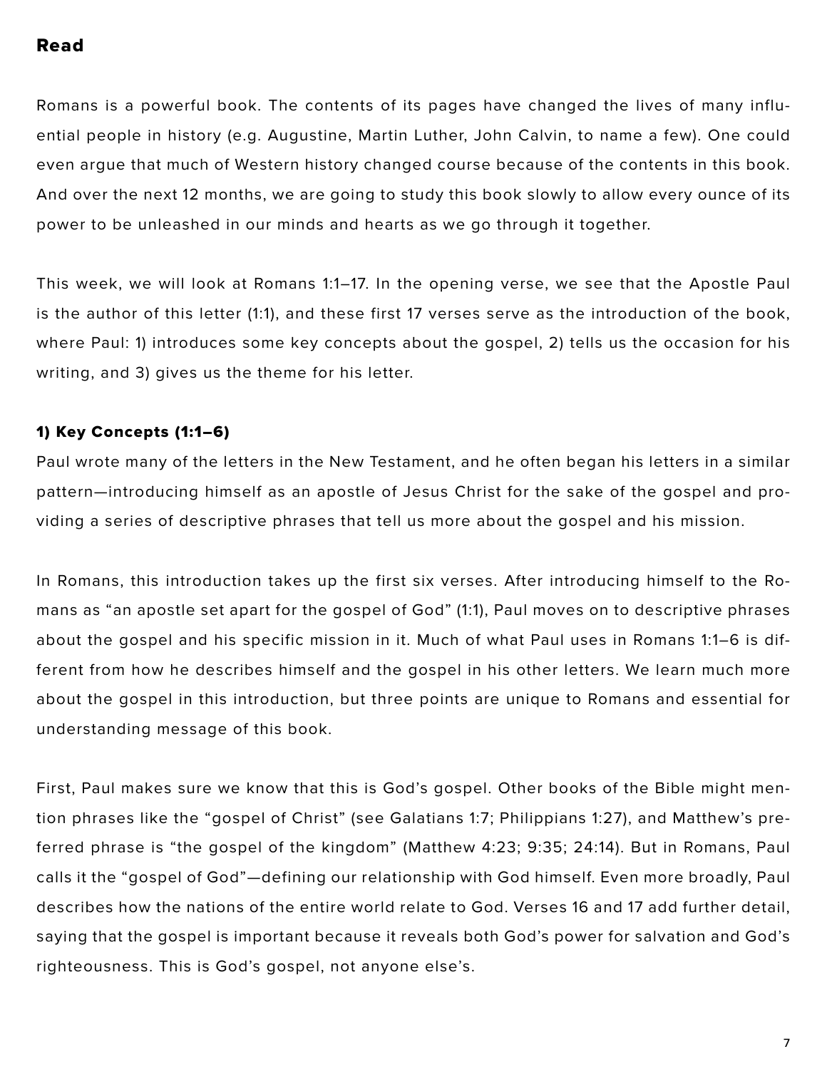## Read

Romans is a powerful book. The contents of its pages have changed the lives of many influential people in history (e.g. Augustine, Martin Luther, John Calvin, to name a few). One could even argue that much of Western history changed course because of the contents in this book. And over the next 12 months, we are going to study this book slowly to allow every ounce of its power to be unleashed in our minds and hearts as we go through it together.

This week, we will look at Romans 1:1–17. In the opening verse, we see that the Apostle Paul is the author of this letter (1:1), and these first 17 verses serve as the introduction of the book, where Paul: 1) introduces some key concepts about the gospel, 2) tells us the occasion for his writing, and 3) gives us the theme for his letter.

### 1) Key Concepts (1:1–6)

Paul wrote many of the letters in the New Testament, and he often began his letters in a similar pattern—introducing himself as an apostle of Jesus Christ for the sake of the gospel and providing a series of descriptive phrases that tell us more about the gospel and his mission.

In Romans, this introduction takes up the first six verses. After introducing himself to the Romans as "an apostle set apart for the gospel of God" (1:1), Paul moves on to descriptive phrases about the gospel and his specific mission in it. Much of what Paul uses in Romans 1:1–6 is different from how he describes himself and the gospel in his other letters. We learn much more about the gospel in this introduction, but three points are unique to Romans and essential for understanding message of this book.

First, Paul makes sure we know that this is God's gospel. Other books of the Bible might mention phrases like the "gospel of Christ" (see Galatians 1:7; Philippians 1:27), and Matthew's preferred phrase is "the gospel of the kingdom" (Matthew 4:23; 9:35; 24:14). But in Romans, Paul calls it the "gospel of God"—defining our relationship with God himself. Even more broadly, Paul describes how the nations of the entire world relate to God. Verses 16 and 17 add further detail, saying that the gospel is important because it reveals both God's power for salvation and God's righteousness. This is God's gospel, not anyone else's.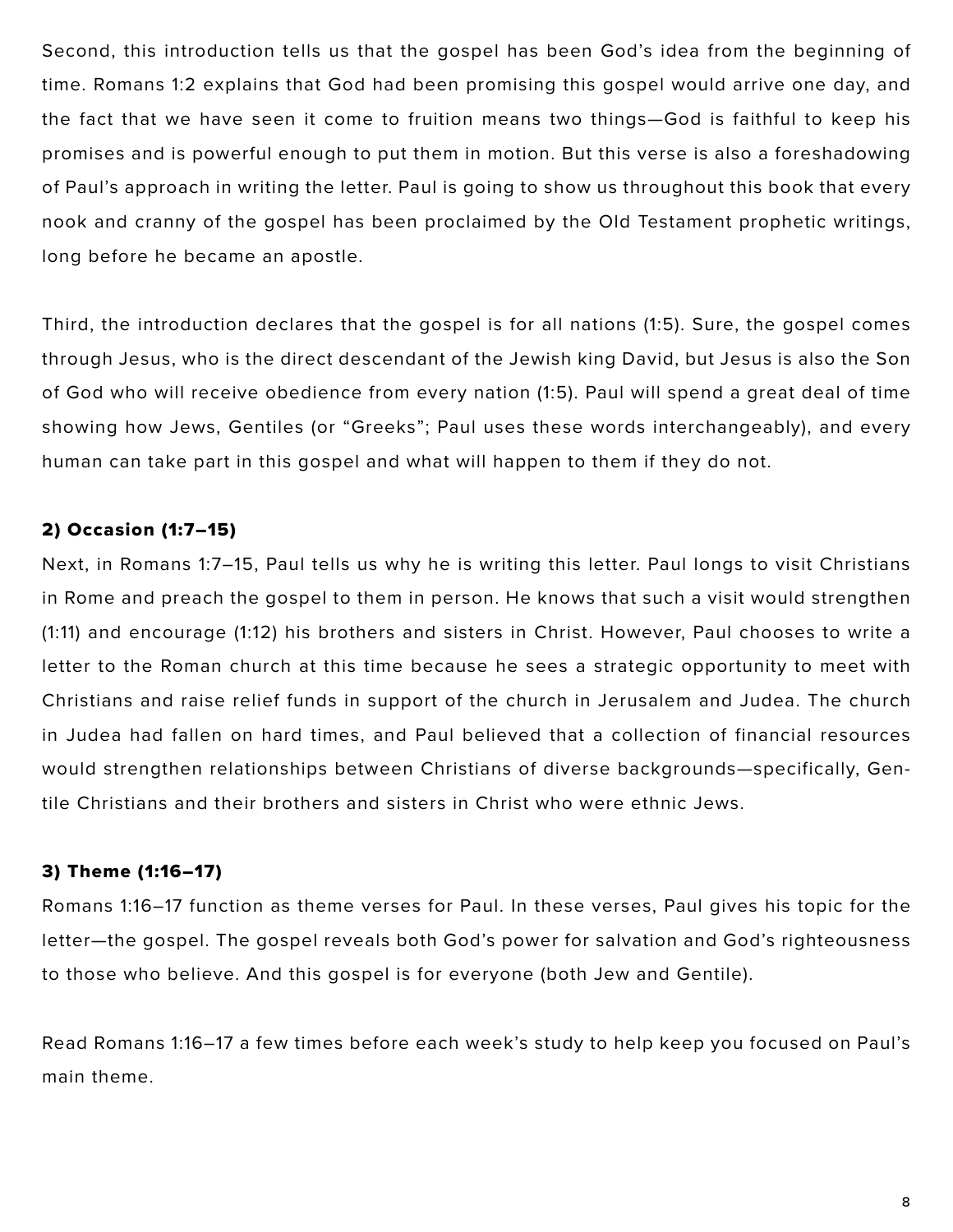Second, this introduction tells us that the gospel has been God's idea from the beginning of time. Romans 1:2 explains that God had been promising this gospel would arrive one day, and the fact that we have seen it come to fruition means two things—God is faithful to keep his promises and is powerful enough to put them in motion. But this verse is also a foreshadowing of Paul's approach in writing the letter. Paul is going to show us throughout this book that every nook and cranny of the gospel has been proclaimed by the Old Testament prophetic writings, long before he became an apostle.

Third, the introduction declares that the gospel is for all nations (1:5). Sure, the gospel comes through Jesus, who is the direct descendant of the Jewish king David, but Jesus is also the Son of God who will receive obedience from every nation (1:5). Paul will spend a great deal of time showing how Jews, Gentiles (or "Greeks"; Paul uses these words interchangeably), and every human can take part in this gospel and what will happen to them if they do not.

### 2) Occasion (1:7–15)

Next, in Romans 1:7–15, Paul tells us why he is writing this letter. Paul longs to visit Christians in Rome and preach the gospel to them in person. He knows that such a visit would strengthen (1:11) and encourage (1:12) his brothers and sisters in Christ. However, Paul chooses to write a letter to the Roman church at this time because he sees a strategic opportunity to meet with Christians and raise relief funds in support of the church in Jerusalem and Judea. The church in Judea had fallen on hard times, and Paul believed that a collection of financial resources would strengthen relationships between Christians of diverse backgrounds—specifically, Gentile Christians and their brothers and sisters in Christ who were ethnic Jews.

### 3) Theme (1:16–17)

Romans 1:16–17 function as theme verses for Paul. In these verses, Paul gives his topic for the letter—the gospel. The gospel reveals both God's power for salvation and God's righteousness to those who believe. And this gospel is for everyone (both Jew and Gentile).

Read Romans 1:16–17 a few times before each week's study to help keep you focused on Paul's main theme.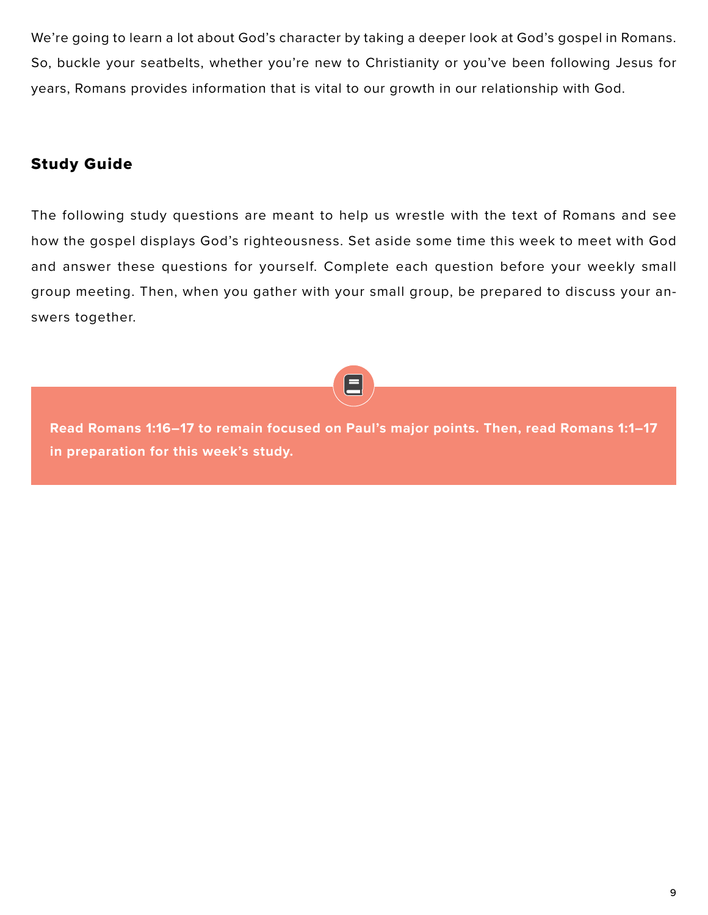We're going to learn a lot about God's character by taking a deeper look at God's gospel in Romans. So, buckle your seatbelts, whether you're new to Christianity or you've been following Jesus for years, Romans provides information that is vital to our growth in our relationship with God.

## Study Guide

The following study questions are meant to help us wrestle with the text of Romans and see how the gospel displays God's righteousness. Set aside some time this week to meet with God and answer these questions for yourself. Complete each question before your weekly small group meeting. Then, when you gather with your small group, be prepared to discuss your answers together.

**Read Romans 1:16–17 to remain focused on Paul's major points. Then, read Romans 1:1–17 in preparation for this week's study.**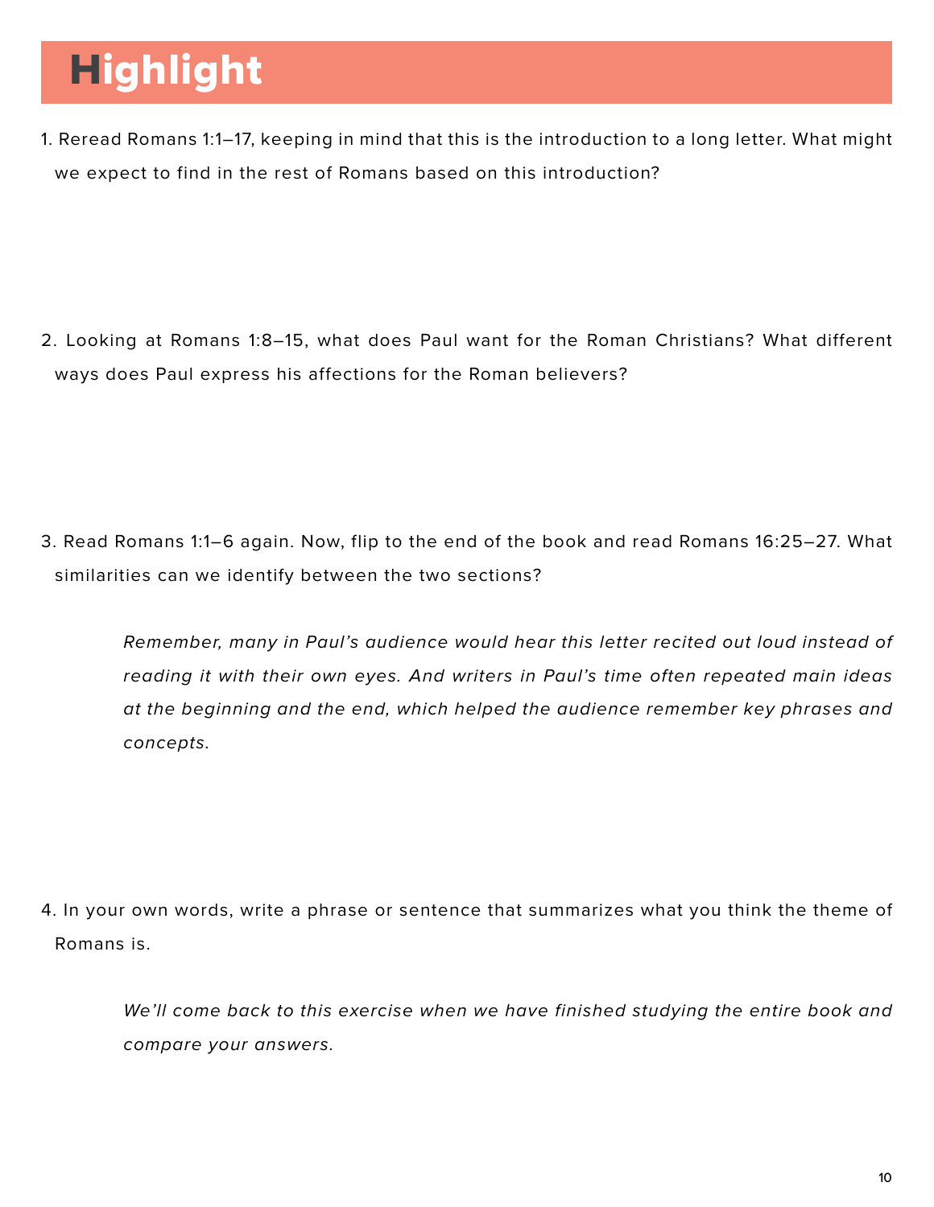# Highlight

1. Reread Romans 1:1–17, keeping in mind that this is the introduction to a long letter. What might we expect to find in the rest of Romans based on this introduction?

2. Looking at Romans 1:8–15, what does Paul want for the Roman Christians? What different ways does Paul express his affections for the Roman believers?

3. Read Romans 1:1–6 again. Now, flip to the end of the book and read Romans 16:25–27. What similarities can we identify between the two sections?

   *Remember, many in Paul's audience would hear this letter recited out loud instead of reading it with their own eyes. And writers in Paul's time often repeated main ideas at the beginning and the end, which helped the audience remember key phrases and concepts.*

4. In your own words, write a phrase or sentence that summarizes what you think the theme of Romans is.

   *We'll come back to this exercise when we have finished studying the entire book and compare your answers.*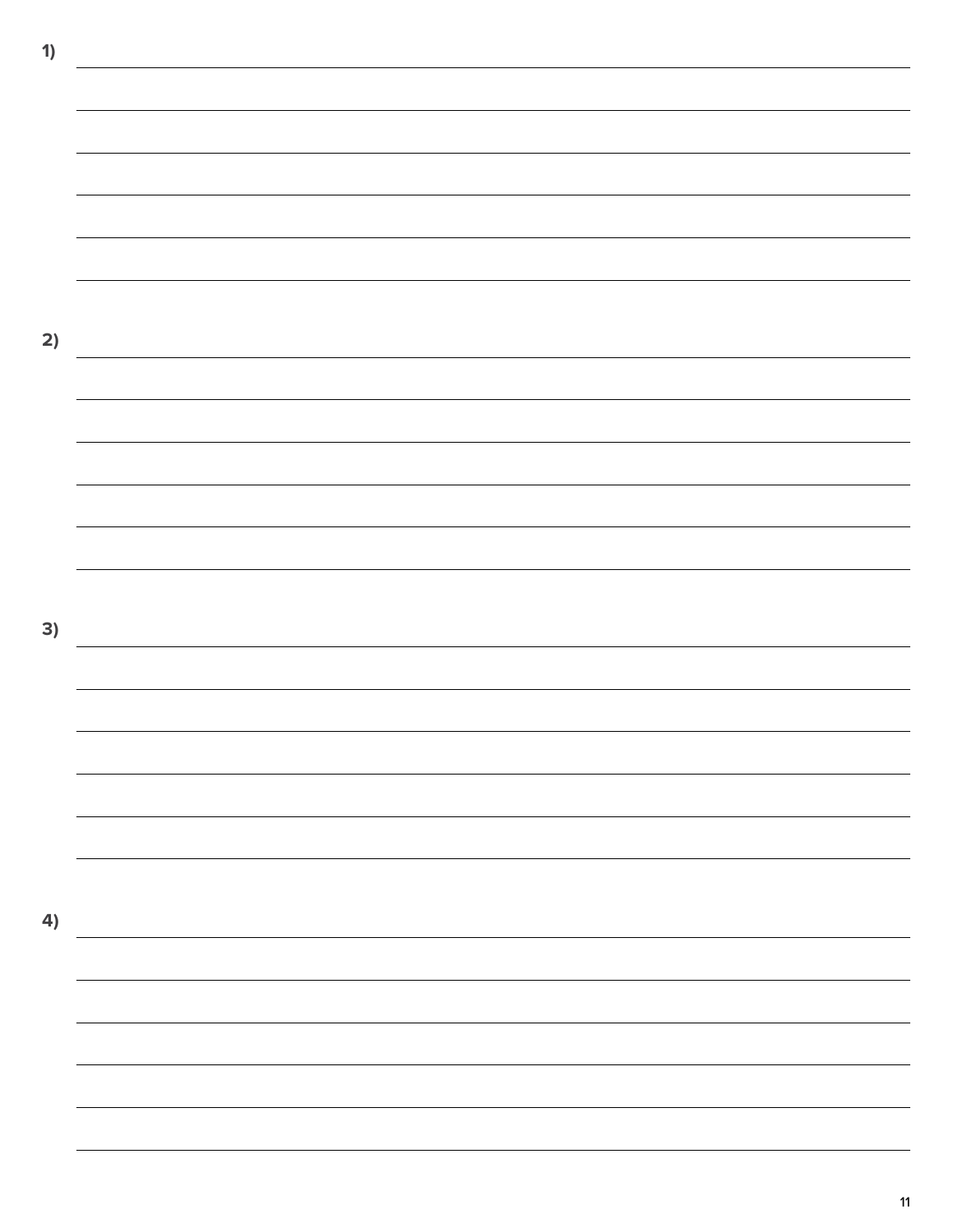1)

2)

3)

4)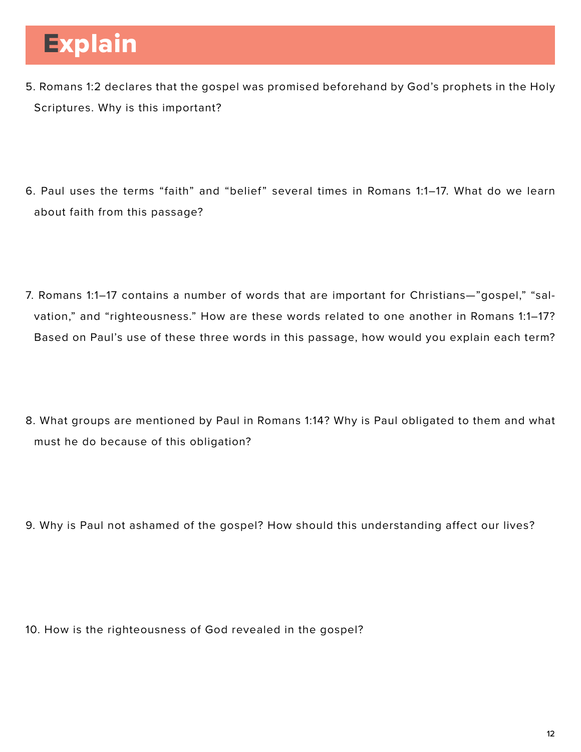# Explain

5. Romans 1:2 declares that the gospel was promised beforehand by God's prophets in the Holy Scriptures. Why is this important?

6. Paul uses the terms "faith" and "belief" several times in Romans 1:1–17. What do we learn about faith from this passage?

7. Romans 1:1–17 contains a number of words that are important for Christians—"gospel," "salvation," and "righteousness." How are these words related to one another in Romans 1:1–17? Based on Paul's use of these three words in this passage, how would you explain each term?

8. What groups are mentioned by Paul in Romans 1:14? Why is Paul obligated to them and what must he do because of this obligation?

9. Why is Paul not ashamed of the gospel? How should this understanding affect our lives?

10. How is the righteousness of God revealed in the gospel?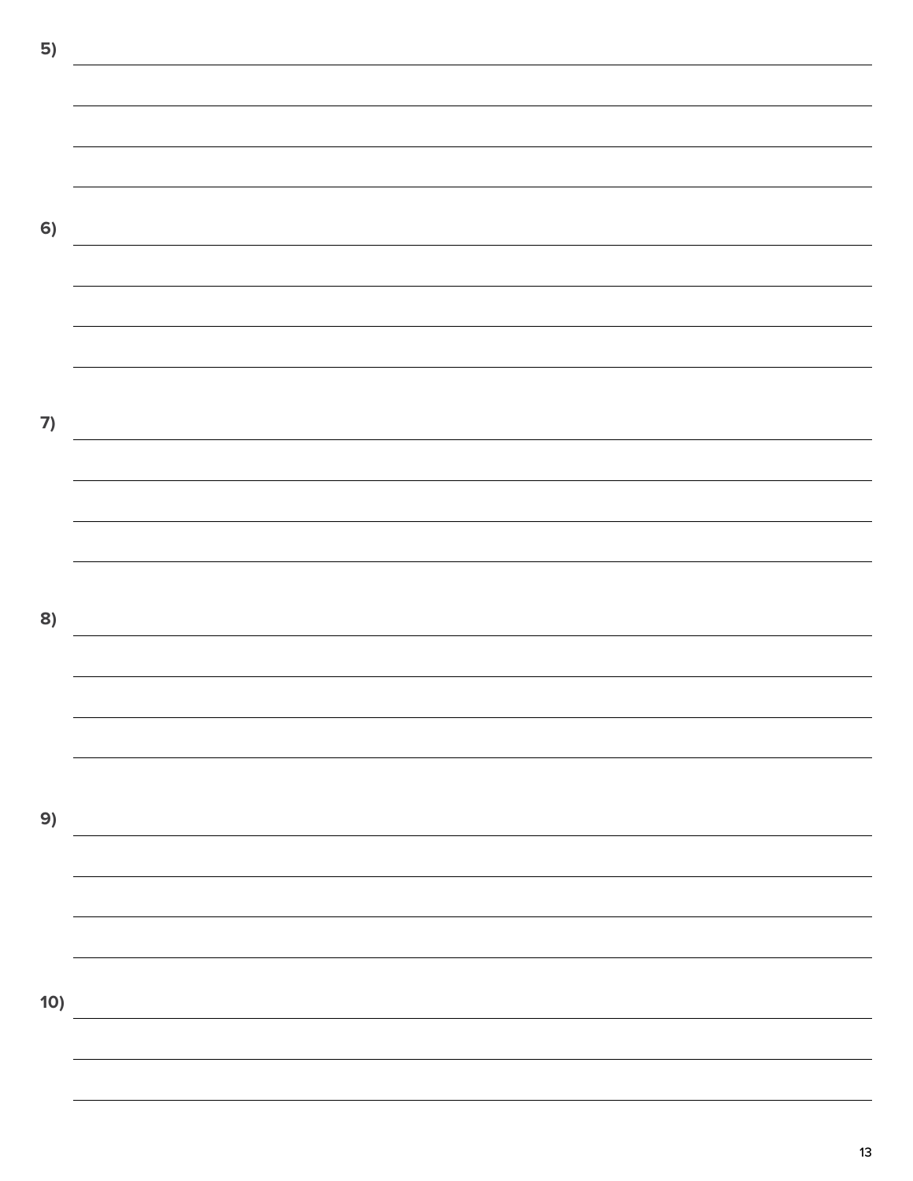5)

6)

7)

8)

9)

10)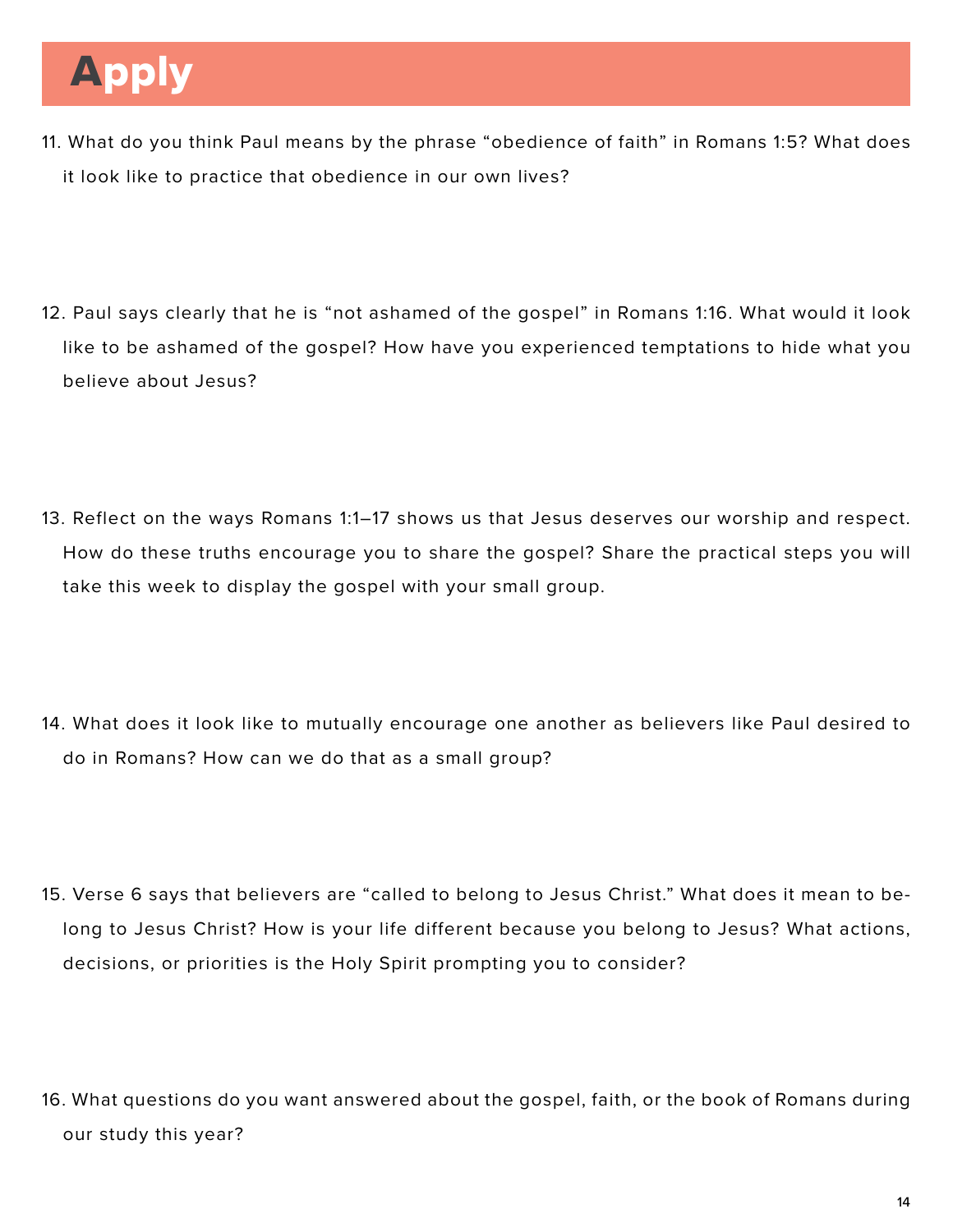# Apply

11. What do you think Paul means by the phrase “obedience of faith” in Romans 1:5? What does it look like to practice that obedience in our own lives?

12. Paul says clearly that he is “not ashamed of the gospel” in Romans 1:16. What would it look like to be ashamed of the gospel? How have you experienced temptations to hide what you believe about Jesus?

13. Reflect on the ways Romans 1:1–17 shows us that Jesus deserves our worship and respect. How do these truths encourage you to share the gospel? Share the practical steps you will take this week to display the gospel with your small group.

14. What does it look like to mutually encourage one another as believers like Paul desired to do in Romans? How can we do that as a small group?

15. Verse 6 says that believers are “called to belong to Jesus Christ.” What does it mean to belong to Jesus Christ? How is your life different because you belong to Jesus? What actions, decisions, or priorities is the Holy Spirit prompting you to consider?

16. What questions do you want answered about the gospel, faith, or the book of Romans during our study this year?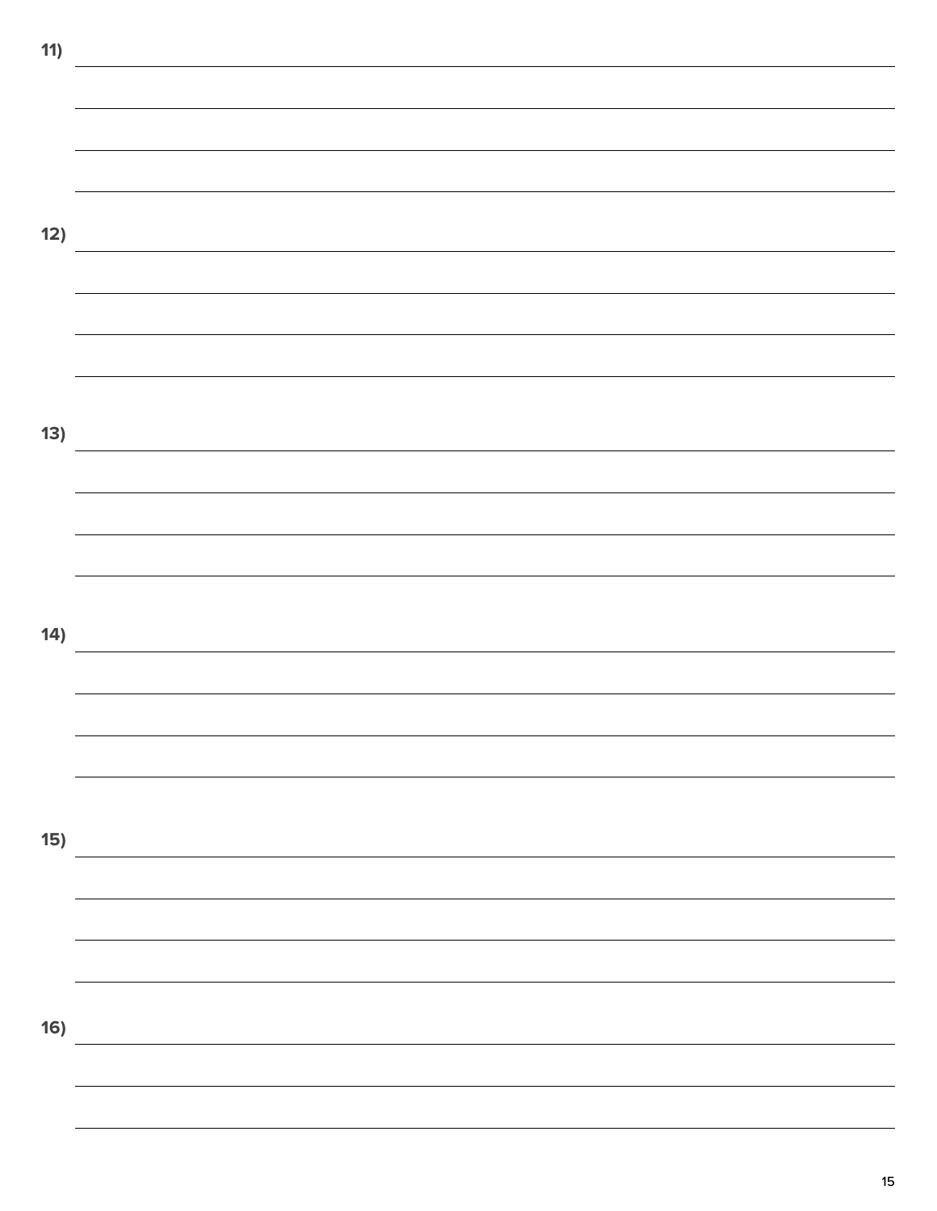11)

12)

13)

14)

15)

16)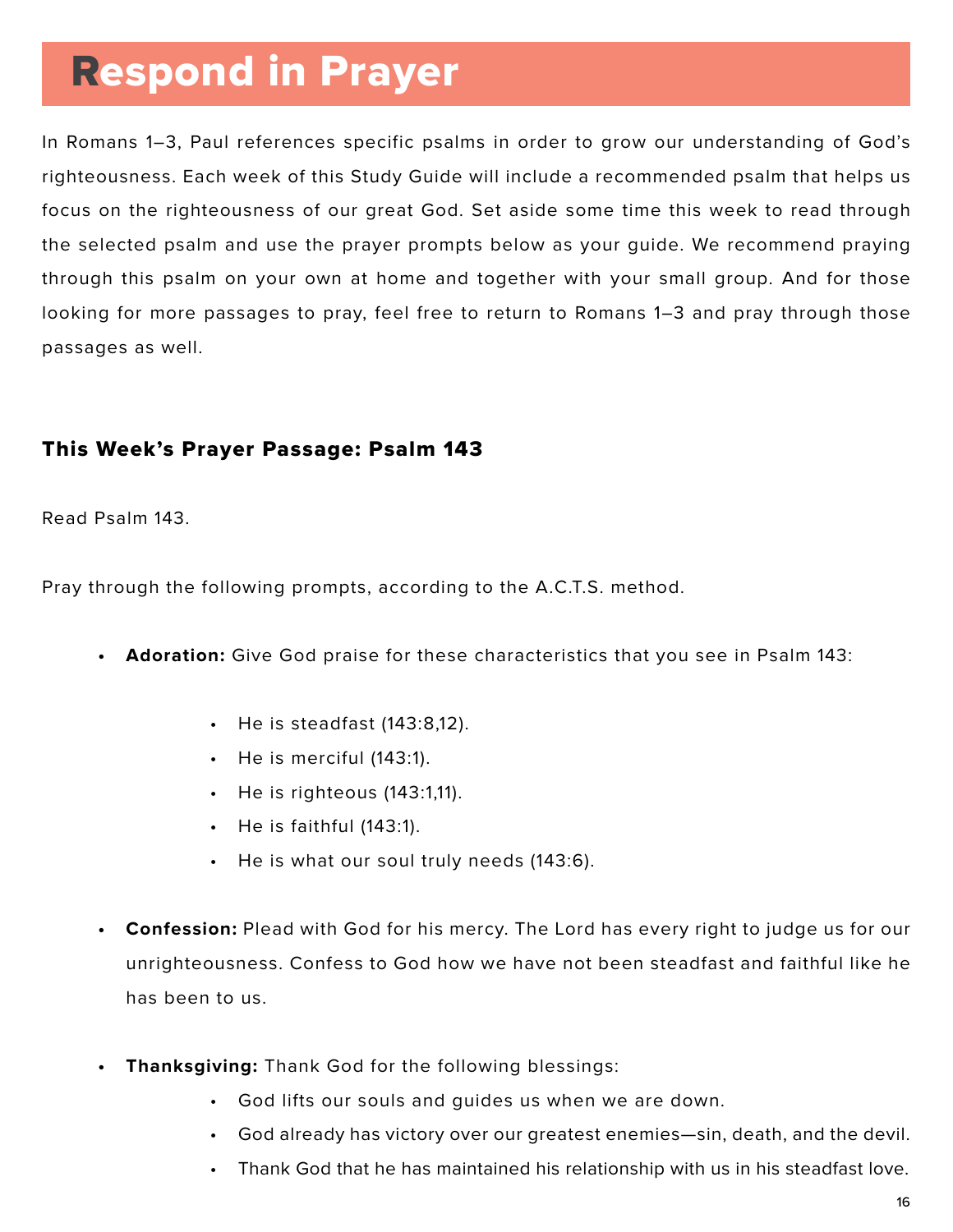# Respond in Prayer

In Romans 1–3, Paul references specific psalms in order to grow our understanding of God's righteousness. Each week of this Study Guide will include a recommended psalm that helps us focus on the righteousness of our great God. Set aside some time this week to read through the selected psalm and use the prayer prompts below as your guide. We recommend praying through this psalm on your own at home and together with your small group. And for those looking for more passages to pray, feel free to return to Romans 1–3 and pray through those passages as well.

### This Week's Prayer Passage: Psalm 143

Read Psalm 143.

Pray through the following prompts, according to the A.C.T.S. method.

- **Adoration:** Give God praise for these characteristics that you see in Psalm 143:
  - He is steadfast (143:8,12).
  - He is merciful (143:1).
  - He is righteous (143:1,11).
  - He is faithful (143:1).
  - He is what our soul truly needs (143:6).
- **Confession:** Plead with God for his mercy. The Lord has every right to judge us for our unrighteousness. Confess to God how we have not been steadfast and faithful like he has been to us.
- **Thanksgiving:** Thank God for the following blessings:
  - God lifts our souls and guides us when we are down.
  - God already has victory over our greatest enemies—sin, death, and the devil.
  - Thank God that he has maintained his relationship with us in his steadfast love.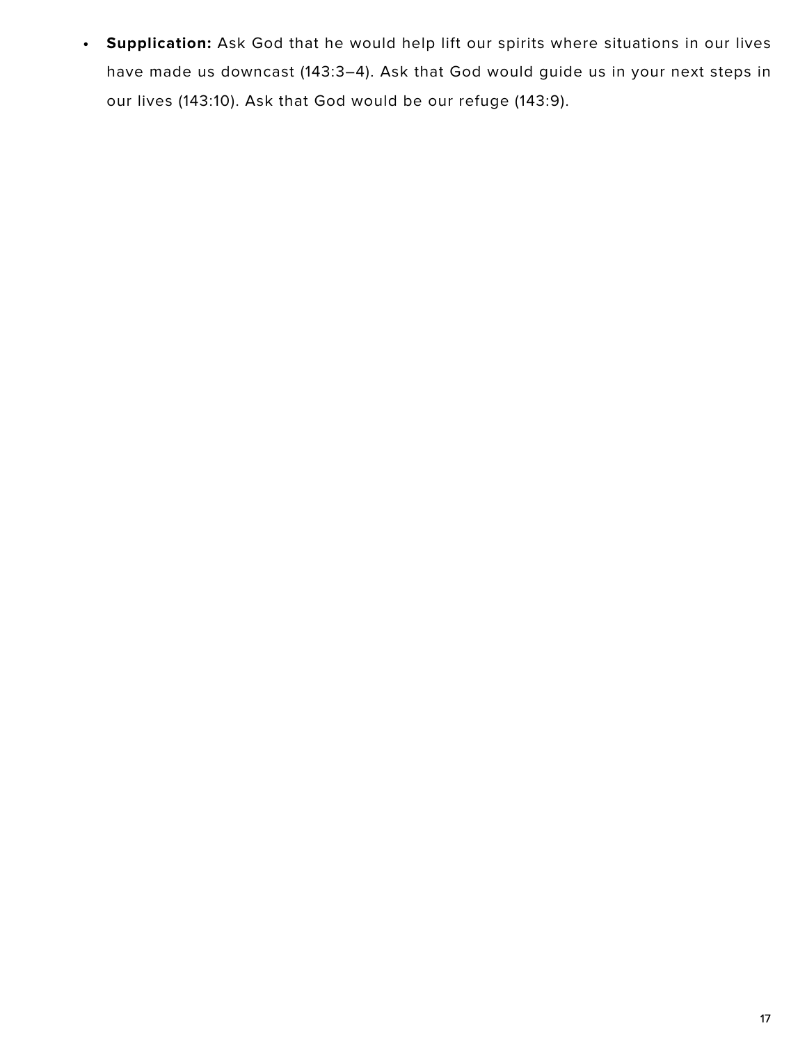- **Supplication:** Ask God that he would help lift our spirits where situations in our lives have made us downcast (143:3–4). Ask that God would guide us in your next steps in our lives (143:10). Ask that God would be our refuge (143:9).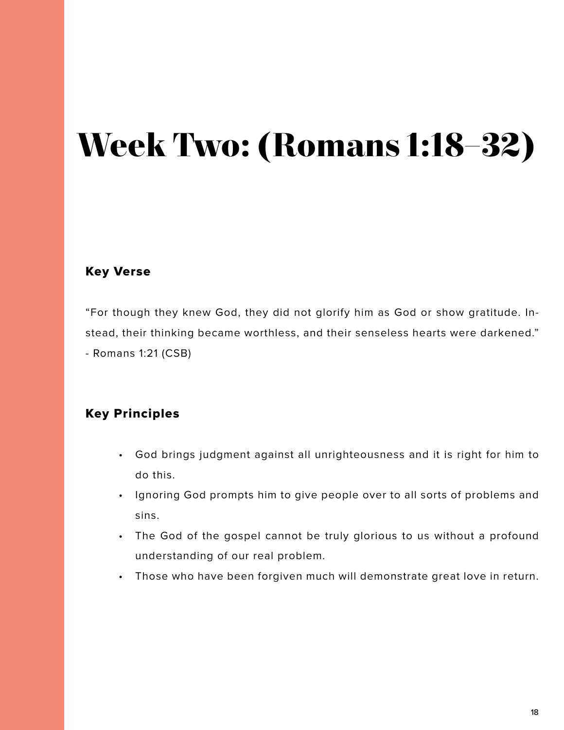# Week Two: (Romans 1:18–32)

## Key Verse

"For though they knew God, they did not glorify him as God or show gratitude. Instead, their thinking became worthless, and their senseless hearts were darkened." - Romans 1:21 (CSB)

## Key Principles

- God brings judgment against all unrighteousness and it is right for him to do this.
- Ignoring God prompts him to give people over to all sorts of problems and sins.
- The God of the gospel cannot be truly glorious to us without a profound understanding of our real problem.
- Those who have been forgiven much will demonstrate great love in return.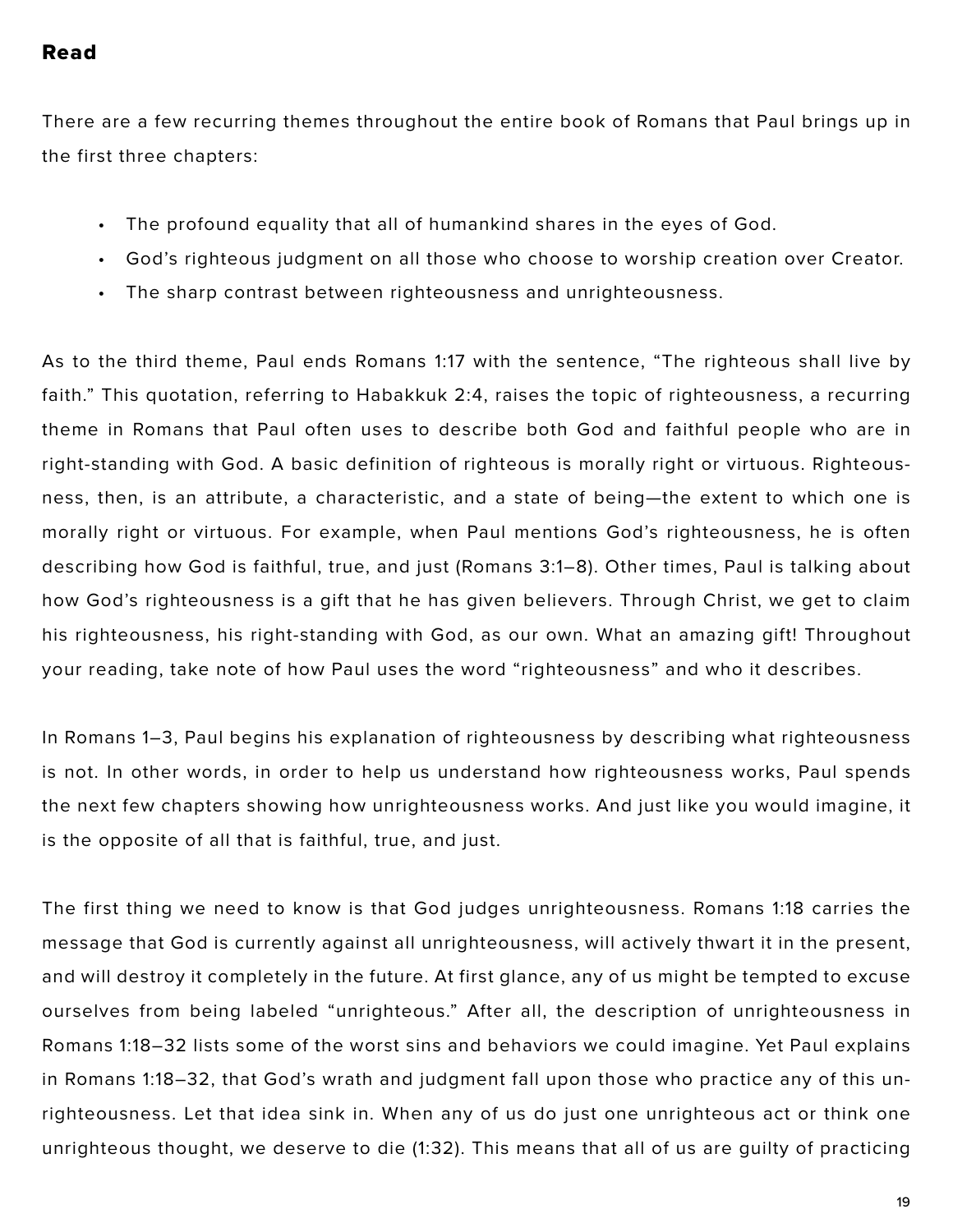## Read

There are a few recurring themes throughout the entire book of Romans that Paul brings up in the first three chapters:

- The profound equality that all of humankind shares in the eyes of God.
- God's righteous judgment on all those who choose to worship creation over Creator.
- The sharp contrast between righteousness and unrighteousness.

As to the third theme, Paul ends Romans 1:17 with the sentence, "The righteous shall live by faith." This quotation, referring to Habakkuk 2:4, raises the topic of righteousness, a recurring theme in Romans that Paul often uses to describe both God and faithful people who are in right-standing with God. A basic definition of righteous is morally right or virtuous. Righteousness, then, is an attribute, a characteristic, and a state of being—the extent to which one is morally right or virtuous. For example, when Paul mentions God's righteousness, he is often describing how God is faithful, true, and just (Romans 3:1–8). Other times, Paul is talking about how God's righteousness is a gift that he has given believers. Through Christ, we get to claim his righteousness, his right-standing with God, as our own. What an amazing gift! Throughout your reading, take note of how Paul uses the word "righteousness" and who it describes.

In Romans 1–3, Paul begins his explanation of righteousness by describing what righteousness is not. In other words, in order to help us understand how righteousness works, Paul spends the next few chapters showing how unrighteousness works. And just like you would imagine, it is the opposite of all that is faithful, true, and just.

The first thing we need to know is that God judges unrighteousness. Romans 1:18 carries the message that God is currently against all unrighteousness, will actively thwart it in the present, and will destroy it completely in the future. At first glance, any of us might be tempted to excuse ourselves from being labeled "unrighteous." After all, the description of unrighteousness in Romans 1:18–32 lists some of the worst sins and behaviors we could imagine. Yet Paul explains in Romans 1:18–32, that God's wrath and judgment fall upon those who practice any of this unrighteousness. Let that idea sink in. When any of us do just one unrighteous act or think one unrighteous thought, we deserve to die (1:32). This means that all of us are guilty of practicing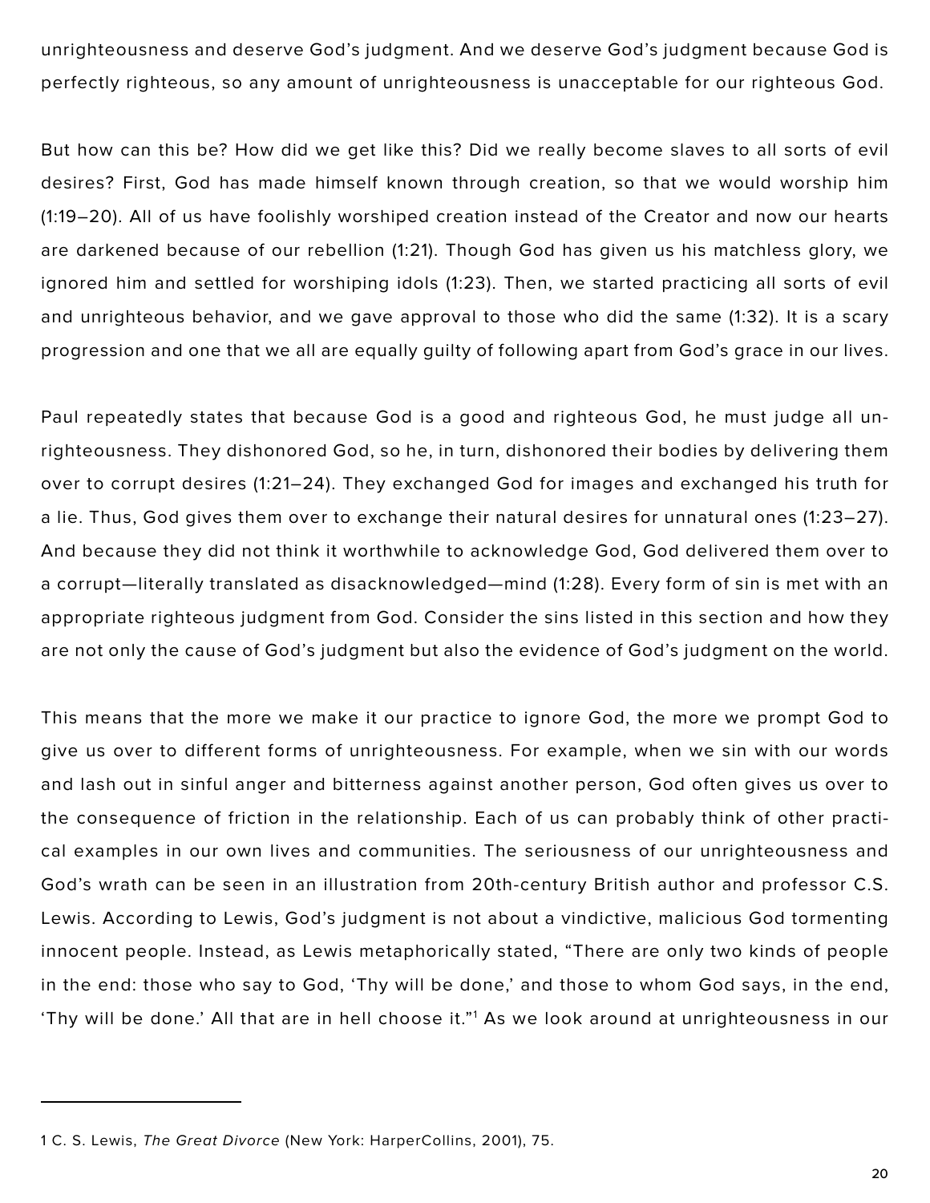unrighteousness and deserve God's judgment. And we deserve God's judgment because God is perfectly righteous, so any amount of unrighteousness is unacceptable for our righteous God.

But how can this be? How did we get like this? Did we really become slaves to all sorts of evil desires? First, God has made himself known through creation, so that we would worship him (1:19–20). All of us have foolishly worshiped creation instead of the Creator and now our hearts are darkened because of our rebellion (1:21). Though God has given us his matchless glory, we ignored him and settled for worshiping idols (1:23). Then, we started practicing all sorts of evil and unrighteous behavior, and we gave approval to those who did the same (1:32). It is a scary progression and one that we all are equally guilty of following apart from God's grace in our lives.

Paul repeatedly states that because God is a good and righteous God, he must judge all unrighteousness. They dishonored God, so he, in turn, dishonored their bodies by delivering them over to corrupt desires (1:21–24). They exchanged God for images and exchanged his truth for a lie. Thus, God gives them over to exchange their natural desires for unnatural ones (1:23–27). And because they did not think it worthwhile to acknowledge God, God delivered them over to a corrupt—literally translated as disacknowledged—mind (1:28). Every form of sin is met with an appropriate righteous judgment from God. Consider the sins listed in this section and how they are not only the cause of God's judgment but also the evidence of God's judgment on the world.

This means that the more we make it our practice to ignore God, the more we prompt God to give us over to different forms of unrighteousness. For example, when we sin with our words and lash out in sinful anger and bitterness against another person, God often gives us over to the consequence of friction in the relationship. Each of us can probably think of other practical examples in our own lives and communities. The seriousness of our unrighteousness and God's wrath can be seen in an illustration from 20th-century British author and professor C.S. Lewis. According to Lewis, God's judgment is not about a vindictive, malicious God tormenting innocent people. Instead, as Lewis metaphorically stated, "There are only two kinds of people in the end: those who say to God, 'Thy will be done,' and those to whom God says, in the end, 'Thy will be done.' All that are in hell choose it."[1] As we look around at unrighteousness in our

---

1 C. S. Lewis, *The Great Divorce* (New York: HarperCollins, 2001), 75.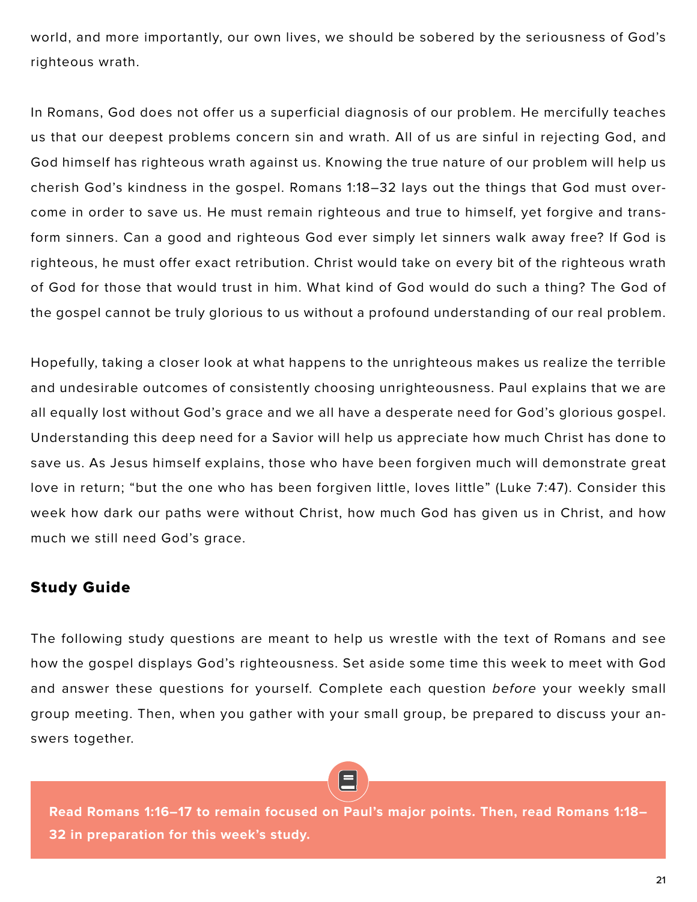world, and more importantly, our own lives, we should be sobered by the seriousness of God's righteous wrath.

In Romans, God does not offer us a superficial diagnosis of our problem. He mercifully teaches us that our deepest problems concern sin and wrath. All of us are sinful in rejecting God, and God himself has righteous wrath against us. Knowing the true nature of our problem will help us cherish God's kindness in the gospel. Romans 1:18–32 lays out the things that God must overcome in order to save us. He must remain righteous and true to himself, yet forgive and transform sinners. Can a good and righteous God ever simply let sinners walk away free? If God is righteous, he must offer exact retribution. Christ would take on every bit of the righteous wrath of God for those that would trust in him. What kind of God would do such a thing? The God of the gospel cannot be truly glorious to us without a profound understanding of our real problem.

Hopefully, taking a closer look at what happens to the unrighteous makes us realize the terrible and undesirable outcomes of consistently choosing unrighteousness. Paul explains that we are all equally lost without God's grace and we all have a desperate need for God's glorious gospel. Understanding this deep need for a Savior will help us appreciate how much Christ has done to save us. As Jesus himself explains, those who have been forgiven much will demonstrate great love in return; "but the one who has been forgiven little, loves little" (Luke 7:47). Consider this week how dark our paths were without Christ, how much God has given us in Christ, and how much we still need God's grace.

## Study Guide

The following study questions are meant to help us wrestle with the text of Romans and see how the gospel displays God's righteousness. Set aside some time this week to meet with God and answer these questions for yourself. Complete each question *before* your weekly small group meeting. Then, when you gather with your small group, be prepared to discuss your answers together.

**Read Romans 1:16–17 to remain focused on Paul's major points. Then, read Romans 1:18–32 in preparation for this week's study.**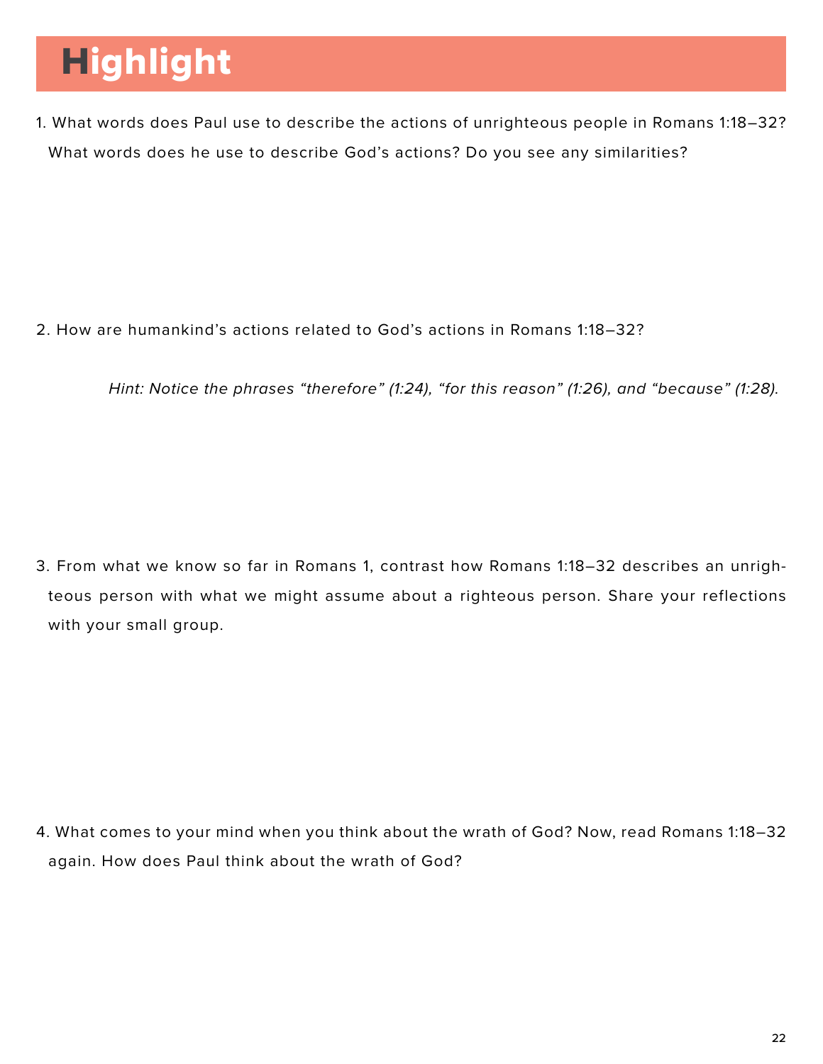# Highlight

1. What words does Paul use to describe the actions of unrighteous people in Romans 1:18–32? What words does he use to describe God's actions? Do you see any similarities?

2. How are humankind's actions related to God's actions in Romans 1:18–32?

   *Hint: Notice the phrases "therefore" (1:24), "for this reason" (1:26), and "because" (1:28).*

3. From what we know so far in Romans 1, contrast how Romans 1:18–32 describes an unrighteous person with what we might assume about a righteous person. Share your reflections with your small group.

4. What comes to your mind when you think about the wrath of God? Now, read Romans 1:18–32 again. How does Paul think about the wrath of God?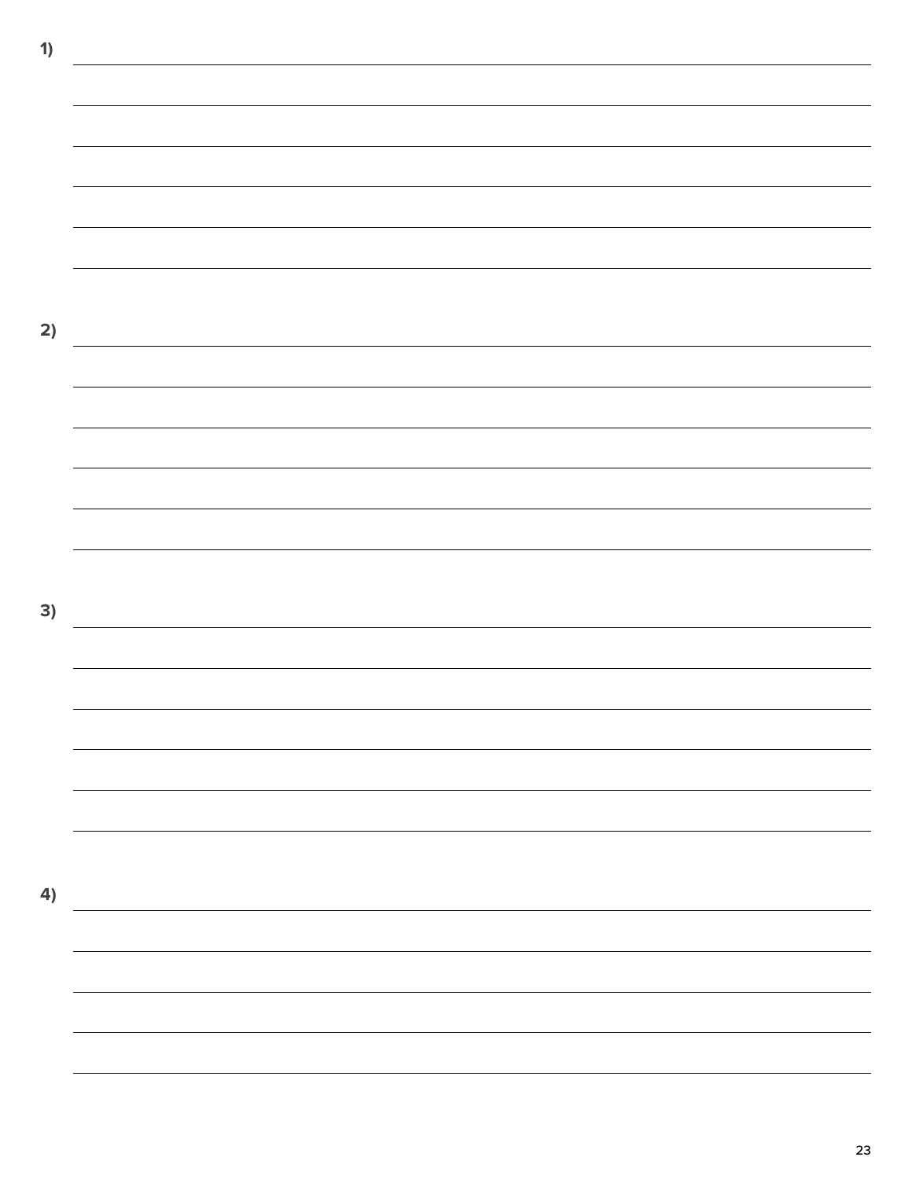1)

2)

3)

4)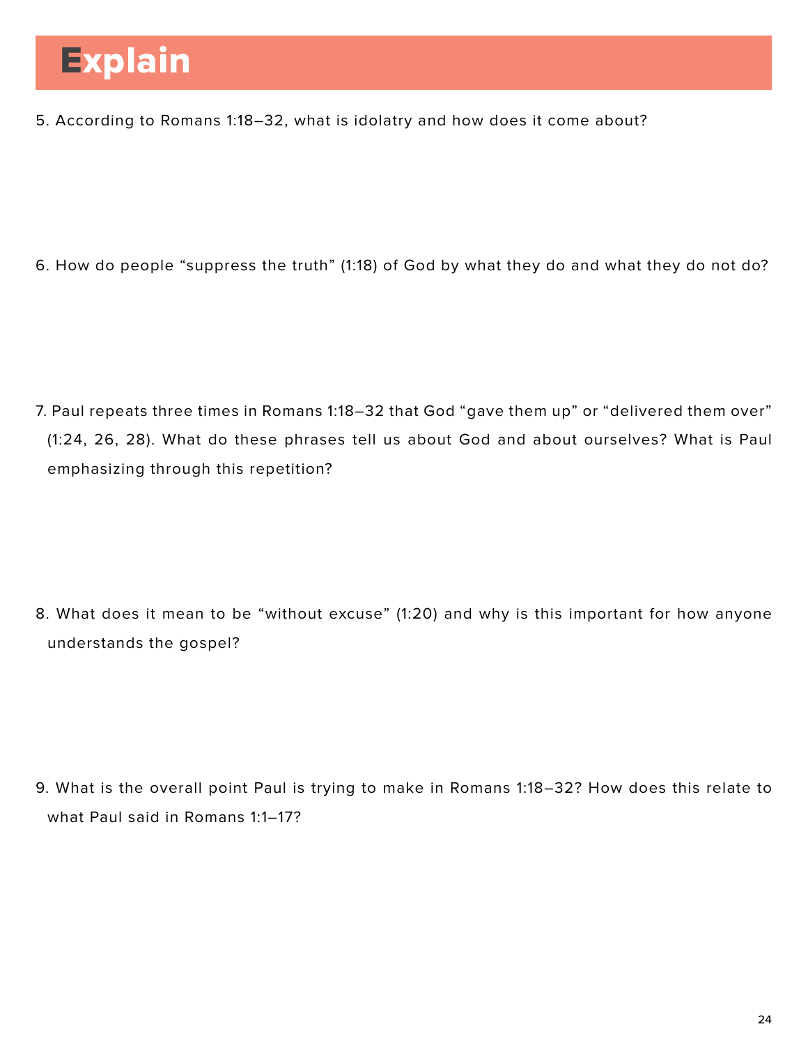# Explain

5. According to Romans 1:18–32, what is idolatry and how does it come about?

6. How do people "suppress the truth" (1:18) of God by what they do and what they do not do?

7. Paul repeats three times in Romans 1:18–32 that God "gave them up" or "delivered them over" (1:24, 26, 28). What do these phrases tell us about God and about ourselves? What is Paul emphasizing through this repetition?

8. What does it mean to be "without excuse" (1:20) and why is this important for how anyone understands the gospel?

9. What is the overall point Paul is trying to make in Romans 1:18–32? How does this relate to what Paul said in Romans 1:1–17?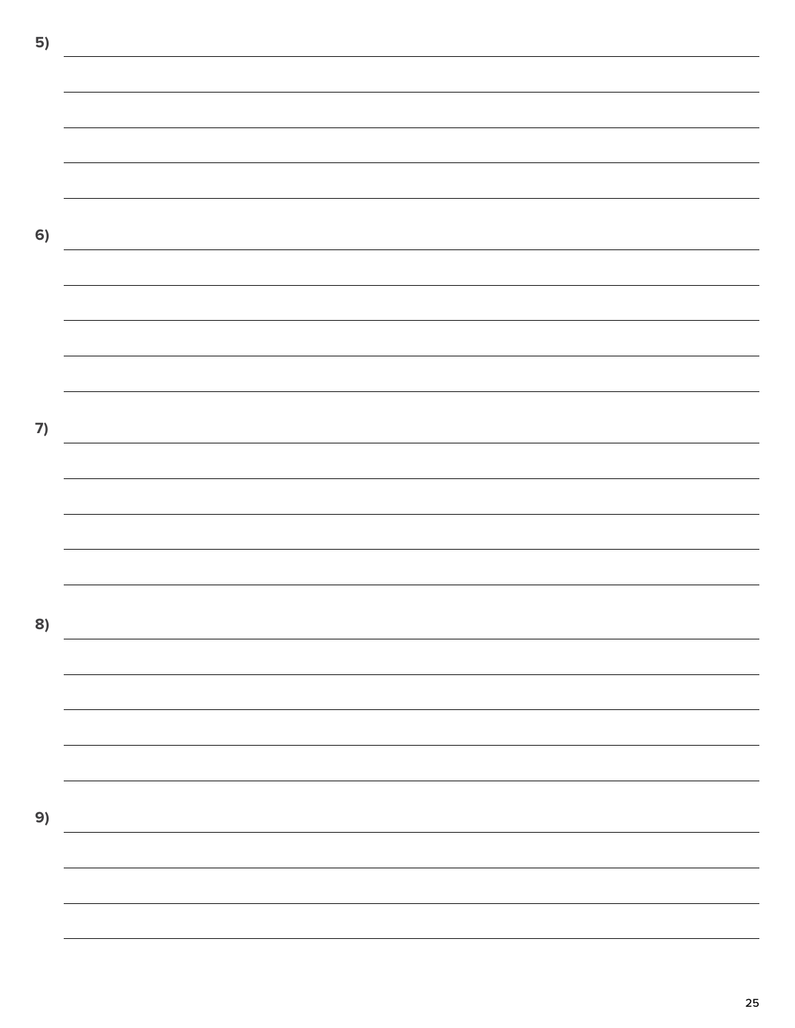5)

6)

7)

8)

9)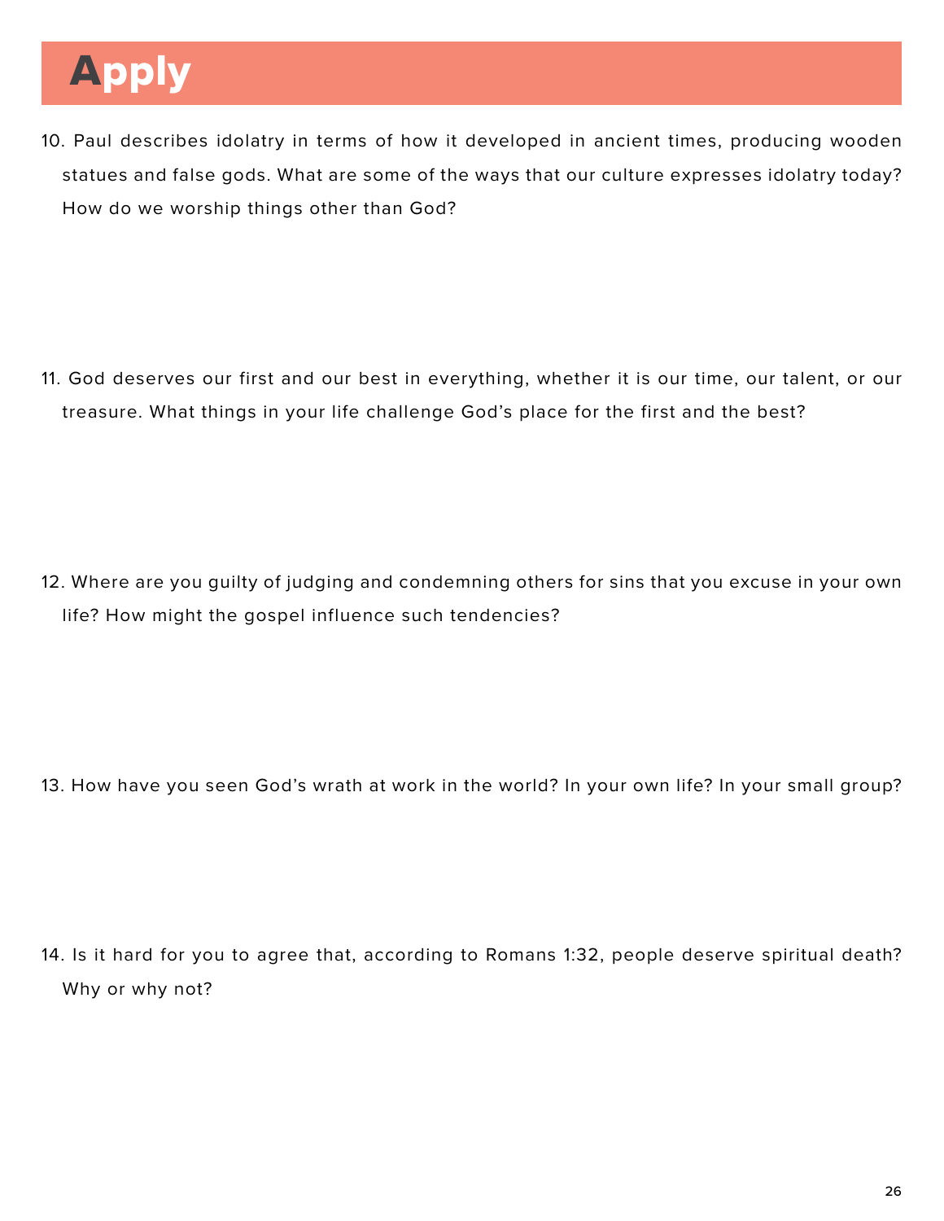# Apply

10. Paul describes idolatry in terms of how it developed in ancient times, producing wooden statues and false gods. What are some of the ways that our culture expresses idolatry today? How do we worship things other than God?

11. God deserves our first and our best in everything, whether it is our time, our talent, or our treasure. What things in your life challenge God's place for the first and the best?

12. Where are you guilty of judging and condemning others for sins that you excuse in your own life? How might the gospel influence such tendencies?

13. How have you seen God's wrath at work in the world? In your own life? In your small group?

14. Is it hard for you to agree that, according to Romans 1:32, people deserve spiritual death? Why or why not?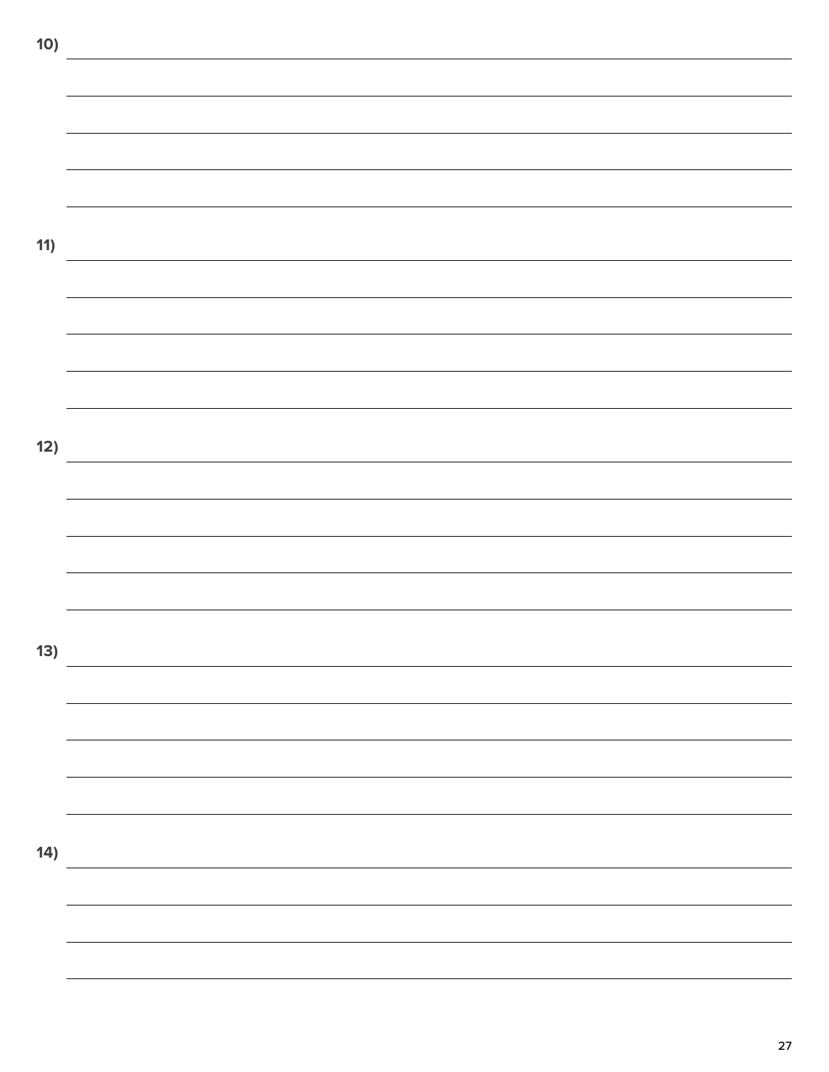10) \_\_\_\_\_\_\_\_\_\_\_\_\_\_\_\_\_\_\_\_\_\_\_\_\_\_\_\_\_\_\_\_\_\_\_\_\_\_\_\_\_\_\_\_\_\_\_\_\_\_\_\_\_\_\_\_\_\_\_\_\_\_\_\_\_\_\_\_\_\_\_\_\_\_\_\_

11) \_\_\_\_\_\_\_\_\_\_\_\_\_\_\_\_\_\_\_\_\_\_\_\_\_\_\_\_\_\_\_\_\_\_\_\_\_\_\_\_\_\_\_\_\_\_\_\_\_\_\_\_\_\_\_\_\_\_\_\_\_\_\_\_\_\_\_\_\_\_\_\_\_\_\_\_

12) \_\_\_\_\_\_\_\_\_\_\_\_\_\_\_\_\_\_\_\_\_\_\_\_\_\_\_\_\_\_\_\_\_\_\_\_\_\_\_\_\_\_\_\_\_\_\_\_\_\_\_\_\_\_\_\_\_\_\_\_\_\_\_\_\_\_\_\_\_\_\_\_\_\_\_\_

13) \_\_\_\_\_\_\_\_\_\_\_\_\_\_\_\_\_\_\_\_\_\_\_\_\_\_\_\_\_\_\_\_\_\_\_\_\_\_\_\_\_\_\_\_\_\_\_\_\_\_\_\_\_\_\_\_\_\_\_\_\_\_\_\_\_\_\_\_\_\_\_\_\_\_\_\_

14) \_\_\_\_\_\_\_\_\_\_\_\_\_\_\_\_\_\_\_\_\_\_\_\_\_\_\_\_\_\_\_\_\_\_\_\_\_\_\_\_\_\_\_\_\_\_\_\_\_\_\_\_\_\_\_\_\_\_\_\_\_\_\_\_\_\_\_\_\_\_\_\_\_\_\_\_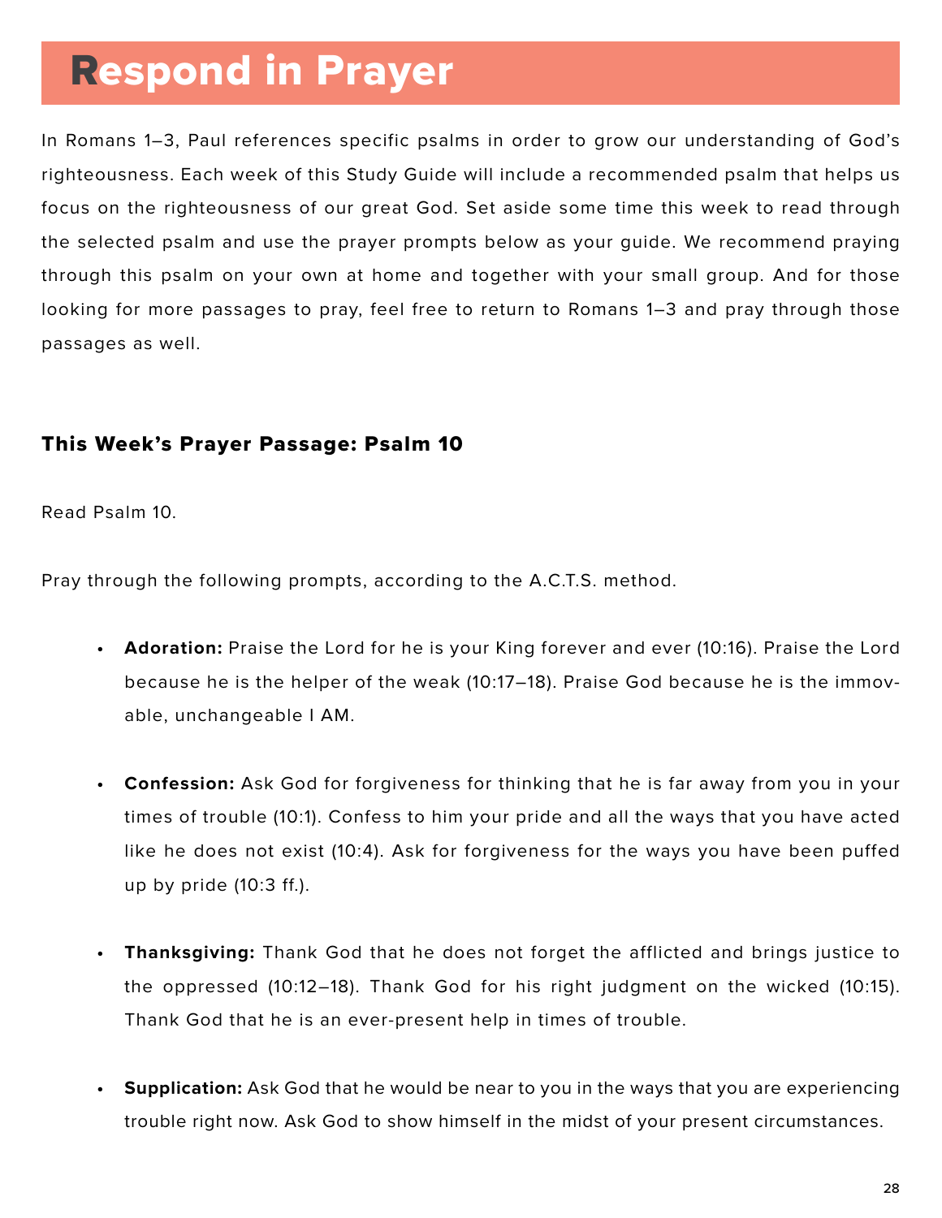# Respond in Prayer

In Romans 1–3, Paul references specific psalms in order to grow our understanding of God's righteousness. Each week of this Study Guide will include a recommended psalm that helps us focus on the righteousness of our great God. Set aside some time this week to read through the selected psalm and use the prayer prompts below as your guide. We recommend praying through this psalm on your own at home and together with your small group. And for those looking for more passages to pray, feel free to return to Romans 1–3 and pray through those passages as well.

### This Week's Prayer Passage: Psalm 10

Read Psalm 10.

Pray through the following prompts, according to the A.C.T.S. method.

- **Adoration:** Praise the Lord for he is your King forever and ever (10:16). Praise the Lord because he is the helper of the weak (10:17–18). Praise God because he is the immovable, unchangeable I AM.
- **Confession:** Ask God for forgiveness for thinking that he is far away from you in your times of trouble (10:1). Confess to him your pride and all the ways that you have acted like he does not exist (10:4). Ask for forgiveness for the ways you have been puffed up by pride (10:3 ff.).
- **Thanksgiving:** Thank God that he does not forget the afflicted and brings justice to the oppressed (10:12–18). Thank God for his right judgment on the wicked (10:15). Thank God that he is an ever-present help in times of trouble.
- **Supplication:** Ask God that he would be near to you in the ways that you are experiencing trouble right now. Ask God to show himself in the midst of your present circumstances.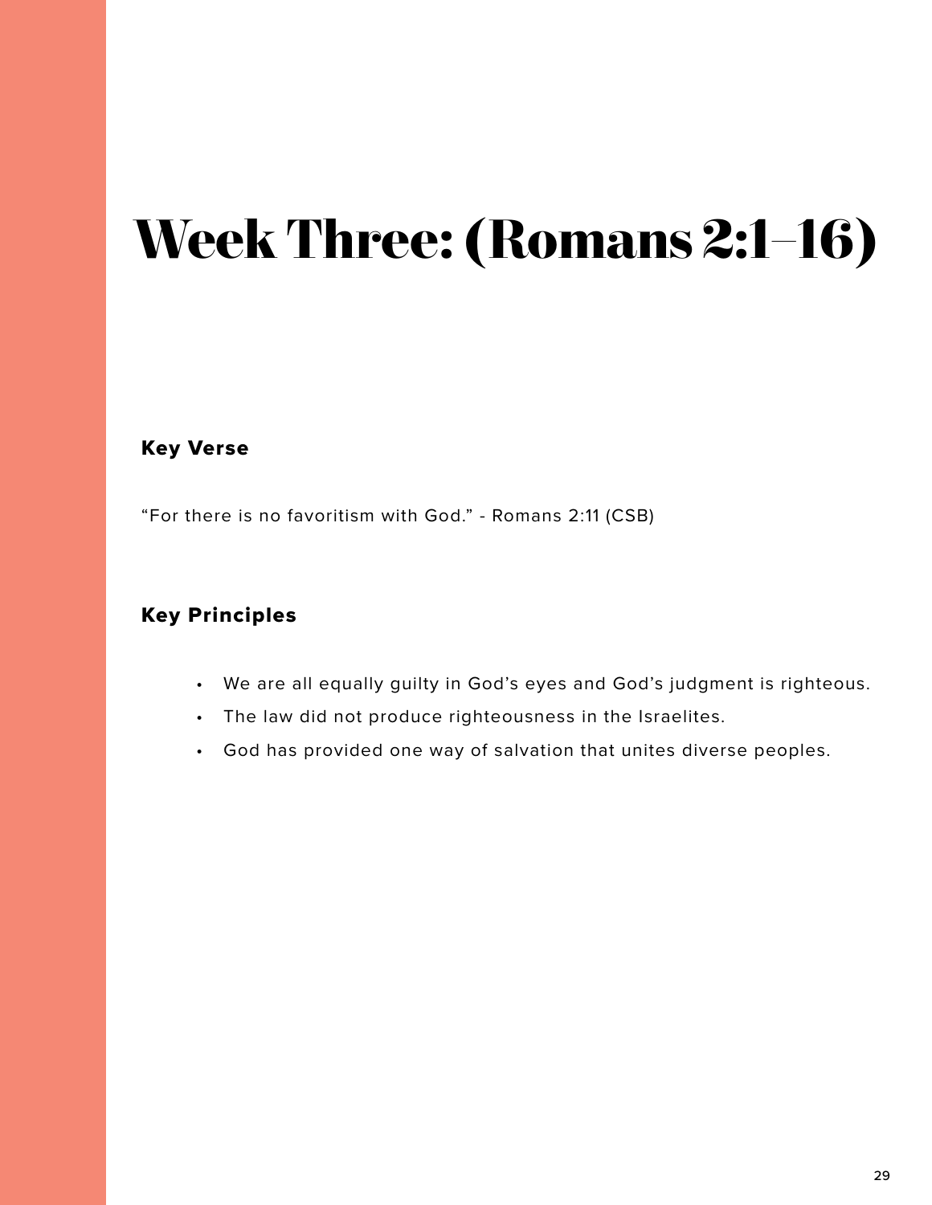# Week Three: (Romans 2:1–16)

## Key Verse

"For there is no favoritism with God." - Romans 2:11 (CSB)

## Key Principles

- We are all equally guilty in God's eyes and God's judgment is righteous.
- The law did not produce righteousness in the Israelites.
- God has provided one way of salvation that unites diverse peoples.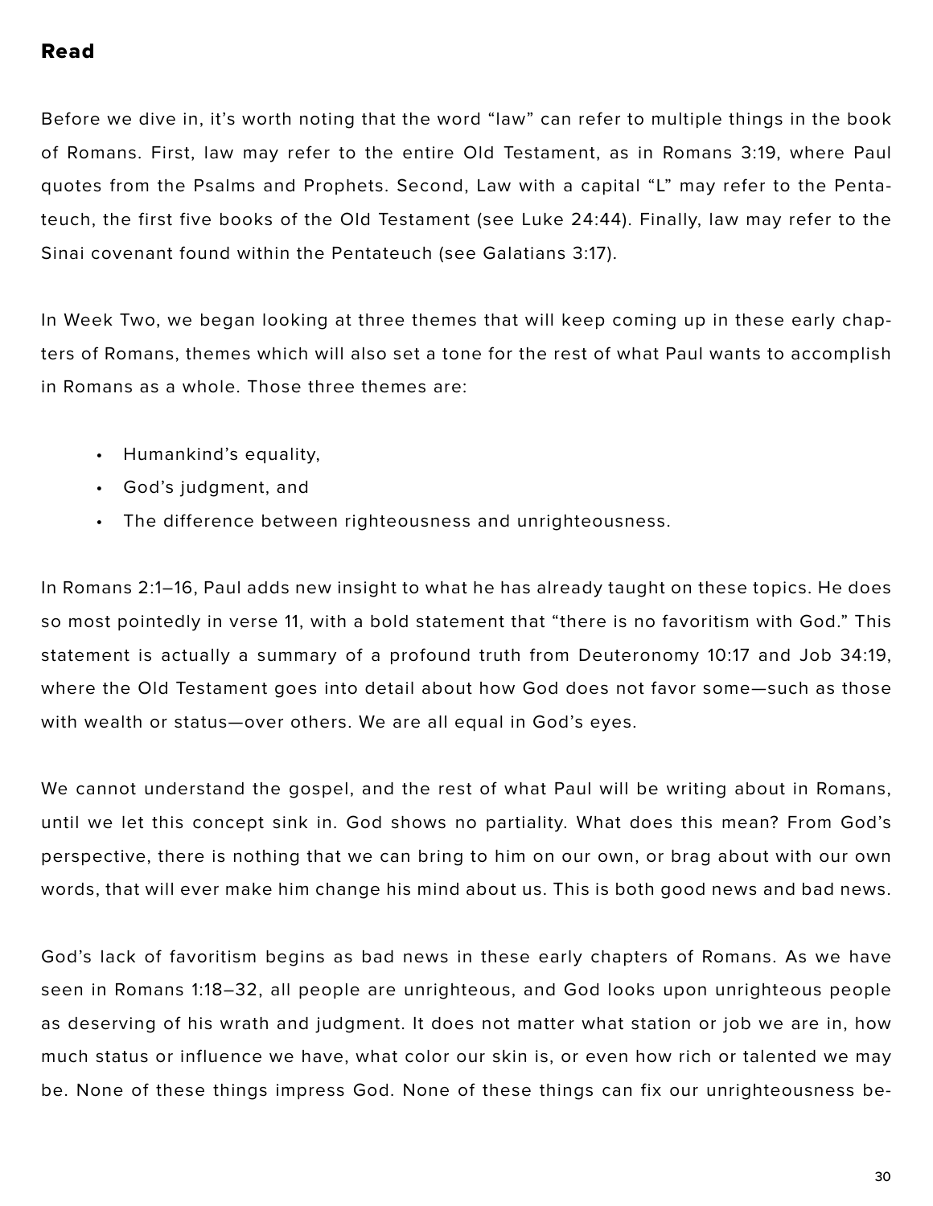## Read

Before we dive in, it's worth noting that the word "law" can refer to multiple things in the book of Romans. First, law may refer to the entire Old Testament, as in Romans 3:19, where Paul quotes from the Psalms and Prophets. Second, Law with a capital "L" may refer to the Pentateuch, the first five books of the Old Testament (see Luke 24:44). Finally, law may refer to the Sinai covenant found within the Pentateuch (see Galatians 3:17).

In Week Two, we began looking at three themes that will keep coming up in these early chapters of Romans, themes which will also set a tone for the rest of what Paul wants to accomplish in Romans as a whole. Those three themes are:

- Humankind's equality,
- God's judgment, and
- The difference between righteousness and unrighteousness.

In Romans 2:1–16, Paul adds new insight to what he has already taught on these topics. He does so most pointedly in verse 11, with a bold statement that "there is no favoritism with God." This statement is actually a summary of a profound truth from Deuteronomy 10:17 and Job 34:19, where the Old Testament goes into detail about how God does not favor some—such as those with wealth or status—over others. We are all equal in God's eyes.

We cannot understand the gospel, and the rest of what Paul will be writing about in Romans, until we let this concept sink in. God shows no partiality. What does this mean? From God's perspective, there is nothing that we can bring to him on our own, or brag about with our own words, that will ever make him change his mind about us. This is both good news and bad news.

God's lack of favoritism begins as bad news in these early chapters of Romans. As we have seen in Romans 1:18–32, all people are unrighteous, and God looks upon unrighteous people as deserving of his wrath and judgment. It does not matter what station or job we are in, how much status or influence we have, what color our skin is, or even how rich or talented we may be. None of these things impress God. None of these things can fix our unrighteousness be-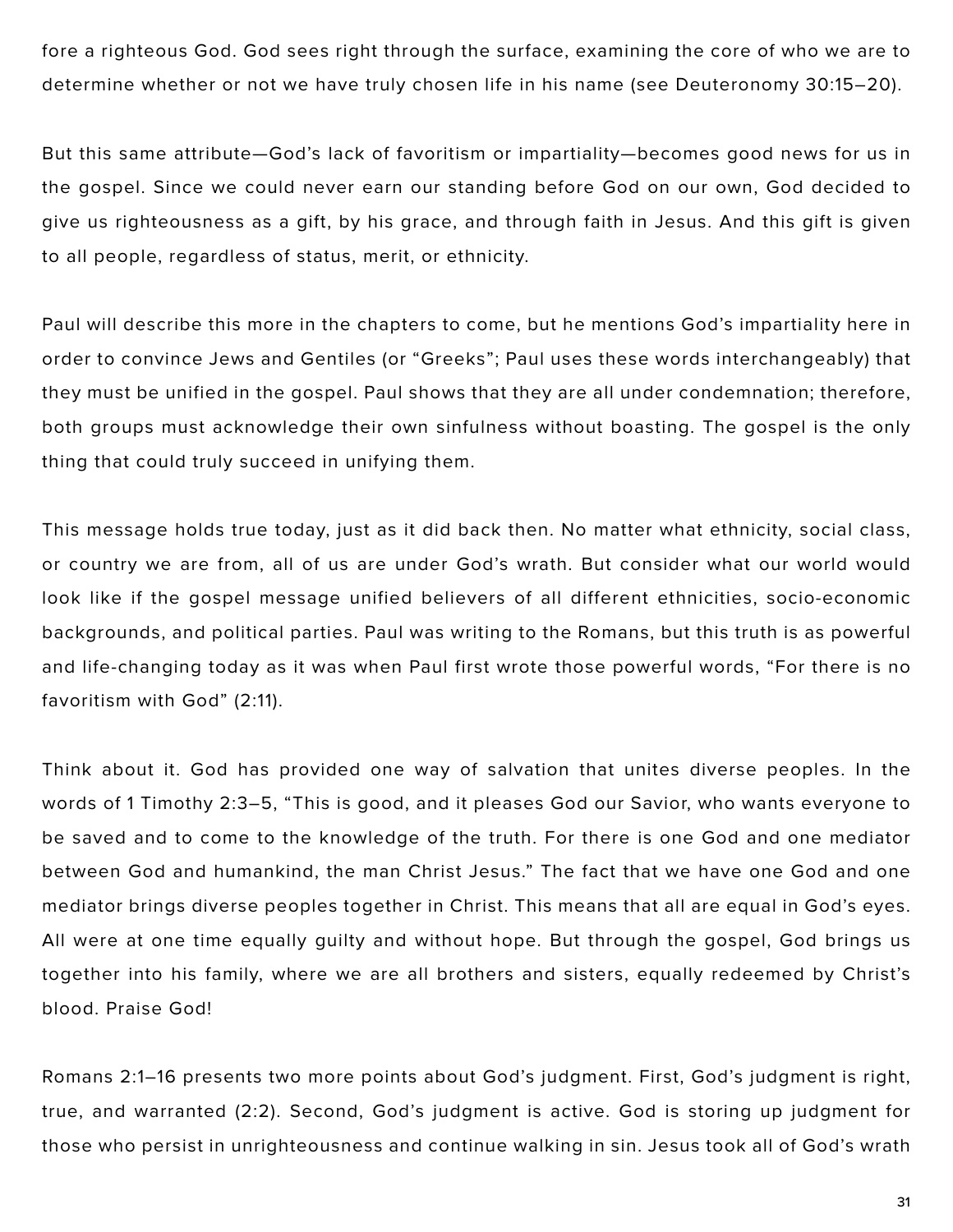fore a righteous God. God sees right through the surface, examining the core of who we are to determine whether or not we have truly chosen life in his name (see Deuteronomy 30:15–20).

But this same attribute—God's lack of favoritism or impartiality—becomes good news for us in the gospel. Since we could never earn our standing before God on our own, God decided to give us righteousness as a gift, by his grace, and through faith in Jesus. And this gift is given to all people, regardless of status, merit, or ethnicity.

Paul will describe this more in the chapters to come, but he mentions God's impartiality here in order to convince Jews and Gentiles (or "Greeks"; Paul uses these words interchangeably) that they must be unified in the gospel. Paul shows that they are all under condemnation; therefore, both groups must acknowledge their own sinfulness without boasting. The gospel is the only thing that could truly succeed in unifying them.

This message holds true today, just as it did back then. No matter what ethnicity, social class, or country we are from, all of us are under God's wrath. But consider what our world would look like if the gospel message unified believers of all different ethnicities, socio-economic backgrounds, and political parties. Paul was writing to the Romans, but this truth is as powerful and life-changing today as it was when Paul first wrote those powerful words, "For there is no favoritism with God" (2:11).

Think about it. God has provided one way of salvation that unites diverse peoples. In the words of 1 Timothy 2:3–5, "This is good, and it pleases God our Savior, who wants everyone to be saved and to come to the knowledge of the truth. For there is one God and one mediator between God and humankind, the man Christ Jesus." The fact that we have one God and one mediator brings diverse peoples together in Christ. This means that all are equal in God's eyes. All were at one time equally guilty and without hope. But through the gospel, God brings us together into his family, where we are all brothers and sisters, equally redeemed by Christ's blood. Praise God!

Romans 2:1–16 presents two more points about God's judgment. First, God's judgment is right, true, and warranted (2:2). Second, God's judgment is active. God is storing up judgment for those who persist in unrighteousness and continue walking in sin. Jesus took all of God's wrath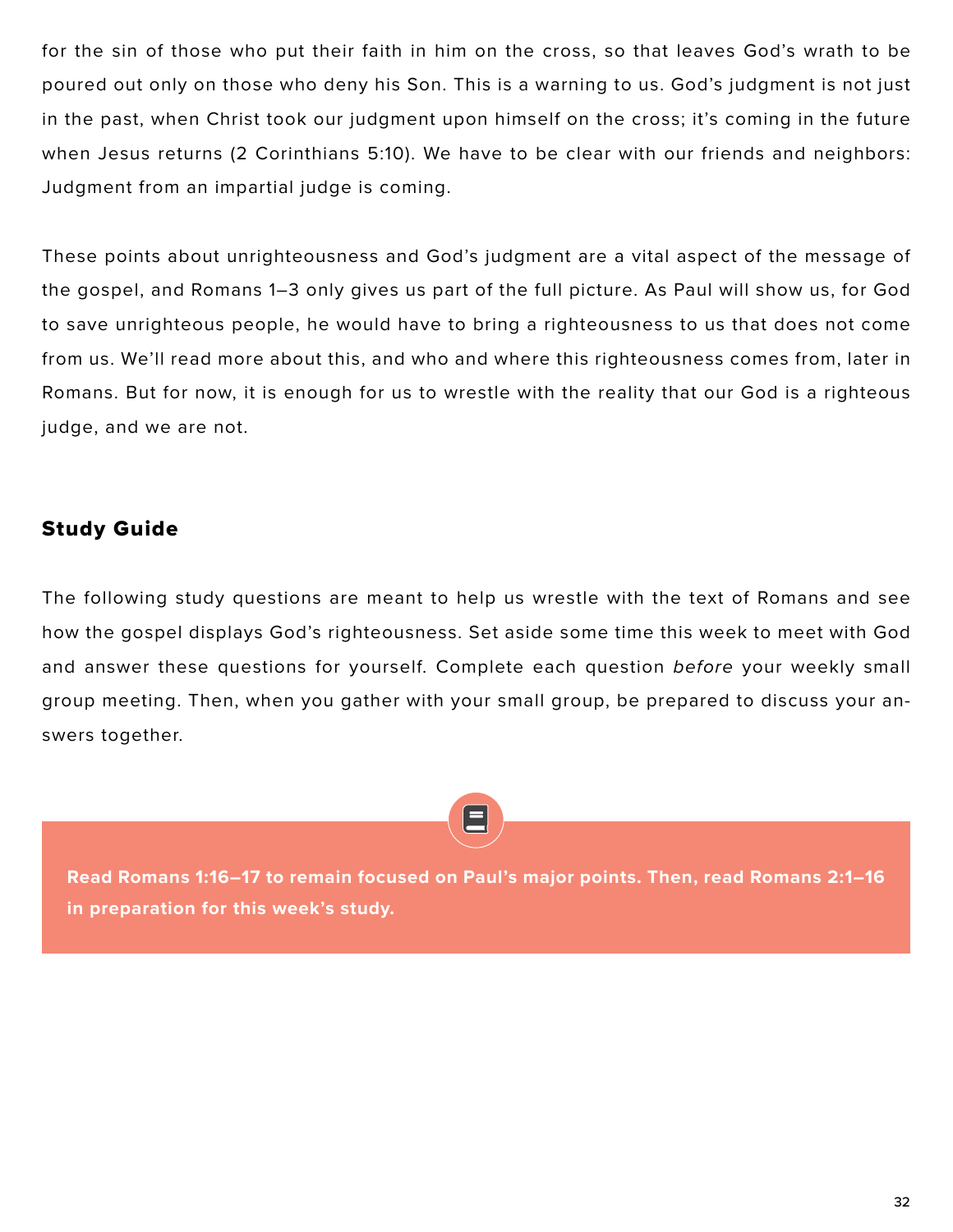for the sin of those who put their faith in him on the cross, so that leaves God's wrath to be poured out only on those who deny his Son. This is a warning to us. God's judgment is not just in the past, when Christ took our judgment upon himself on the cross; it's coming in the future when Jesus returns (2 Corinthians 5:10). We have to be clear with our friends and neighbors: Judgment from an impartial judge is coming.

These points about unrighteousness and God's judgment are a vital aspect of the message of the gospel, and Romans 1–3 only gives us part of the full picture. As Paul will show us, for God to save unrighteous people, he would have to bring a righteousness to us that does not come from us. We'll read more about this, and who and where this righteousness comes from, later in Romans. But for now, it is enough for us to wrestle with the reality that our God is a righteous judge, and we are not.

## Study Guide

The following study questions are meant to help us wrestle with the text of Romans and see how the gospel displays God's righteousness. Set aside some time this week to meet with God and answer these questions for yourself. Complete each question *before* your weekly small group meeting. Then, when you gather with your small group, be prepared to discuss your answers together.

**Read Romans 1:16–17 to remain focused on Paul's major points. Then, read Romans 2:1–16 in preparation for this week's study.**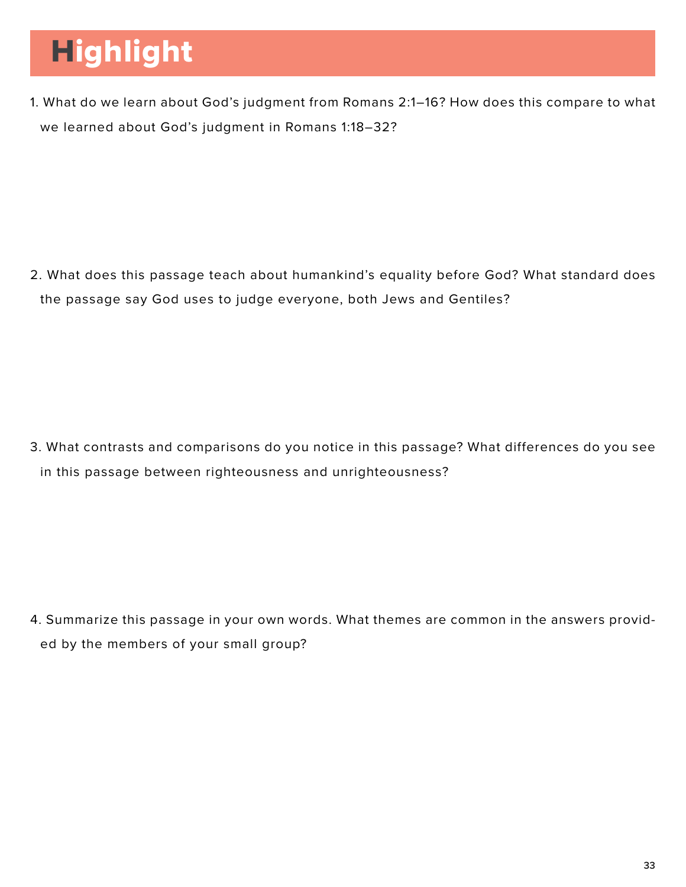# Highlight

1. What do we learn about God's judgment from Romans 2:1–16? How does this compare to what we learned about God's judgment in Romans 1:18–32?

2. What does this passage teach about humankind's equality before God? What standard does the passage say God uses to judge everyone, both Jews and Gentiles?

3. What contrasts and comparisons do you notice in this passage? What differences do you see in this passage between righteousness and unrighteousness?

4. Summarize this passage in your own words. What themes are common in the answers provided by the members of your small group?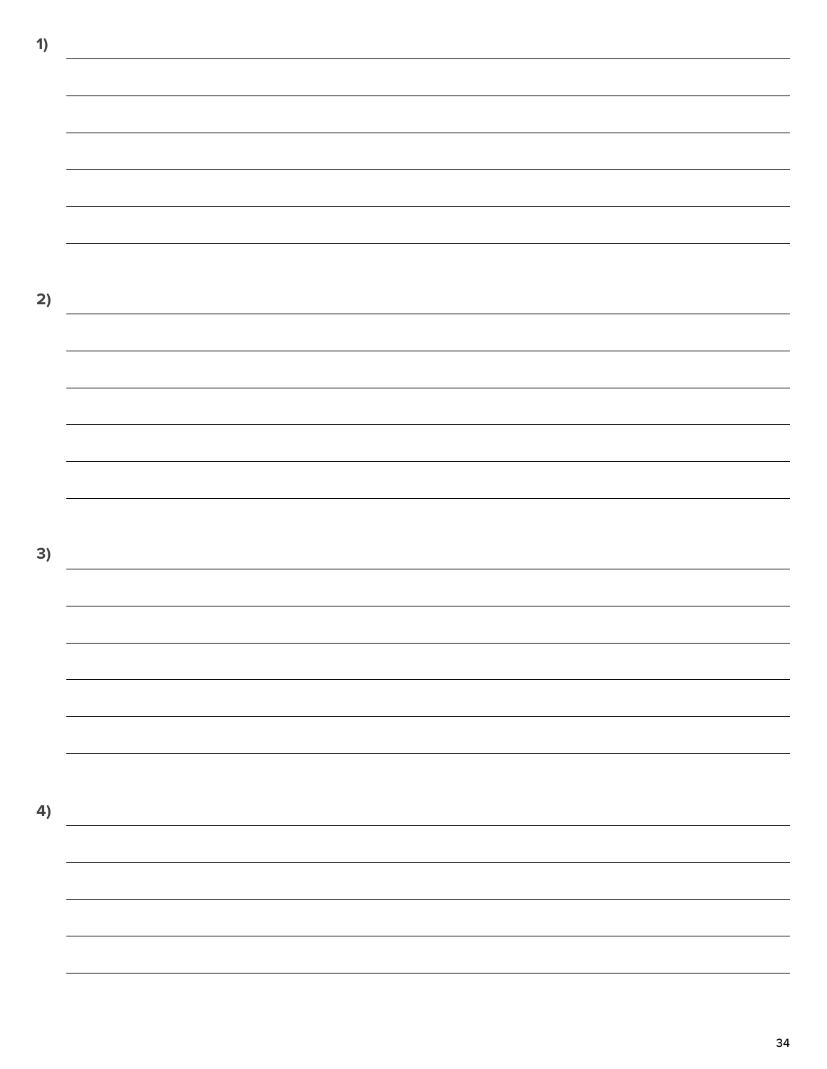1)

2)

3)

4)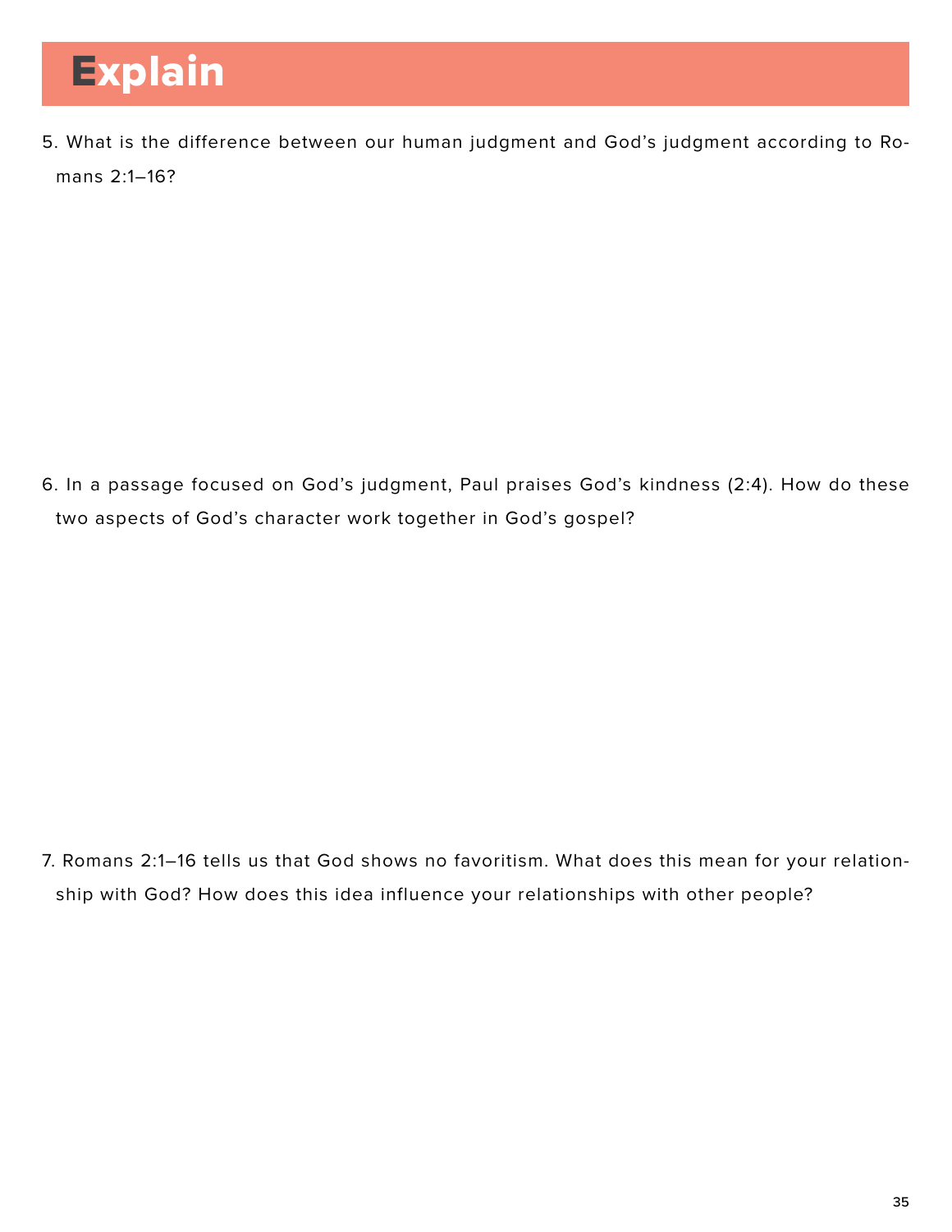# Explain

5. What is the difference between our human judgment and God's judgment according to Romans 2:1–16?

6. In a passage focused on God's judgment, Paul praises God's kindness (2:4). How do these two aspects of God's character work together in God's gospel?

7. Romans 2:1–16 tells us that God shows no favoritism. What does this mean for your relationship with God? How does this idea influence your relationships with other people?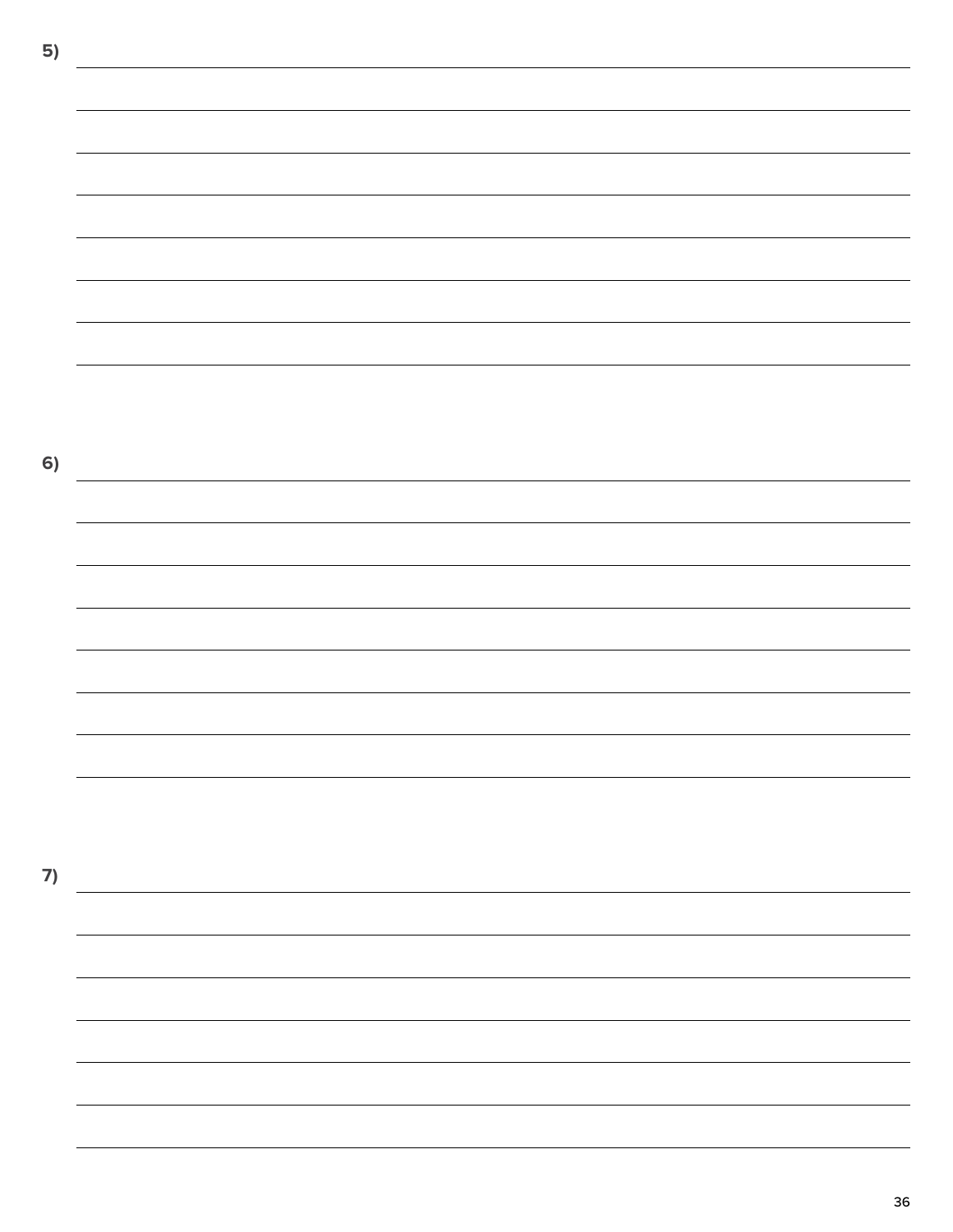5)

6)

7)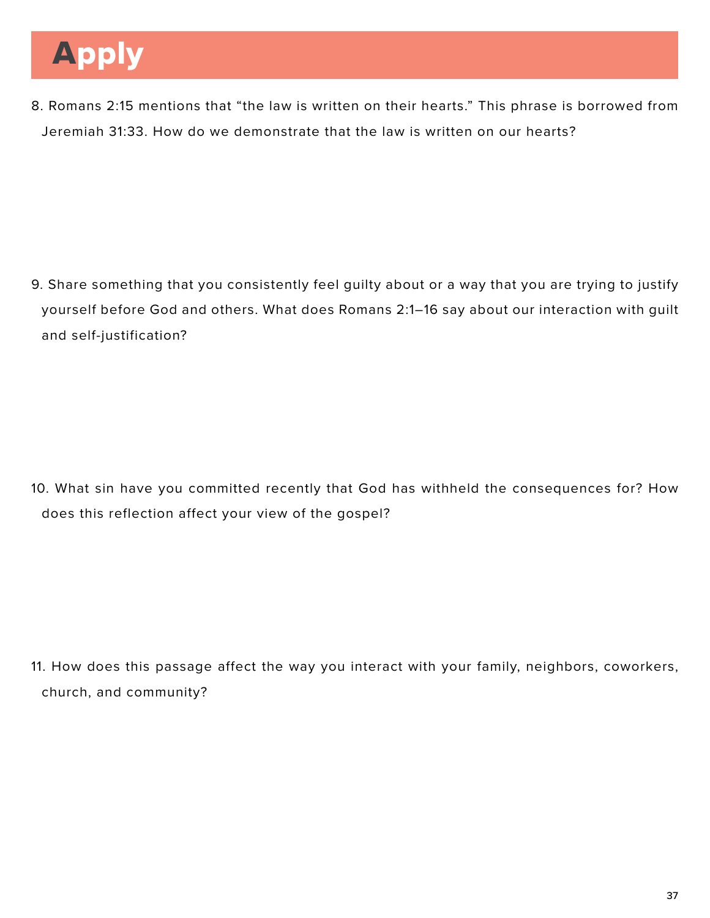# Apply

8. Romans 2:15 mentions that “the law is written on their hearts.” This phrase is borrowed from Jeremiah 31:33. How do we demonstrate that the law is written on our hearts?

9. Share something that you consistently feel guilty about or a way that you are trying to justify yourself before God and others. What does Romans 2:1–16 say about our interaction with guilt and self-justification?

10. What sin have you committed recently that God has withheld the consequences for? How does this reflection affect your view of the gospel?

11. How does this passage affect the way you interact with your family, neighbors, coworkers, church, and community?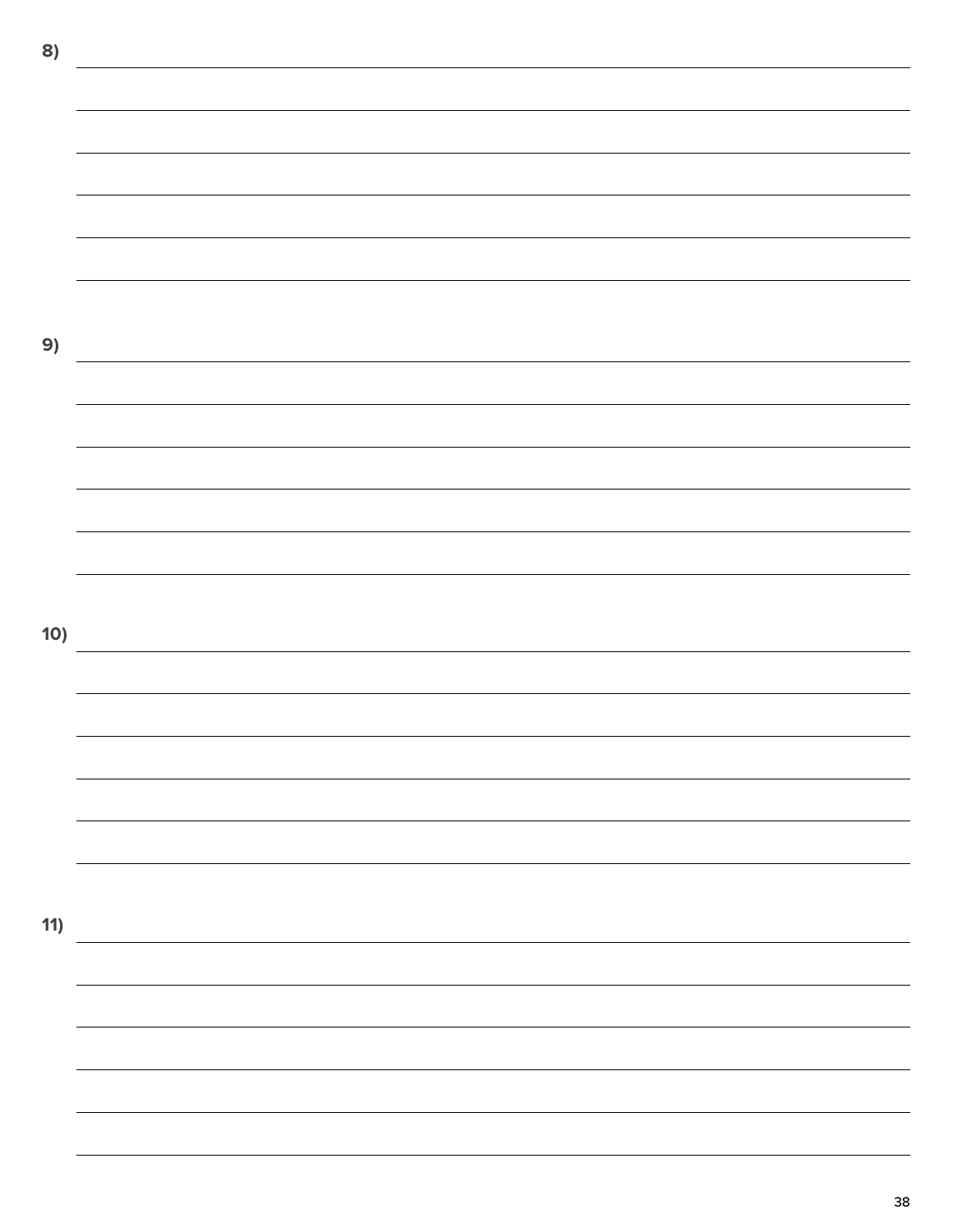8)

9)

10)

11)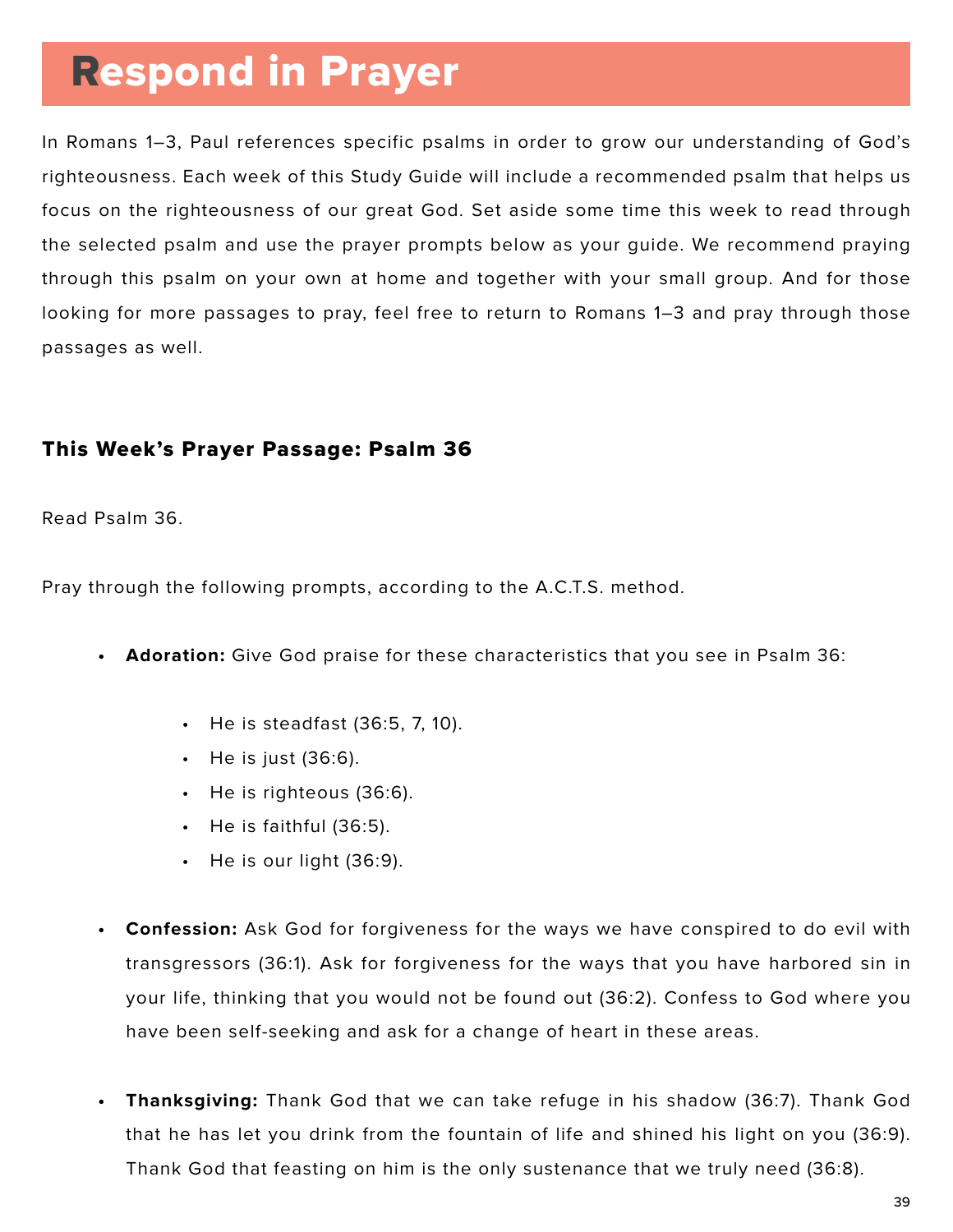# Respond in Prayer

In Romans 1–3, Paul references specific psalms in order to grow our understanding of God's righteousness. Each week of this Study Guide will include a recommended psalm that helps us focus on the righteousness of our great God. Set aside some time this week to read through the selected psalm and use the prayer prompts below as your guide. We recommend praying through this psalm on your own at home and together with your small group. And for those looking for more passages to pray, feel free to return to Romans 1–3 and pray through those passages as well.

### This Week's Prayer Passage: Psalm 36

Read Psalm 36.

Pray through the following prompts, according to the A.C.T.S. method.

- **Adoration:** Give God praise for these characteristics that you see in Psalm 36:
    - He is steadfast (36:5, 7, 10).
    - He is just (36:6).
    - He is righteous (36:6).
    - He is faithful (36:5).
    - He is our light (36:9).
- **Confession:** Ask God for forgiveness for the ways we have conspired to do evil with transgressors (36:1). Ask for forgiveness for the ways that you have harbored sin in your life, thinking that you would not be found out (36:2). Confess to God where you have been self-seeking and ask for a change of heart in these areas.
- **Thanksgiving:** Thank God that we can take refuge in his shadow (36:7). Thank God that he has let you drink from the fountain of life and shined his light on you (36:9). Thank God that feasting on him is the only sustenance that we truly need (36:8).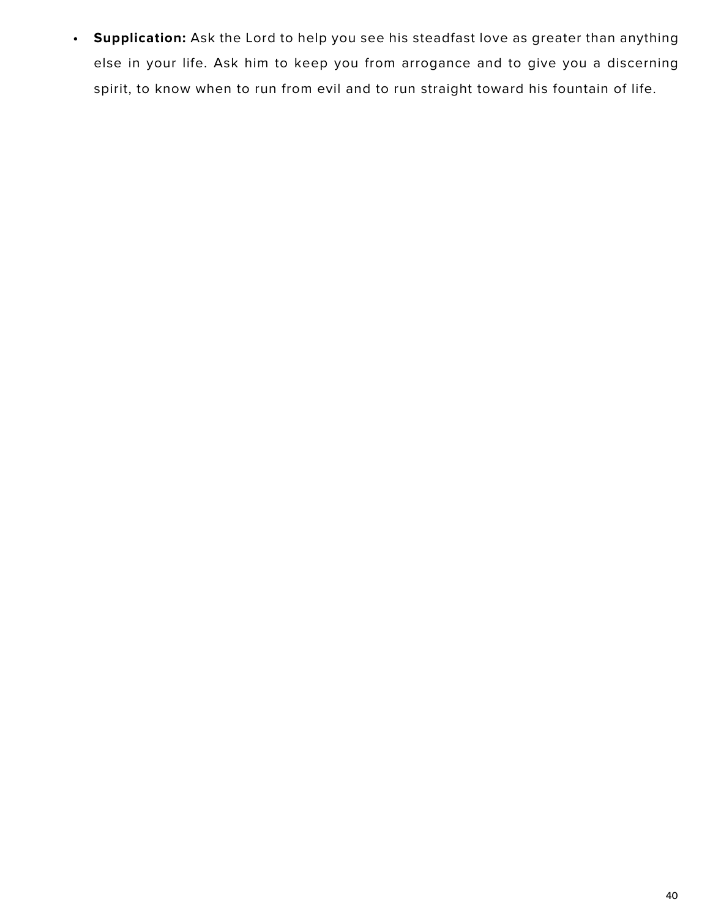- **Supplication:** Ask the Lord to help you see his steadfast love as greater than anything else in your life. Ask him to keep you from arrogance and to give you a discerning spirit, to know when to run from evil and to run straight toward his fountain of life.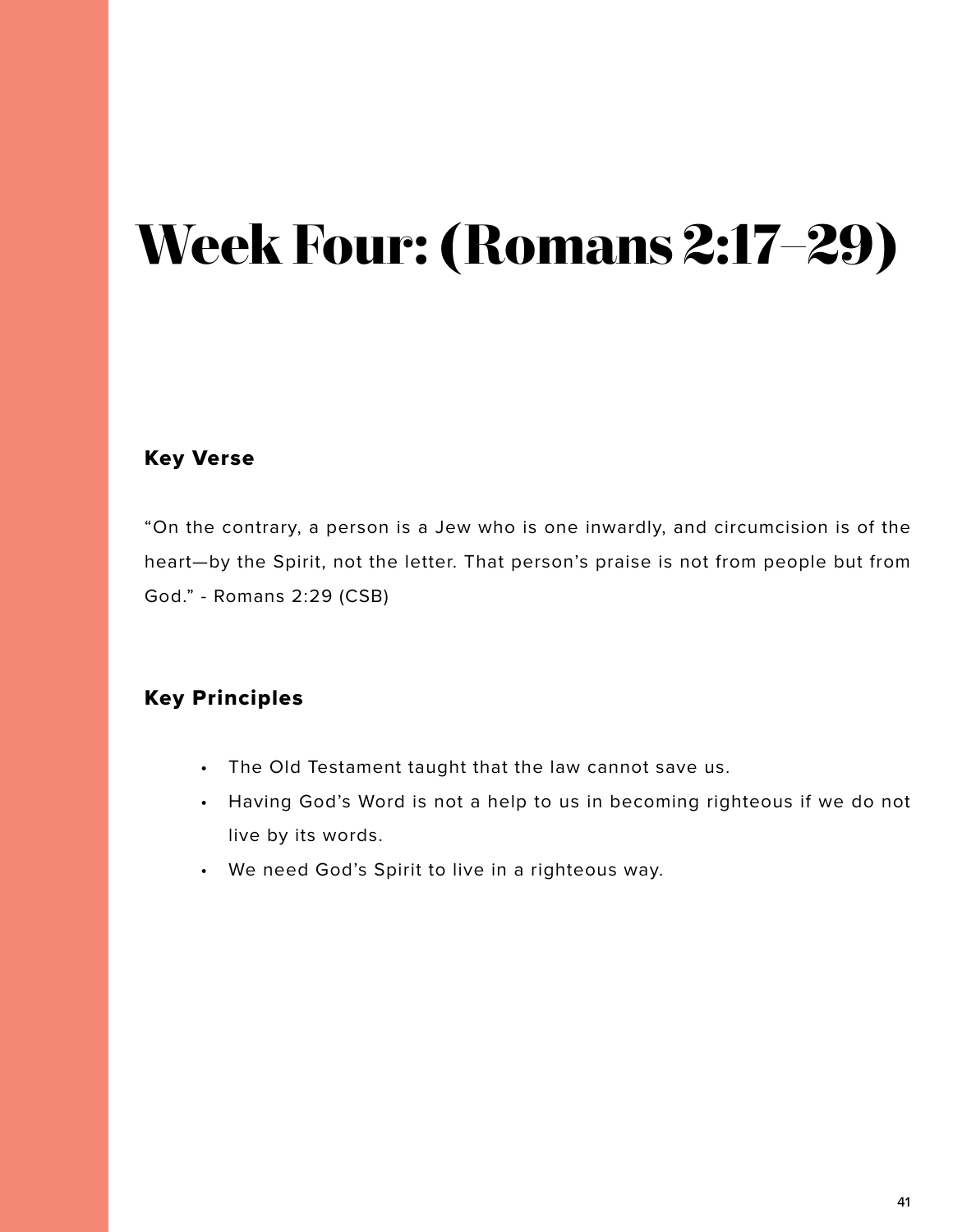# Week Four: (Romans 2:17–29)

## Key Verse

"On the contrary, a person is a Jew who is one inwardly, and circumcision is of the heart—by the Spirit, not the letter. That person's praise is not from people but from God." - Romans 2:29 (CSB)

## Key Principles

- The Old Testament taught that the law cannot save us.
- Having God's Word is not a help to us in becoming righteous if we do not live by its words.
- We need God's Spirit to live in a righteous way.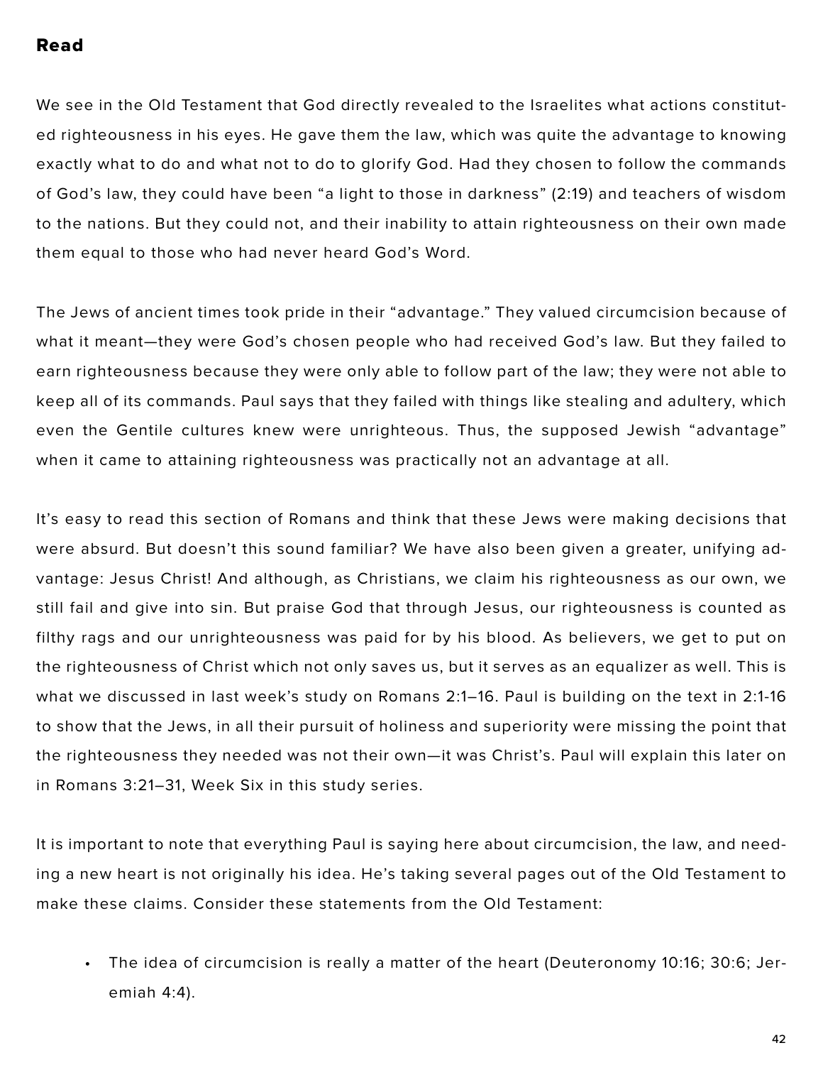## Read

We see in the Old Testament that God directly revealed to the Israelites what actions constituted righteousness in his eyes. He gave them the law, which was quite the advantage to knowing exactly what to do and what not to do to glorify God. Had they chosen to follow the commands of God's law, they could have been "a light to those in darkness" (2:19) and teachers of wisdom to the nations. But they could not, and their inability to attain righteousness on their own made them equal to those who had never heard God's Word.

The Jews of ancient times took pride in their "advantage." They valued circumcision because of what it meant—they were God's chosen people who had received God's law. But they failed to earn righteousness because they were only able to follow part of the law; they were not able to keep all of its commands. Paul says that they failed with things like stealing and adultery, which even the Gentile cultures knew were unrighteous. Thus, the supposed Jewish "advantage" when it came to attaining righteousness was practically not an advantage at all.

It's easy to read this section of Romans and think that these Jews were making decisions that were absurd. But doesn't this sound familiar? We have also been given a greater, unifying advantage: Jesus Christ! And although, as Christians, we claim his righteousness as our own, we still fail and give into sin. But praise God that through Jesus, our righteousness is counted as filthy rags and our unrighteousness was paid for by his blood. As believers, we get to put on the righteousness of Christ which not only saves us, but it serves as an equalizer as well. This is what we discussed in last week's study on Romans 2:1–16. Paul is building on the text in 2:1-16 to show that the Jews, in all their pursuit of holiness and superiority were missing the point that the righteousness they needed was not their own—it was Christ's. Paul will explain this later on in Romans 3:21–31, Week Six in this study series.

It is important to note that everything Paul is saying here about circumcision, the law, and needing a new heart is not originally his idea. He's taking several pages out of the Old Testament to make these claims. Consider these statements from the Old Testament:

- The idea of circumcision is really a matter of the heart (Deuteronomy 10:16; 30:6; Jeremiah 4:4).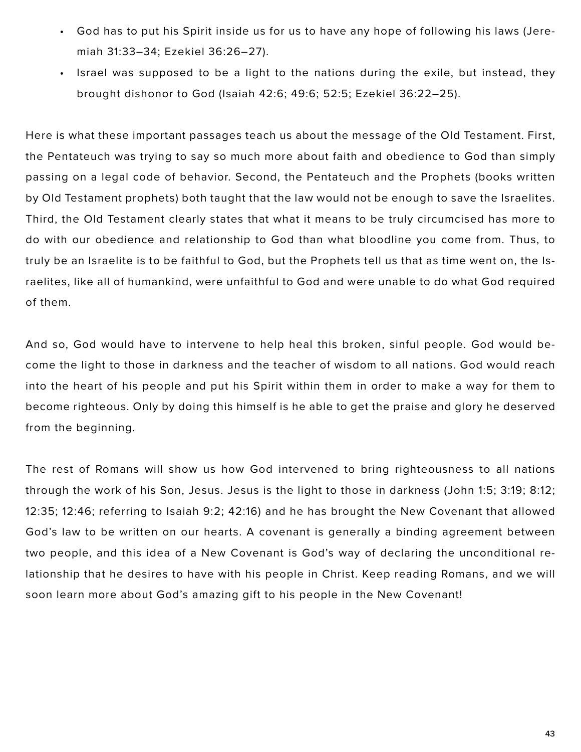- God has to put his Spirit inside us for us to have any hope of following his laws (Jeremiah 31:33–34; Ezekiel 36:26–27).
- Israel was supposed to be a light to the nations during the exile, but instead, they brought dishonor to God (Isaiah 42:6; 49:6; 52:5; Ezekiel 36:22–25).

Here is what these important passages teach us about the message of the Old Testament. First, the Pentateuch was trying to say so much more about faith and obedience to God than simply passing on a legal code of behavior. Second, the Pentateuch and the Prophets (books written by Old Testament prophets) both taught that the law would not be enough to save the Israelites. Third, the Old Testament clearly states that what it means to be truly circumcised has more to do with our obedience and relationship to God than what bloodline you come from. Thus, to truly be an Israelite is to be faithful to God, but the Prophets tell us that as time went on, the Israelites, like all of humankind, were unfaithful to God and were unable to do what God required of them.

And so, God would have to intervene to help heal this broken, sinful people. God would become the light to those in darkness and the teacher of wisdom to all nations. God would reach into the heart of his people and put his Spirit within them in order to make a way for them to become righteous. Only by doing this himself is he able to get the praise and glory he deserved from the beginning.

The rest of Romans will show us how God intervened to bring righteousness to all nations through the work of his Son, Jesus. Jesus is the light to those in darkness (John 1:5; 3:19; 8:12; 12:35; 12:46; referring to Isaiah 9:2; 42:16) and he has brought the New Covenant that allowed God's law to be written on our hearts. A covenant is generally a binding agreement between two people, and this idea of a New Covenant is God's way of declaring the unconditional relationship that he desires to have with his people in Christ. Keep reading Romans, and we will soon learn more about God's amazing gift to his people in the New Covenant!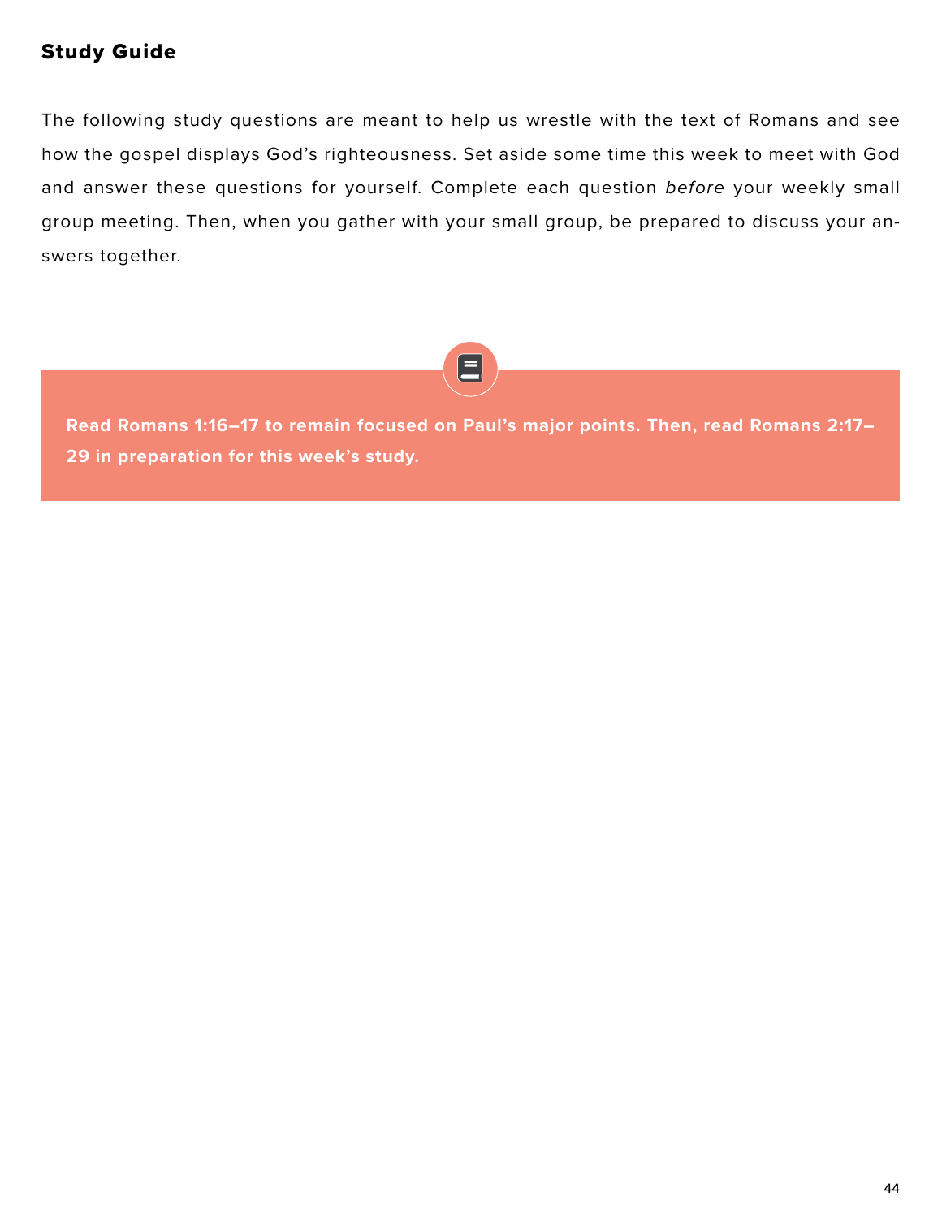### Study Guide

The following study questions are meant to help us wrestle with the text of Romans and see how the gospel displays God's righteousness. Set aside some time this week to meet with God and answer these questions for yourself. Complete each question *before* your weekly small group meeting. Then, when you gather with your small group, be prepared to discuss your answers together.

**Read Romans 1:16–17 to remain focused on Paul's major points. Then, read Romans 2:17–29 in preparation for this week's study.**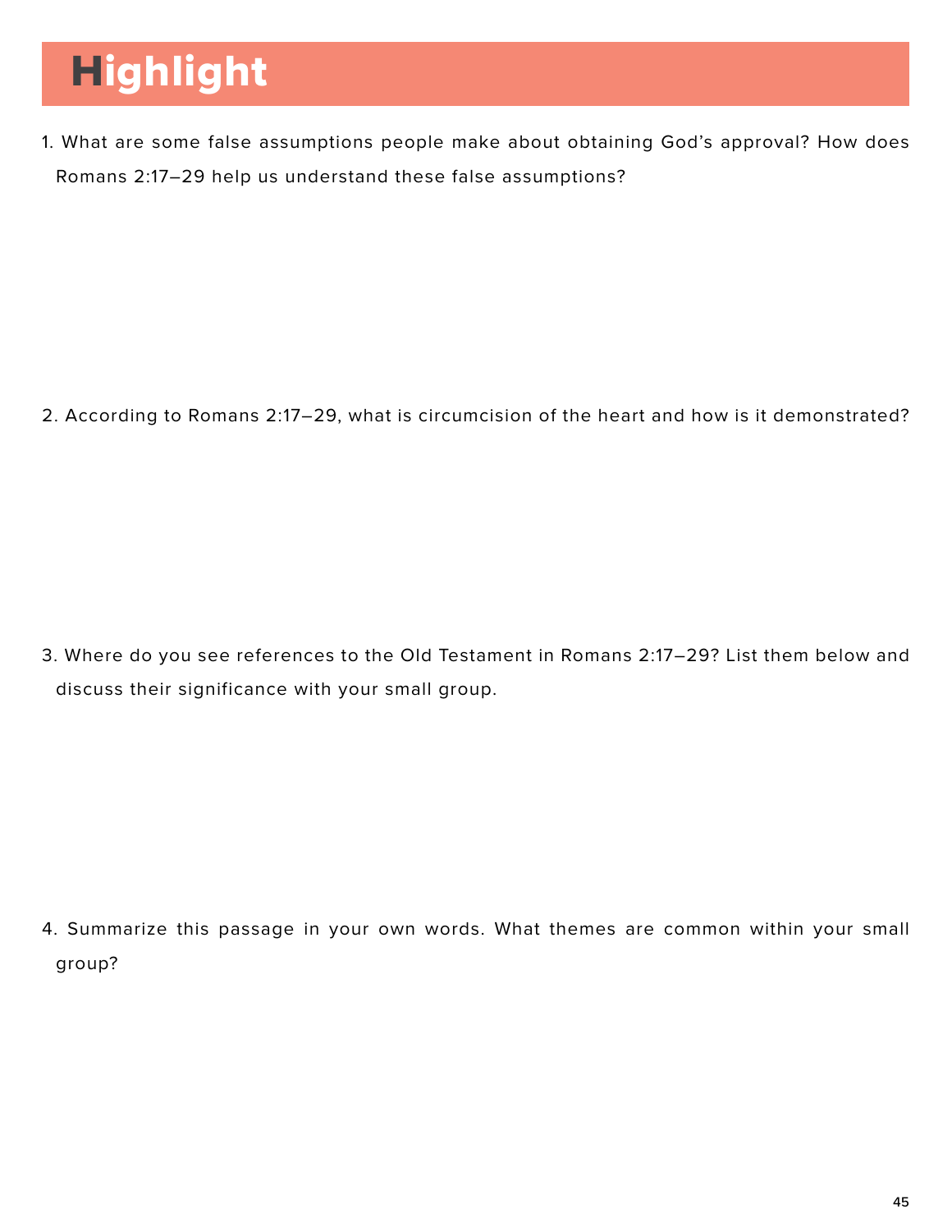# Highlight

1. What are some false assumptions people make about obtaining God's approval? How does Romans 2:17–29 help us understand these false assumptions?

2. According to Romans 2:17–29, what is circumcision of the heart and how is it demonstrated?

3. Where do you see references to the Old Testament in Romans 2:17–29? List them below and discuss their significance with your small group.

4. Summarize this passage in your own words. What themes are common within your small group?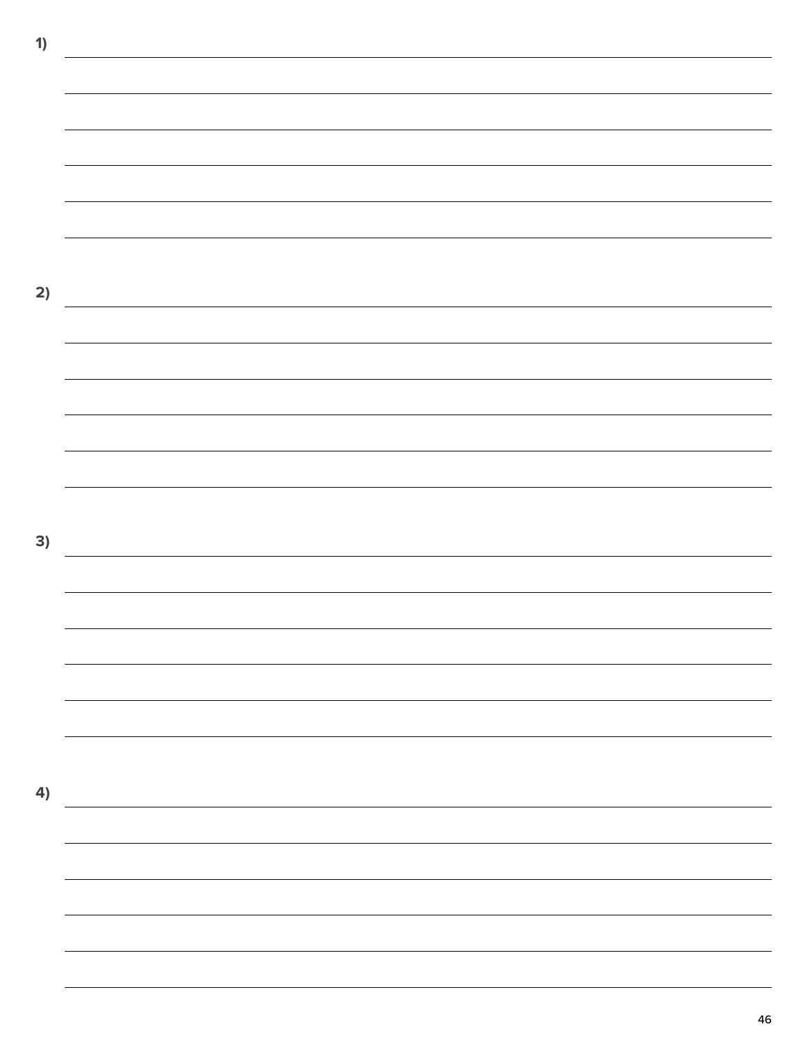1)

2)

3)

4)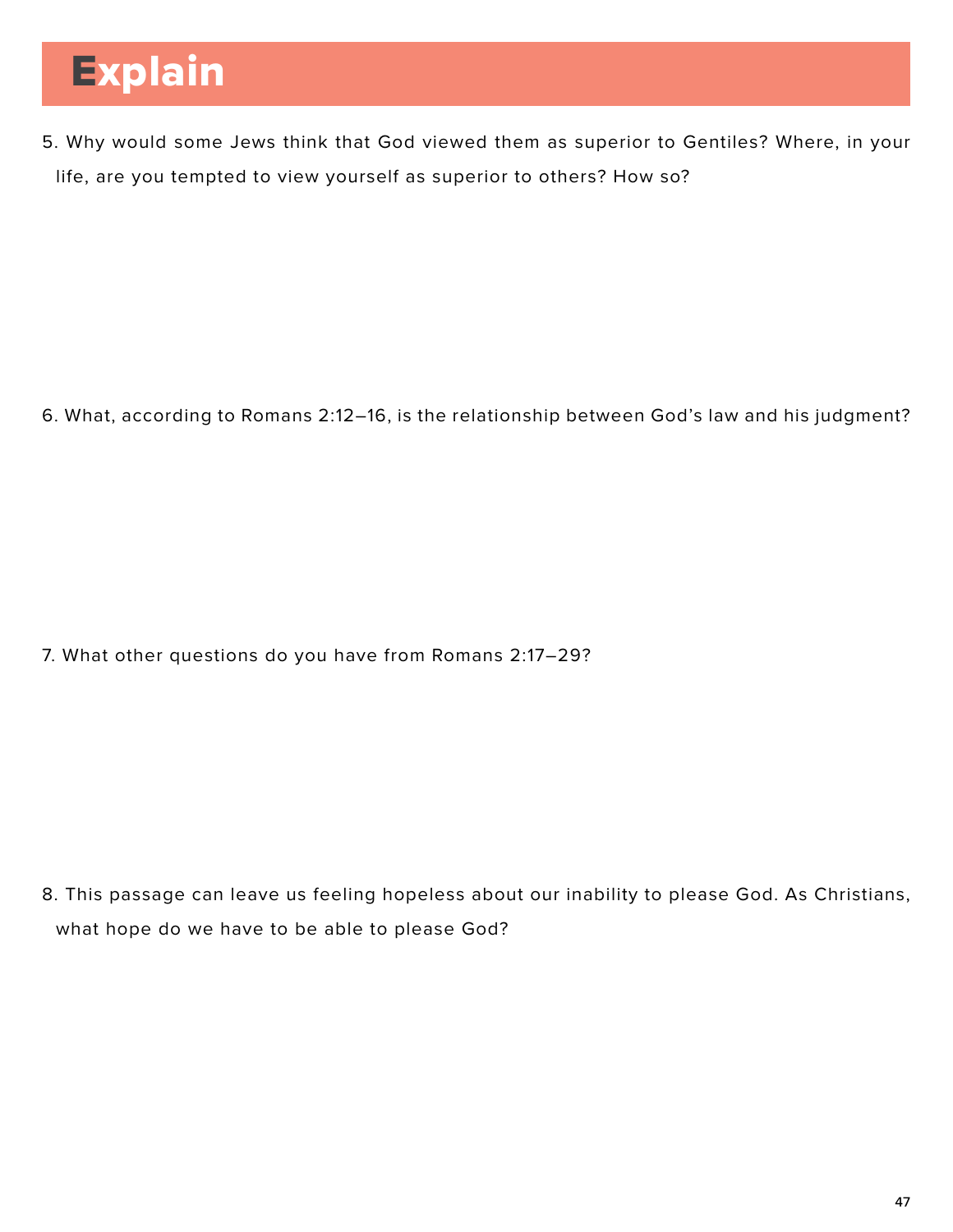# Explain

5. Why would some Jews think that God viewed them as superior to Gentiles? Where, in your life, are you tempted to view yourself as superior to others? How so?

6. What, according to Romans 2:12–16, is the relationship between God's law and his judgment?

7. What other questions do you have from Romans 2:17–29?

8. This passage can leave us feeling hopeless about our inability to please God. As Christians, what hope do we have to be able to please God?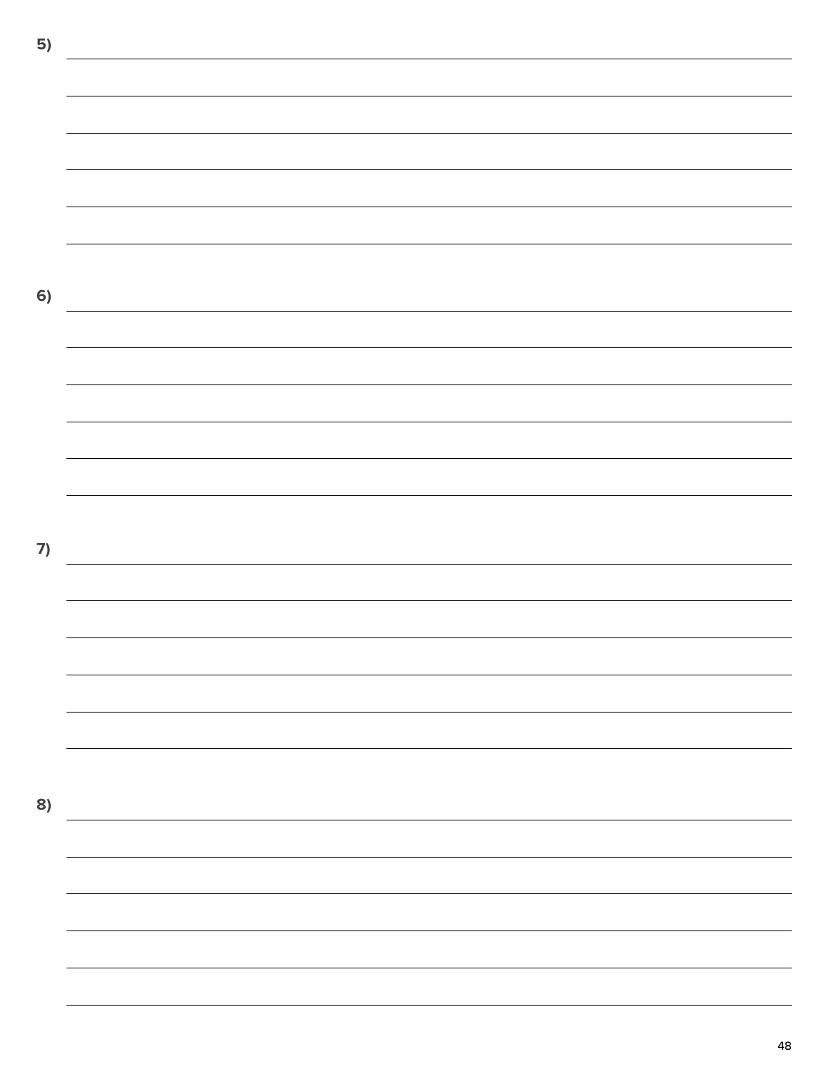5)

6)

7)

8)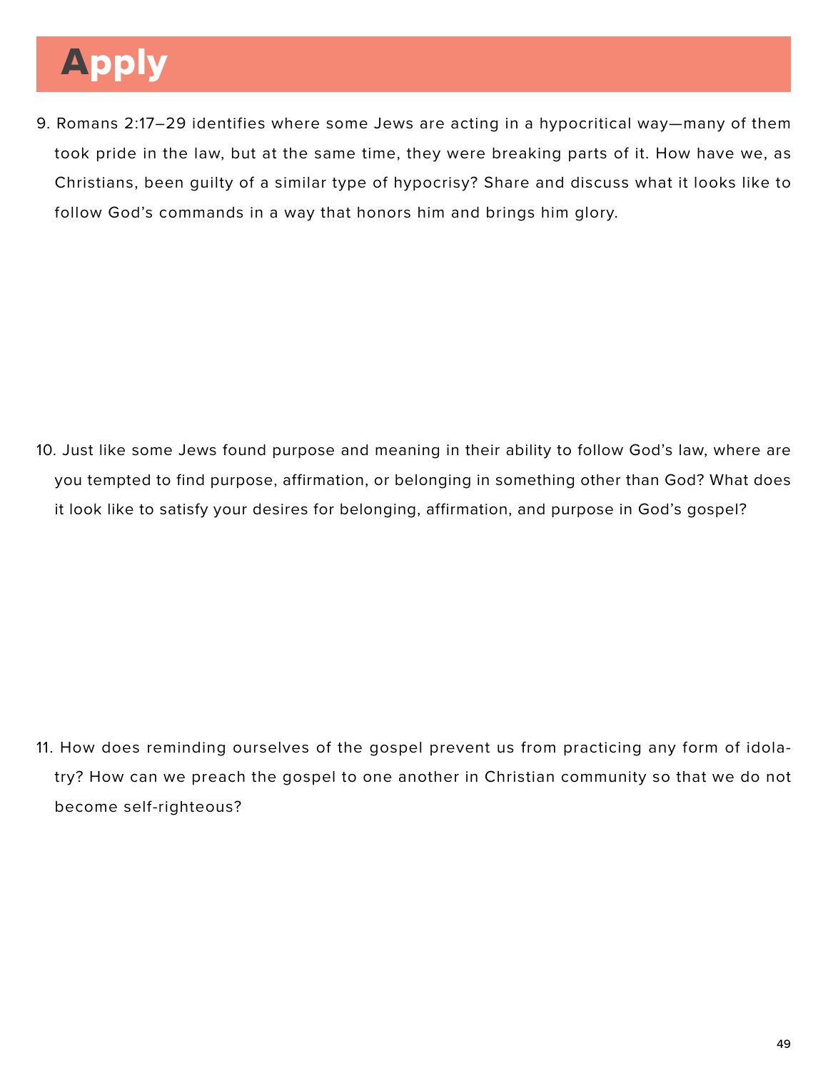# Apply

9. Romans 2:17–29 identifies where some Jews are acting in a hypocritical way—many of them took pride in the law, but at the same time, they were breaking parts of it. How have we, as Christians, been guilty of a similar type of hypocrisy? Share and discuss what it looks like to follow God's commands in a way that honors him and brings him glory.

10. Just like some Jews found purpose and meaning in their ability to follow God's law, where are you tempted to find purpose, affirmation, or belonging in something other than God? What does it look like to satisfy your desires for belonging, affirmation, and purpose in God's gospel?

11. How does reminding ourselves of the gospel prevent us from practicing any form of idolatry? How can we preach the gospel to one another in Christian community so that we do not become self-righteous?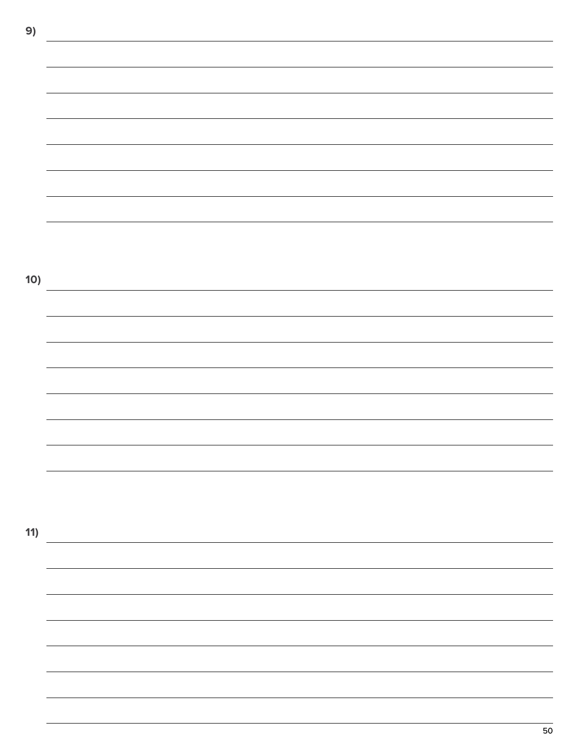9)

10)

11)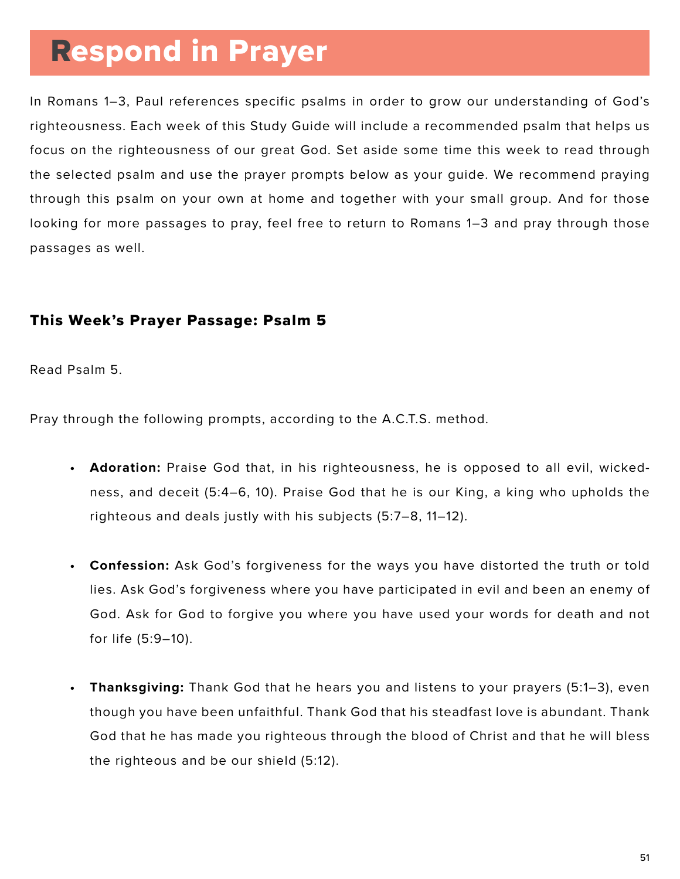# Respond in Prayer

In Romans 1–3, Paul references specific psalms in order to grow our understanding of God's righteousness. Each week of this Study Guide will include a recommended psalm that helps us focus on the righteousness of our great God. Set aside some time this week to read through the selected psalm and use the prayer prompts below as your guide. We recommend praying through this psalm on your own at home and together with your small group. And for those looking for more passages to pray, feel free to return to Romans 1–3 and pray through those passages as well.

### This Week's Prayer Passage: Psalm 5

Read Psalm 5.

Pray through the following prompts, according to the A.C.T.S. method.

- **Adoration:** Praise God that, in his righteousness, he is opposed to all evil, wickedness, and deceit (5:4–6, 10). Praise God that he is our King, a king who upholds the righteous and deals justly with his subjects (5:7–8, 11–12).
- **Confession:** Ask God's forgiveness for the ways you have distorted the truth or told lies. Ask God's forgiveness where you have participated in evil and been an enemy of God. Ask for God to forgive you where you have used your words for death and not for life (5:9–10).
- **Thanksgiving:** Thank God that he hears you and listens to your prayers (5:1–3), even though you have been unfaithful. Thank God that his steadfast love is abundant. Thank God that he has made you righteous through the blood of Christ and that he will bless the righteous and be our shield (5:12).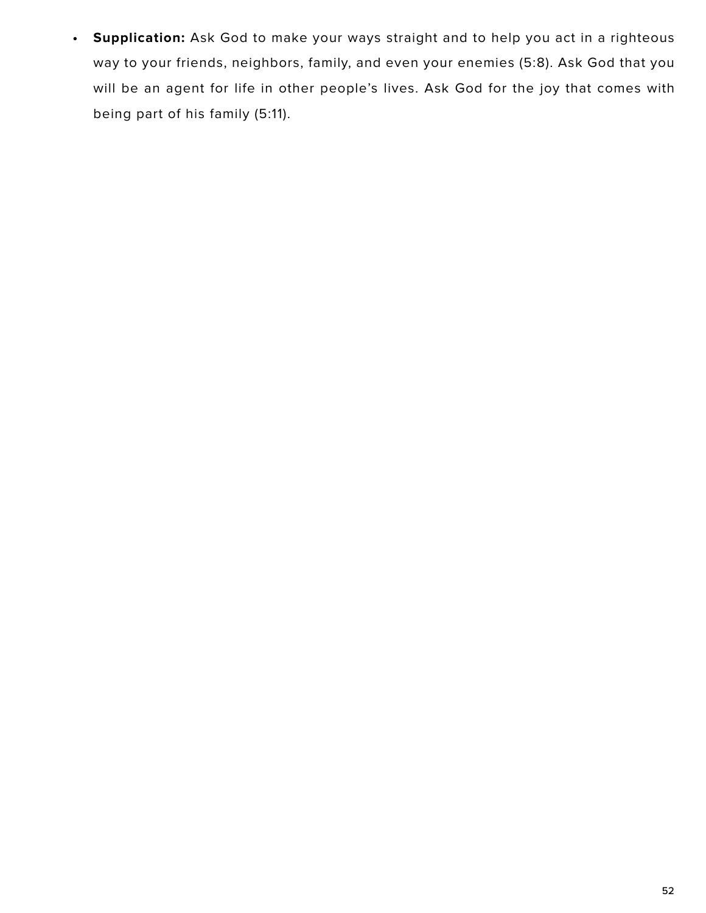- **Supplication:** Ask God to make your ways straight and to help you act in a righteous way to your friends, neighbors, family, and even your enemies (5:8). Ask God that you will be an agent for life in other people's lives. Ask God for the joy that comes with being part of his family (5:11).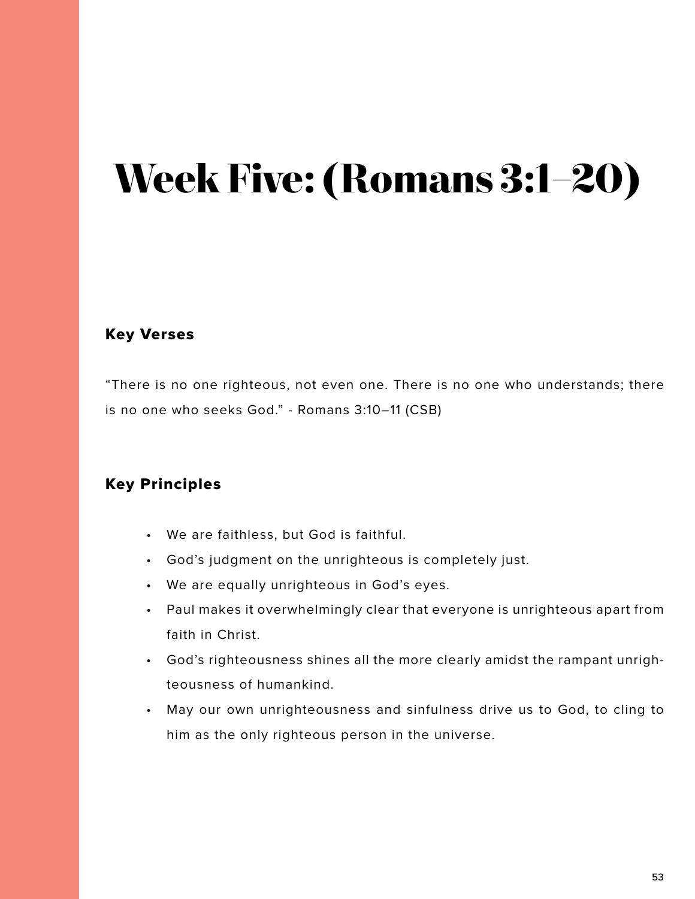# Week Five: (Romans 3:1–20)

### Key Verses

"There is no one righteous, not even one. There is no one who understands; there is no one who seeks God." - Romans 3:10–11 (CSB)

### Key Principles

- We are faithless, but God is faithful.
- God's judgment on the unrighteous is completely just.
- We are equally unrighteous in God's eyes.
- Paul makes it overwhelmingly clear that everyone is unrighteous apart from faith in Christ.
- God's righteousness shines all the more clearly amidst the rampant unrighteousness of humankind.
- May our own unrighteousness and sinfulness drive us to God, to cling to him as the only righteous person in the universe.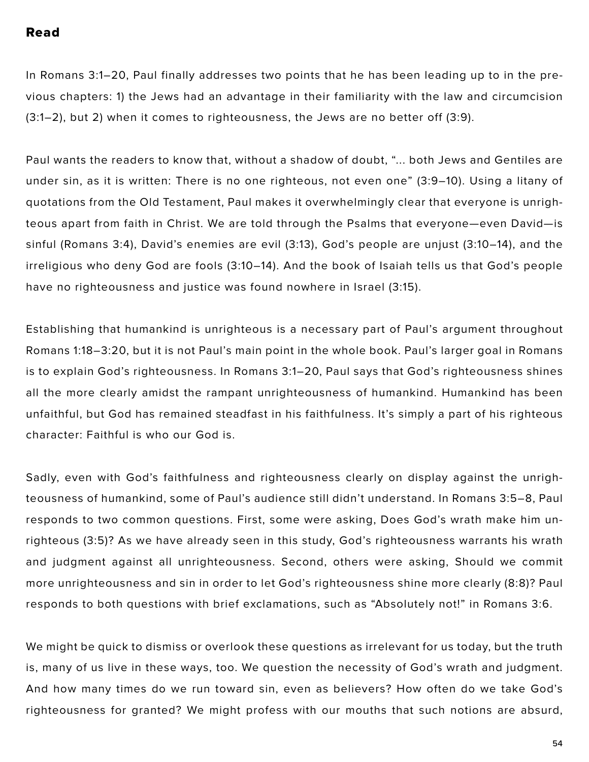## Read

In Romans 3:1–20, Paul finally addresses two points that he has been leading up to in the previous chapters: 1) the Jews had an advantage in their familiarity with the law and circumcision (3:1–2), but 2) when it comes to righteousness, the Jews are no better off (3:9).

Paul wants the readers to know that, without a shadow of doubt, "... both Jews and Gentiles are under sin, as it is written: There is no one righteous, not even one" (3:9–10). Using a litany of quotations from the Old Testament, Paul makes it overwhelmingly clear that everyone is unrighteous apart from faith in Christ. We are told through the Psalms that everyone—even David—is sinful (Romans 3:4), David's enemies are evil (3:13), God's people are unjust (3:10–14), and the irreligious who deny God are fools (3:10–14). And the book of Isaiah tells us that God's people have no righteousness and justice was found nowhere in Israel (3:15).

Establishing that humankind is unrighteous is a necessary part of Paul's argument throughout Romans 1:18–3:20, but it is not Paul's main point in the whole book. Paul's larger goal in Romans is to explain God's righteousness. In Romans 3:1–20, Paul says that God's righteousness shines all the more clearly amidst the rampant unrighteousness of humankind. Humankind has been unfaithful, but God has remained steadfast in his faithfulness. It's simply a part of his righteous character: Faithful is who our God is.

Sadly, even with God's faithfulness and righteousness clearly on display against the unrighteousness of humankind, some of Paul's audience still didn't understand. In Romans 3:5–8, Paul responds to two common questions. First, some were asking, Does God's wrath make him unrighteous (3:5)? As we have already seen in this study, God's righteousness warrants his wrath and judgment against all unrighteousness. Second, others were asking, Should we commit more unrighteousness and sin in order to let God's righteousness shine more clearly (8:8)? Paul responds to both questions with brief exclamations, such as "Absolutely not!" in Romans 3:6.

We might be quick to dismiss or overlook these questions as irrelevant for us today, but the truth is, many of us live in these ways, too. We question the necessity of God's wrath and judgment. And how many times do we run toward sin, even as believers? How often do we take God's righteousness for granted? We might profess with our mouths that such notions are absurd,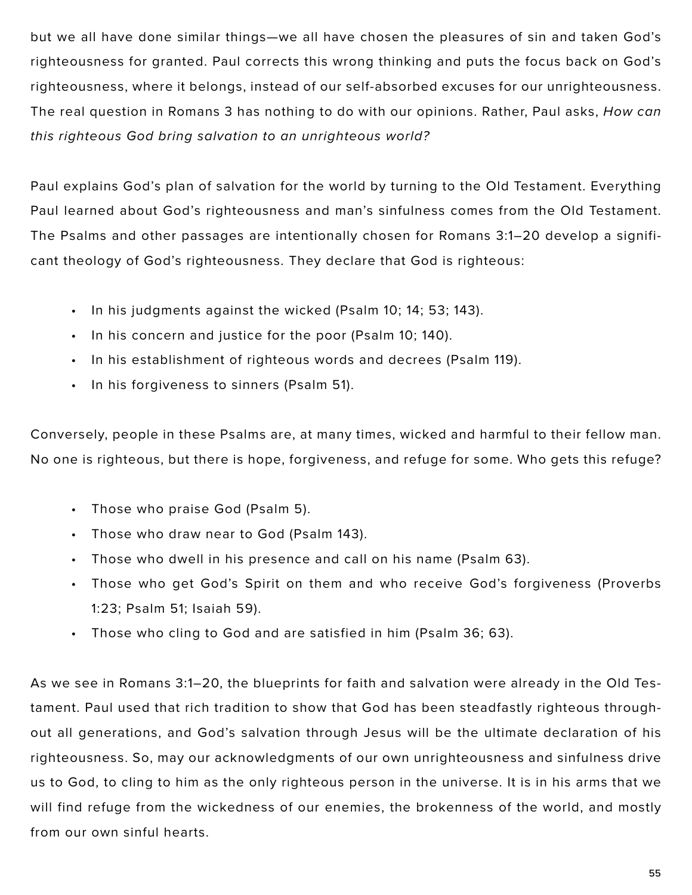but we all have done similar things—we all have chosen the pleasures of sin and taken God's righteousness for granted. Paul corrects this wrong thinking and puts the focus back on God's righteousness, where it belongs, instead of our self-absorbed excuses for our unrighteousness. The real question in Romans 3 has nothing to do with our opinions. Rather, Paul asks, *How can this righteous God bring salvation to an unrighteous world?*

Paul explains God's plan of salvation for the world by turning to the Old Testament. Everything Paul learned about God's righteousness and man's sinfulness comes from the Old Testament. The Psalms and other passages are intentionally chosen for Romans 3:1–20 develop a significant theology of God's righteousness. They declare that God is righteous:

- In his judgments against the wicked (Psalm 10; 14; 53; 143).
- In his concern and justice for the poor (Psalm 10; 140).
- In his establishment of righteous words and decrees (Psalm 119).
- In his forgiveness to sinners (Psalm 51).

Conversely, people in these Psalms are, at many times, wicked and harmful to their fellow man. No one is righteous, but there is hope, forgiveness, and refuge for some. Who gets this refuge?

- Those who praise God (Psalm 5).
- Those who draw near to God (Psalm 143).
- Those who dwell in his presence and call on his name (Psalm 63).
- Those who get God's Spirit on them and who receive God's forgiveness (Proverbs 1:23; Psalm 51; Isaiah 59).
- Those who cling to God and are satisfied in him (Psalm 36; 63).

As we see in Romans 3:1–20, the blueprints for faith and salvation were already in the Old Testament. Paul used that rich tradition to show that God has been steadfastly righteous throughout all generations, and God's salvation through Jesus will be the ultimate declaration of his righteousness. So, may our acknowledgments of our own unrighteousness and sinfulness drive us to God, to cling to him as the only righteous person in the universe. It is in his arms that we will find refuge from the wickedness of our enemies, the brokenness of the world, and mostly from our own sinful hearts.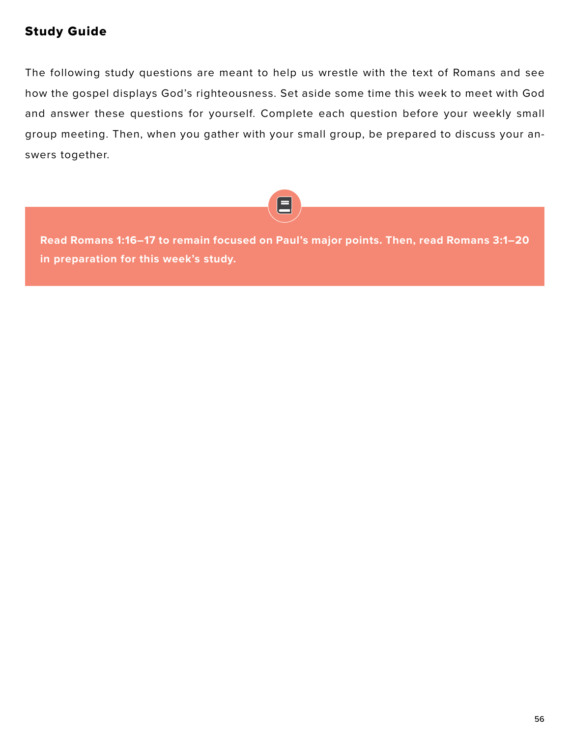## Study Guide

The following study questions are meant to help us wrestle with the text of Romans and see how the gospel displays God's righteousness. Set aside some time this week to meet with God and answer these questions for yourself. Complete each question before your weekly small group meeting. Then, when you gather with your small group, be prepared to discuss your answers together.

**Read Romans 1:16–17 to remain focused on Paul's major points. Then, read Romans 3:1–20 in preparation for this week's study.**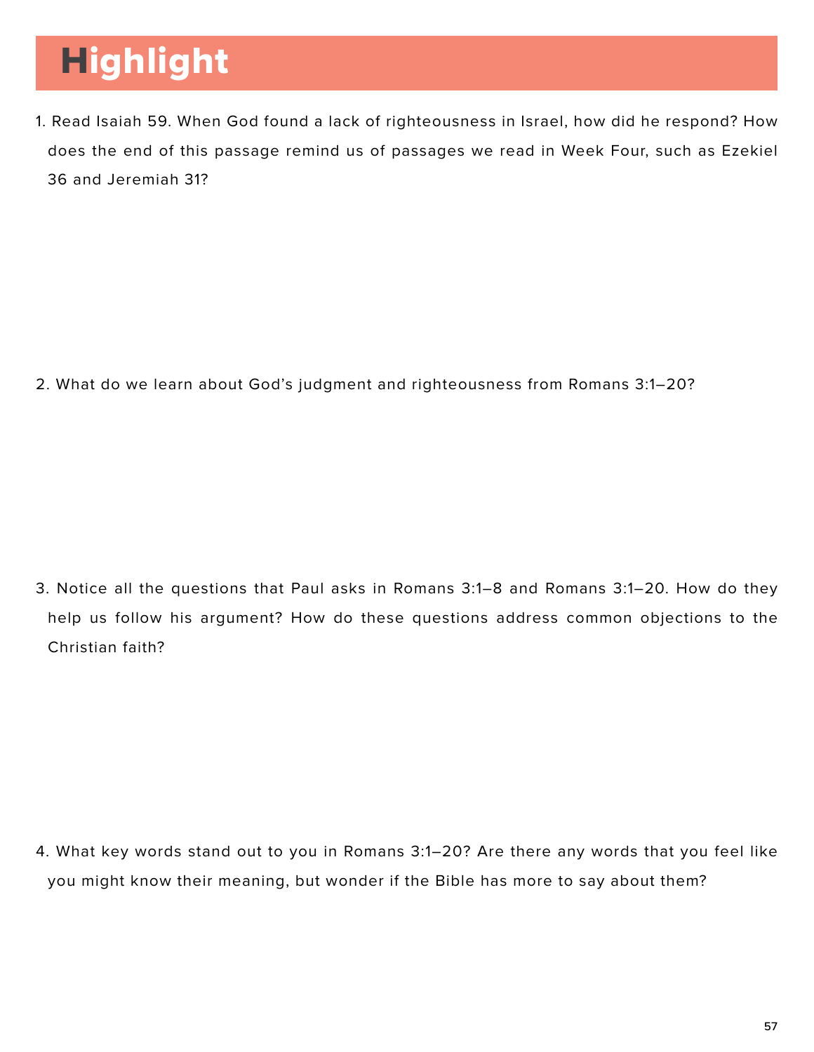# Highlight

1. Read Isaiah 59. When God found a lack of righteousness in Israel, how did he respond? How does the end of this passage remind us of passages we read in Week Four, such as Ezekiel 36 and Jeremiah 31?

2. What do we learn about God's judgment and righteousness from Romans 3:1–20?

3. Notice all the questions that Paul asks in Romans 3:1–8 and Romans 3:1–20. How do they help us follow his argument? How do these questions address common objections to the Christian faith?

4. What key words stand out to you in Romans 3:1–20? Are there any words that you feel like you might know their meaning, but wonder if the Bible has more to say about them?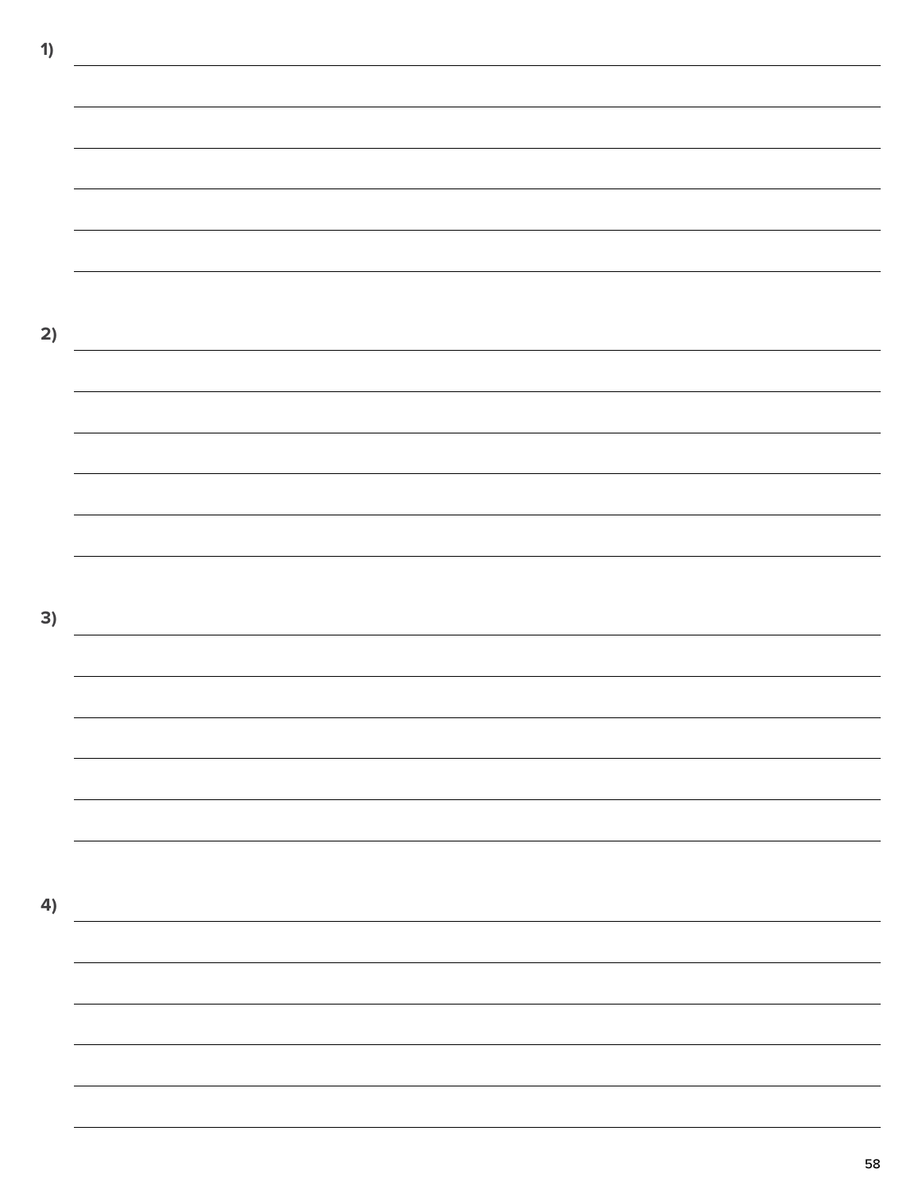1)

2)

3)

4)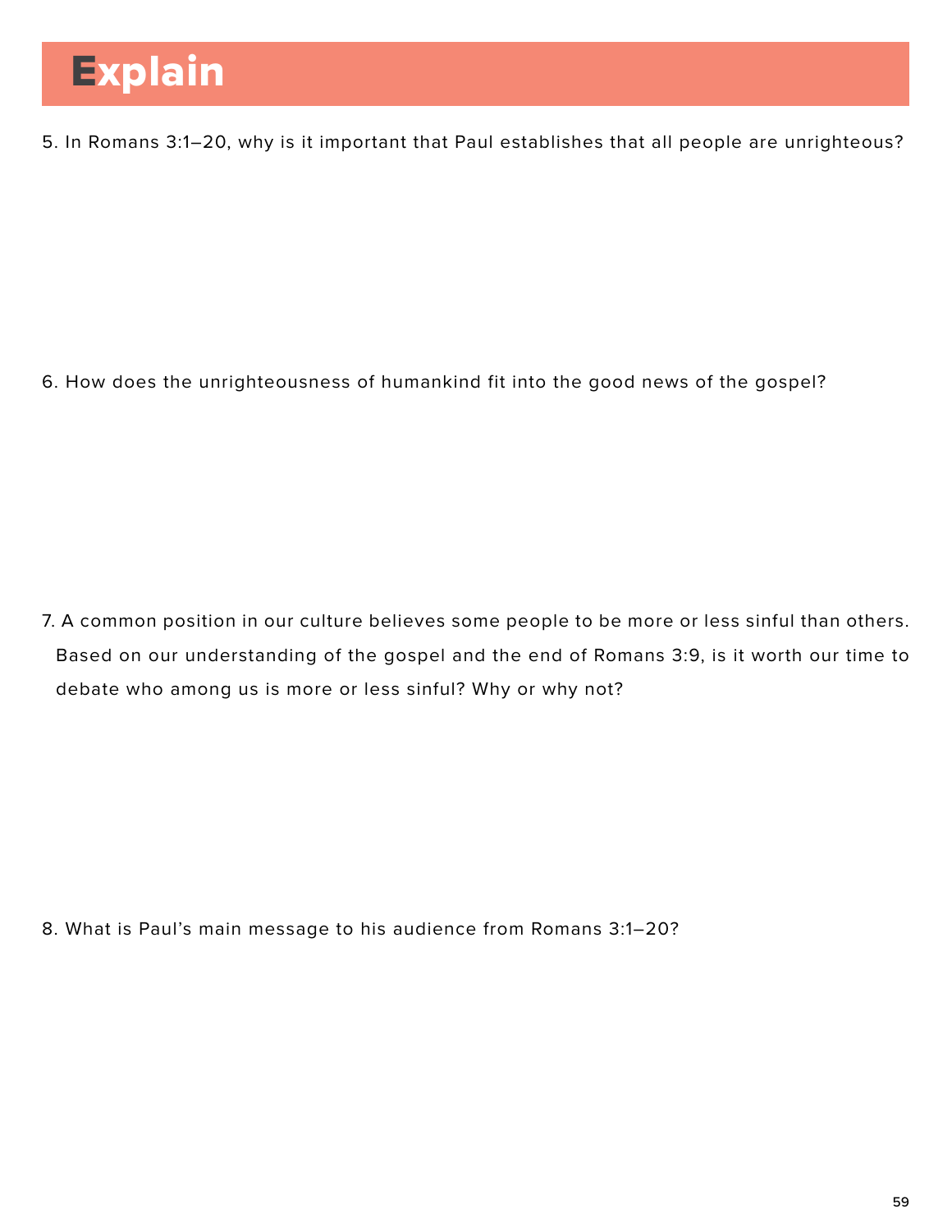# Explain

5. In Romans 3:1–20, why is it important that Paul establishes that all people are unrighteous?

6. How does the unrighteousness of humankind fit into the good news of the gospel?

7. A common position in our culture believes some people to be more or less sinful than others. Based on our understanding of the gospel and the end of Romans 3:9, is it worth our time to debate who among us is more or less sinful? Why or why not?

8. What is Paul's main message to his audience from Romans 3:1–20?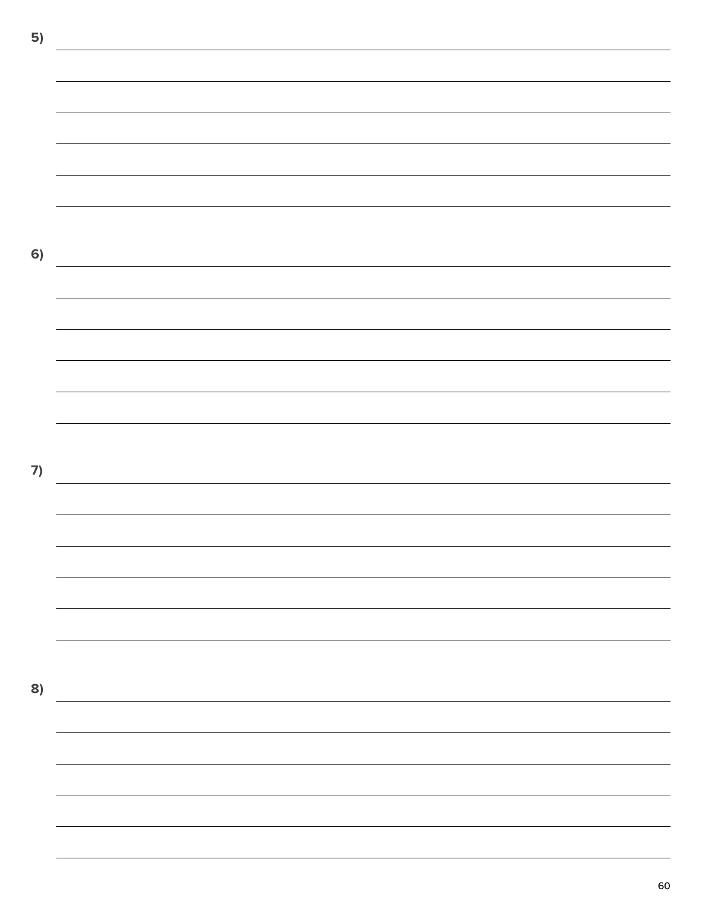5)

6)

7)

8)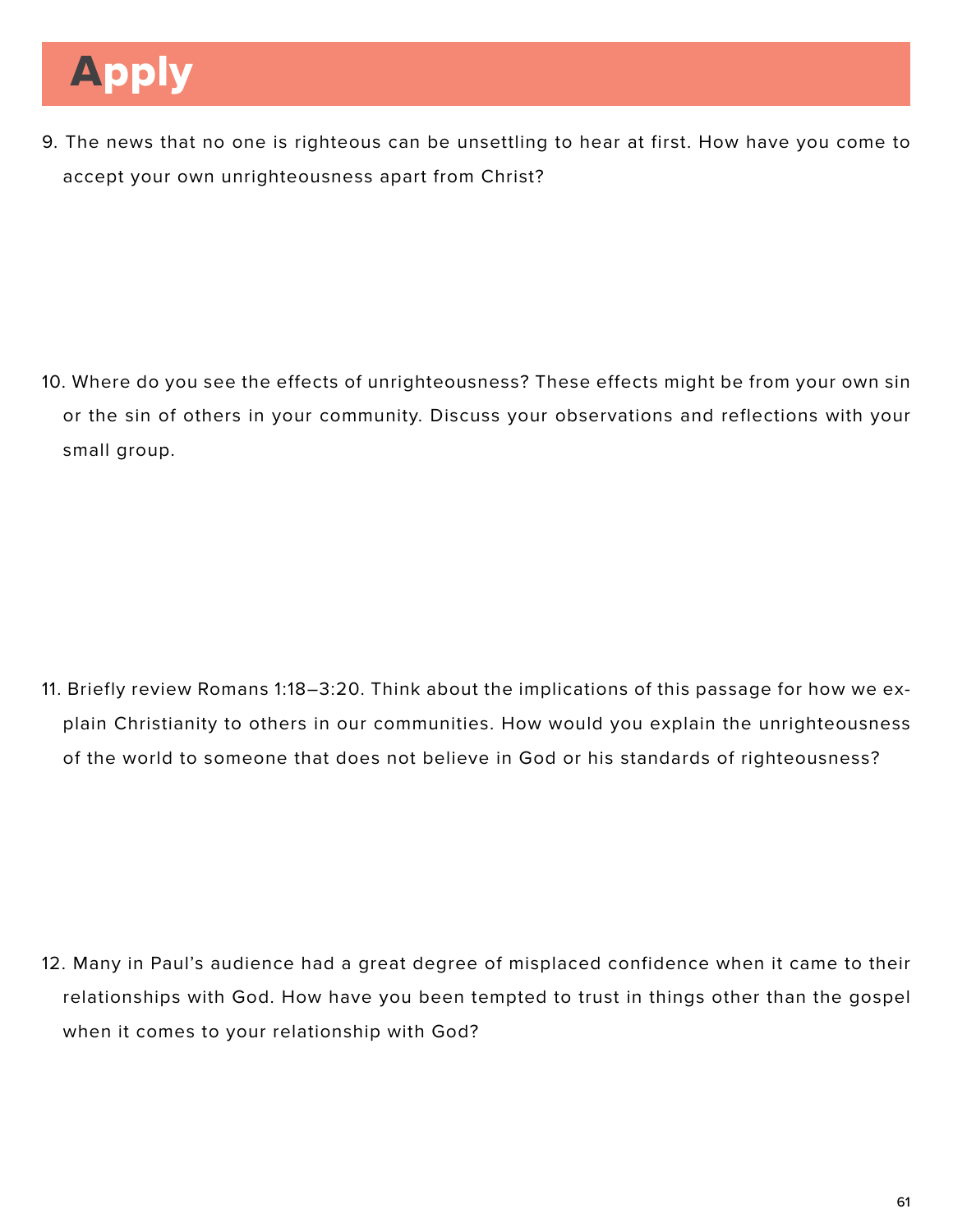# Apply

9. The news that no one is righteous can be unsettling to hear at first. How have you come to accept your own unrighteousness apart from Christ?

10. Where do you see the effects of unrighteousness? These effects might be from your own sin or the sin of others in your community. Discuss your observations and reflections with your small group.

11. Briefly review Romans 1:18–3:20. Think about the implications of this passage for how we explain Christianity to others in our communities. How would you explain the unrighteousness of the world to someone that does not believe in God or his standards of righteousness?

12. Many in Paul's audience had a great degree of misplaced confidence when it came to their relationships with God. How have you been tempted to trust in things other than the gospel when it comes to your relationship with God?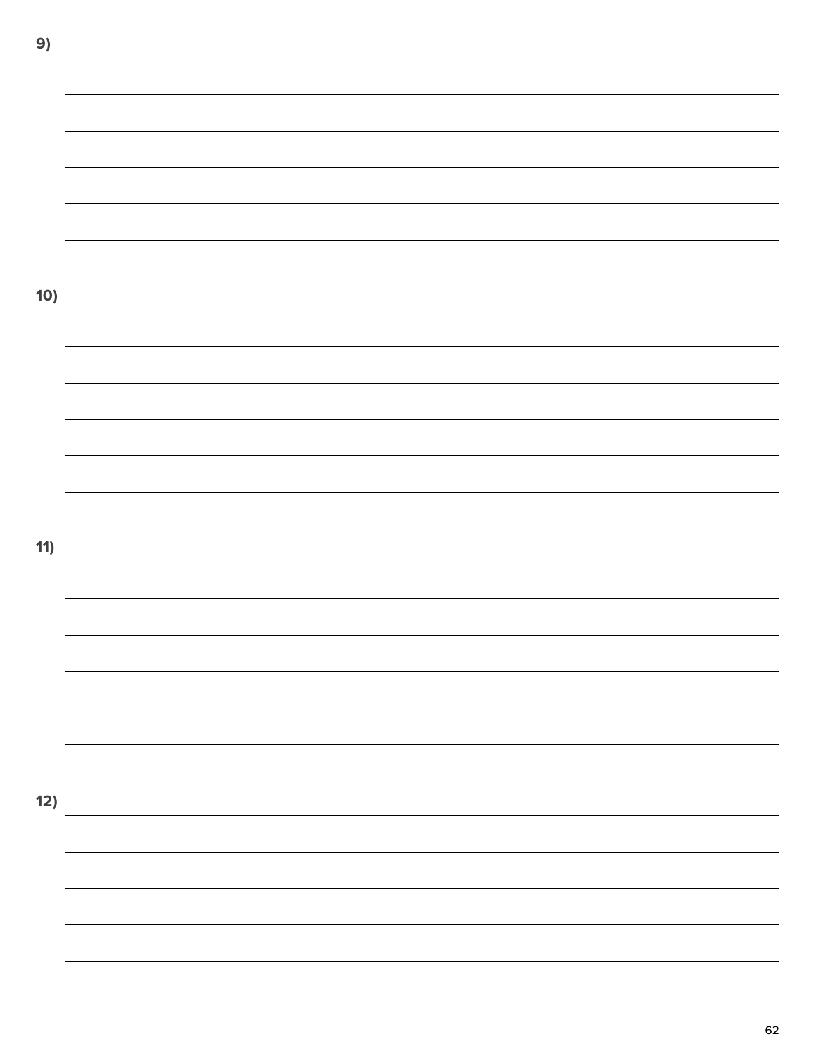9)

10)

11)

12)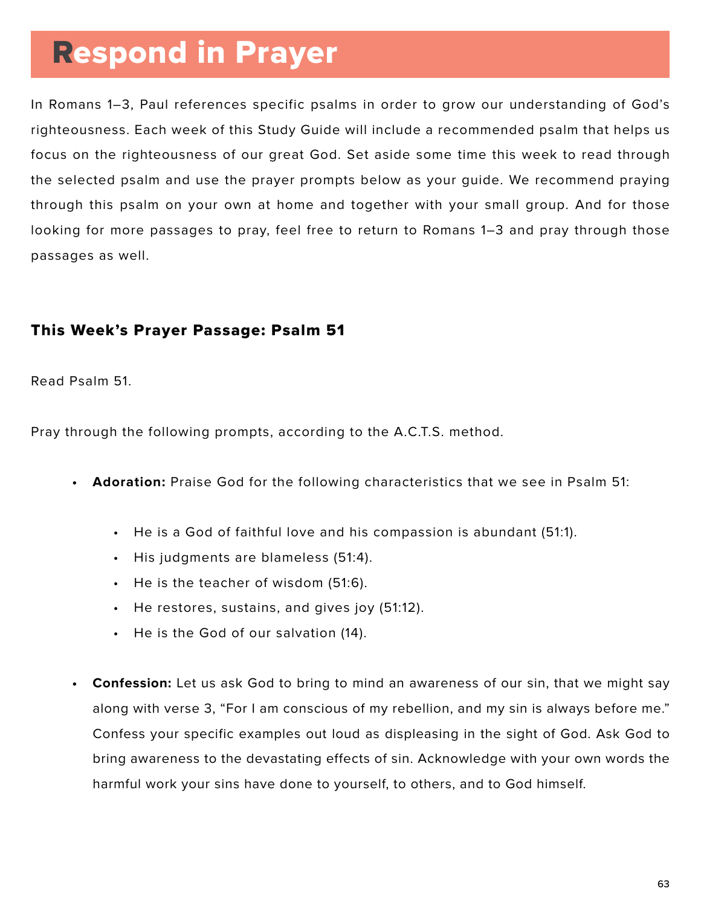# Respond in Prayer

In Romans 1–3, Paul references specific psalms in order to grow our understanding of God's righteousness. Each week of this Study Guide will include a recommended psalm that helps us focus on the righteousness of our great God. Set aside some time this week to read through the selected psalm and use the prayer prompts below as your guide. We recommend praying through this psalm on your own at home and together with your small group. And for those looking for more passages to pray, feel free to return to Romans 1–3 and pray through those passages as well.

### This Week's Prayer Passage: Psalm 51

Read Psalm 51.

Pray through the following prompts, according to the A.C.T.S. method.

- **Adoration:** Praise God for the following characteristics that we see in Psalm 51:
    - He is a God of faithful love and his compassion is abundant (51:1).
    - His judgments are blameless (51:4).
    - He is the teacher of wisdom (51:6).
    - He restores, sustains, and gives joy (51:12).
    - He is the God of our salvation (14).
- **Confession:** Let us ask God to bring to mind an awareness of our sin, that we might say along with verse 3, "For I am conscious of my rebellion, and my sin is always before me." Confess your specific examples out loud as displeasing in the sight of God. Ask God to bring awareness to the devastating effects of sin. Acknowledge with your own words the harmful work your sins have done to yourself, to others, and to God himself.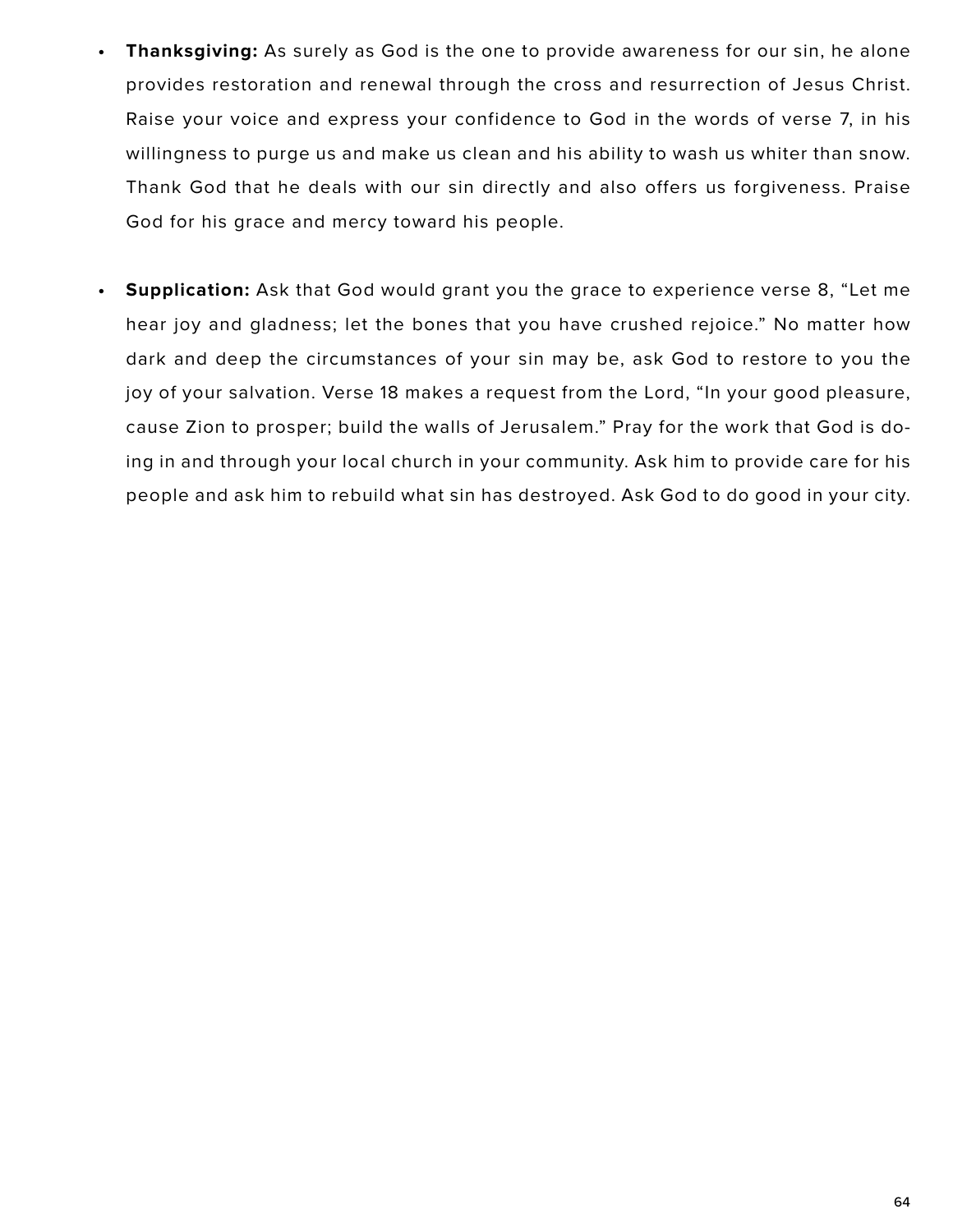- **Thanksgiving:** As surely as God is the one to provide awareness for our sin, he alone provides restoration and renewal through the cross and resurrection of Jesus Christ. Raise your voice and express your confidence to God in the words of verse 7, in his willingness to purge us and make us clean and his ability to wash us whiter than snow. Thank God that he deals with our sin directly and also offers us forgiveness. Praise God for his grace and mercy toward his people.

- **Supplication:** Ask that God would grant you the grace to experience verse 8, "Let me hear joy and gladness; let the bones that you have crushed rejoice." No matter how dark and deep the circumstances of your sin may be, ask God to restore to you the joy of your salvation. Verse 18 makes a request from the Lord, "In your good pleasure, cause Zion to prosper; build the walls of Jerusalem." Pray for the work that God is doing in and through your local church in your community. Ask him to provide care for his people and ask him to rebuild what sin has destroyed. Ask God to do good in your city.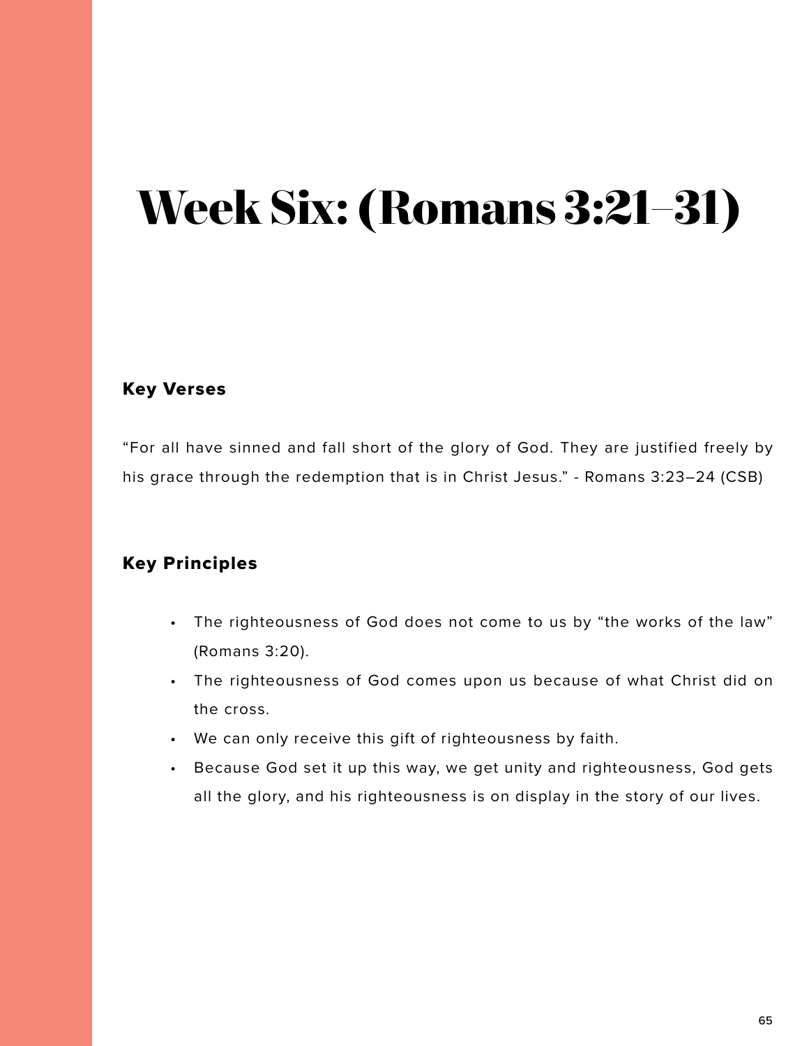# Week Six: (Romans 3:21–31)

## Key Verses

“For all have sinned and fall short of the glory of God. They are justified freely by his grace through the redemption that is in Christ Jesus.” - Romans 3:23–24 (CSB)

## Key Principles

- The righteousness of God does not come to us by “the works of the law” (Romans 3:20).
- The righteousness of God comes upon us because of what Christ did on the cross.
- We can only receive this gift of righteousness by faith.
- Because God set it up this way, we get unity and righteousness, God gets all the glory, and his righteousness is on display in the story of our lives.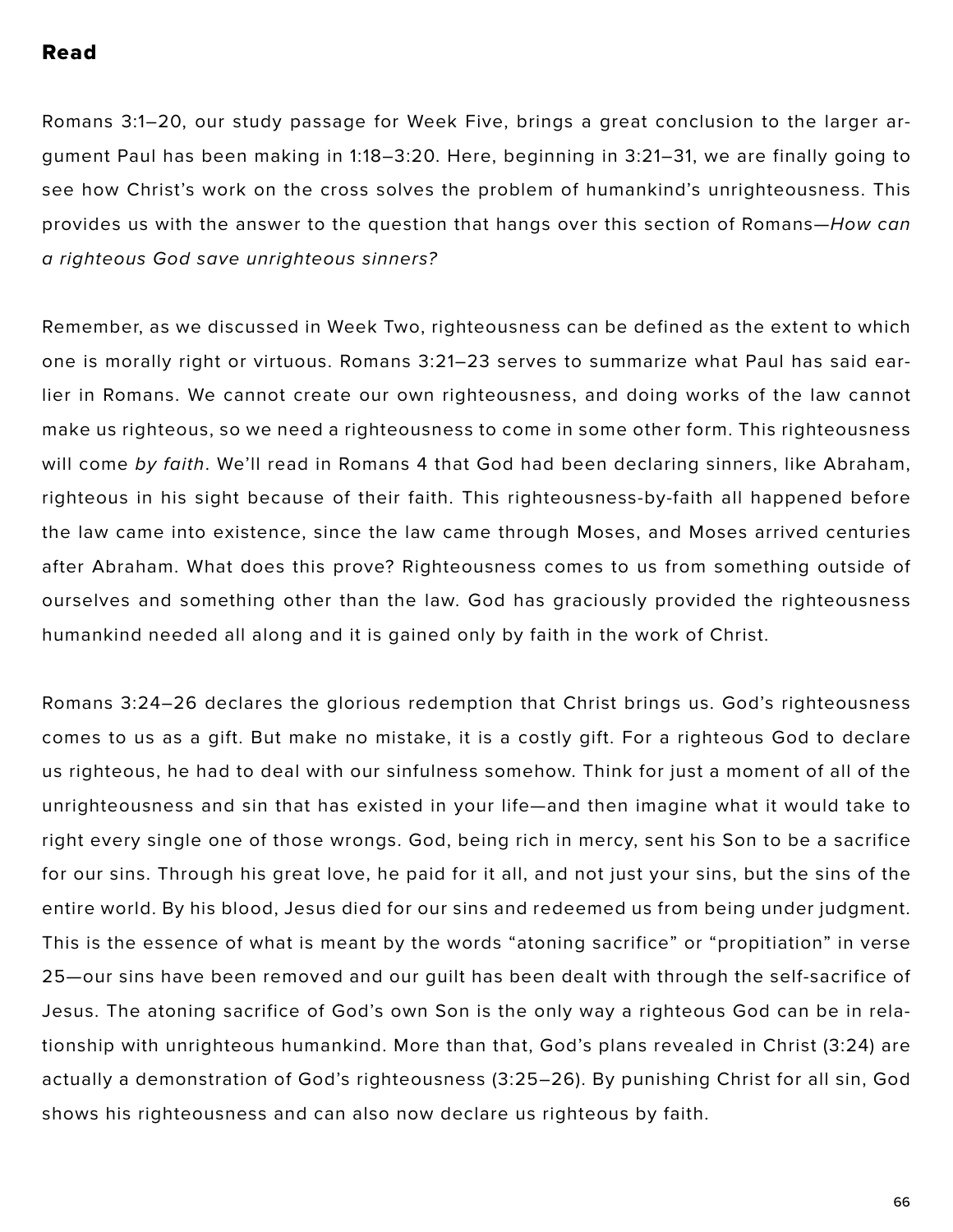## Read

Romans 3:1–20, our study passage for Week Five, brings a great conclusion to the larger argument Paul has been making in 1:18–3:20. Here, beginning in 3:21–31, we are finally going to see how Christ's work on the cross solves the problem of humankind's unrighteousness. This provides us with the answer to the question that hangs over this section of Romans—*How can a righteous God save unrighteous sinners?*

Remember, as we discussed in Week Two, righteousness can be defined as the extent to which one is morally right or virtuous. Romans 3:21–23 serves to summarize what Paul has said earlier in Romans. We cannot create our own righteousness, and doing works of the law cannot make us righteous, so we need a righteousness to come in some other form. This righteousness will come *by faith*. We'll read in Romans 4 that God had been declaring sinners, like Abraham, righteous in his sight because of their faith. This righteousness-by-faith all happened before the law came into existence, since the law came through Moses, and Moses arrived centuries after Abraham. What does this prove? Righteousness comes to us from something outside of ourselves and something other than the law. God has graciously provided the righteousness humankind needed all along and it is gained only by faith in the work of Christ.

Romans 3:24–26 declares the glorious redemption that Christ brings us. God's righteousness comes to us as a gift. But make no mistake, it is a costly gift. For a righteous God to declare us righteous, he had to deal with our sinfulness somehow. Think for just a moment of all of the unrighteousness and sin that has existed in your life—and then imagine what it would take to right every single one of those wrongs. God, being rich in mercy, sent his Son to be a sacrifice for our sins. Through his great love, he paid for it all, and not just your sins, but the sins of the entire world. By his blood, Jesus died for our sins and redeemed us from being under judgment. This is the essence of what is meant by the words "atoning sacrifice" or "propitiation" in verse 25—our sins have been removed and our guilt has been dealt with through the self-sacrifice of Jesus. The atoning sacrifice of God's own Son is the only way a righteous God can be in relationship with unrighteous humankind. More than that, God's plans revealed in Christ (3:24) are actually a demonstration of God's righteousness (3:25–26). By punishing Christ for all sin, God shows his righteousness and can also now declare us righteous by faith.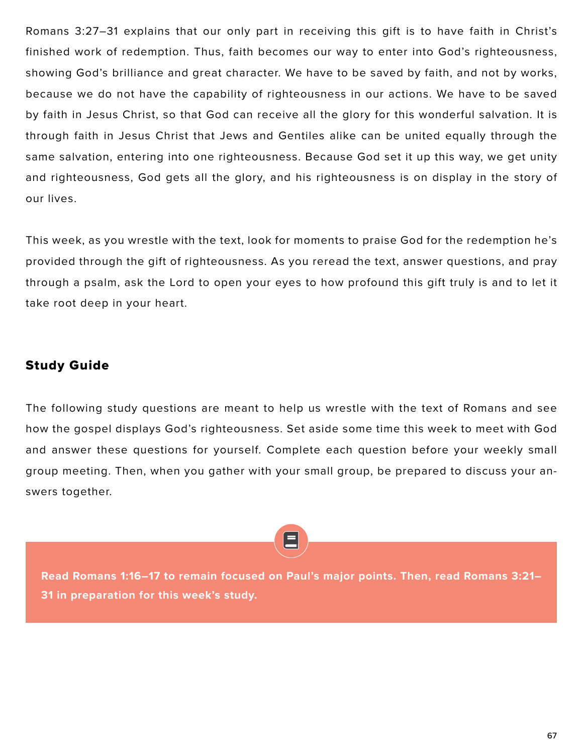Romans 3:27–31 explains that our only part in receiving this gift is to have faith in Christ's finished work of redemption. Thus, faith becomes our way to enter into God's righteousness, showing God's brilliance and great character. We have to be saved by faith, and not by works, because we do not have the capability of righteousness in our actions. We have to be saved by faith in Jesus Christ, so that God can receive all the glory for this wonderful salvation. It is through faith in Jesus Christ that Jews and Gentiles alike can be united equally through the same salvation, entering into one righteousness. Because God set it up this way, we get unity and righteousness, God gets all the glory, and his righteousness is on display in the story of our lives.

This week, as you wrestle with the text, look for moments to praise God for the redemption he's provided through the gift of righteousness. As you reread the text, answer questions, and pray through a psalm, ask the Lord to open your eyes to how profound this gift truly is and to let it take root deep in your heart.

## Study Guide

The following study questions are meant to help us wrestle with the text of Romans and see how the gospel displays God's righteousness. Set aside some time this week to meet with God and answer these questions for yourself. Complete each question before your weekly small group meeting. Then, when you gather with your small group, be prepared to discuss your answers together.

**Read Romans 1:16–17 to remain focused on Paul's major points. Then, read Romans 3:21–31 in preparation for this week's study.**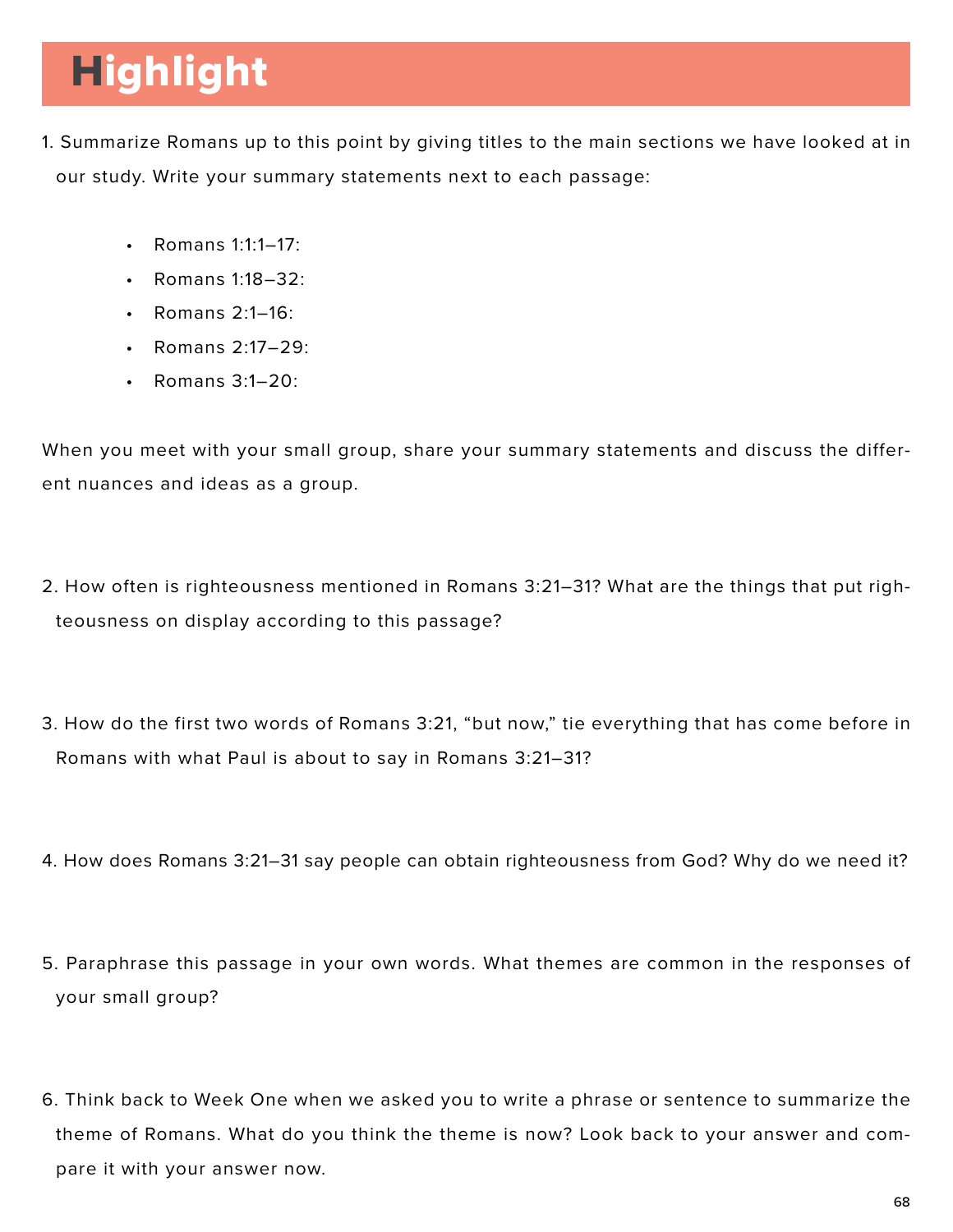# Highlight

1. Summarize Romans up to this point by giving titles to the main sections we have looked at in our study. Write your summary statements next to each passage:

   - Romans 1:1:1–17:
   - Romans 1:18–32:
   - Romans 2:1–16:
   - Romans 2:17–29:
   - Romans 3:1–20:

When you meet with your small group, share your summary statements and discuss the different nuances and ideas as a group.

2. How often is righteousness mentioned in Romans 3:21–31? What are the things that put righteousness on display according to this passage?

3. How do the first two words of Romans 3:21, "but now," tie everything that has come before in Romans with what Paul is about to say in Romans 3:21–31?

4. How does Romans 3:21–31 say people can obtain righteousness from God? Why do we need it?

5. Paraphrase this passage in your own words. What themes are common in the responses of your small group?

6. Think back to Week One when we asked you to write a phrase or sentence to summarize the theme of Romans. What do you think the theme is now? Look back to your answer and compare it with your answer now.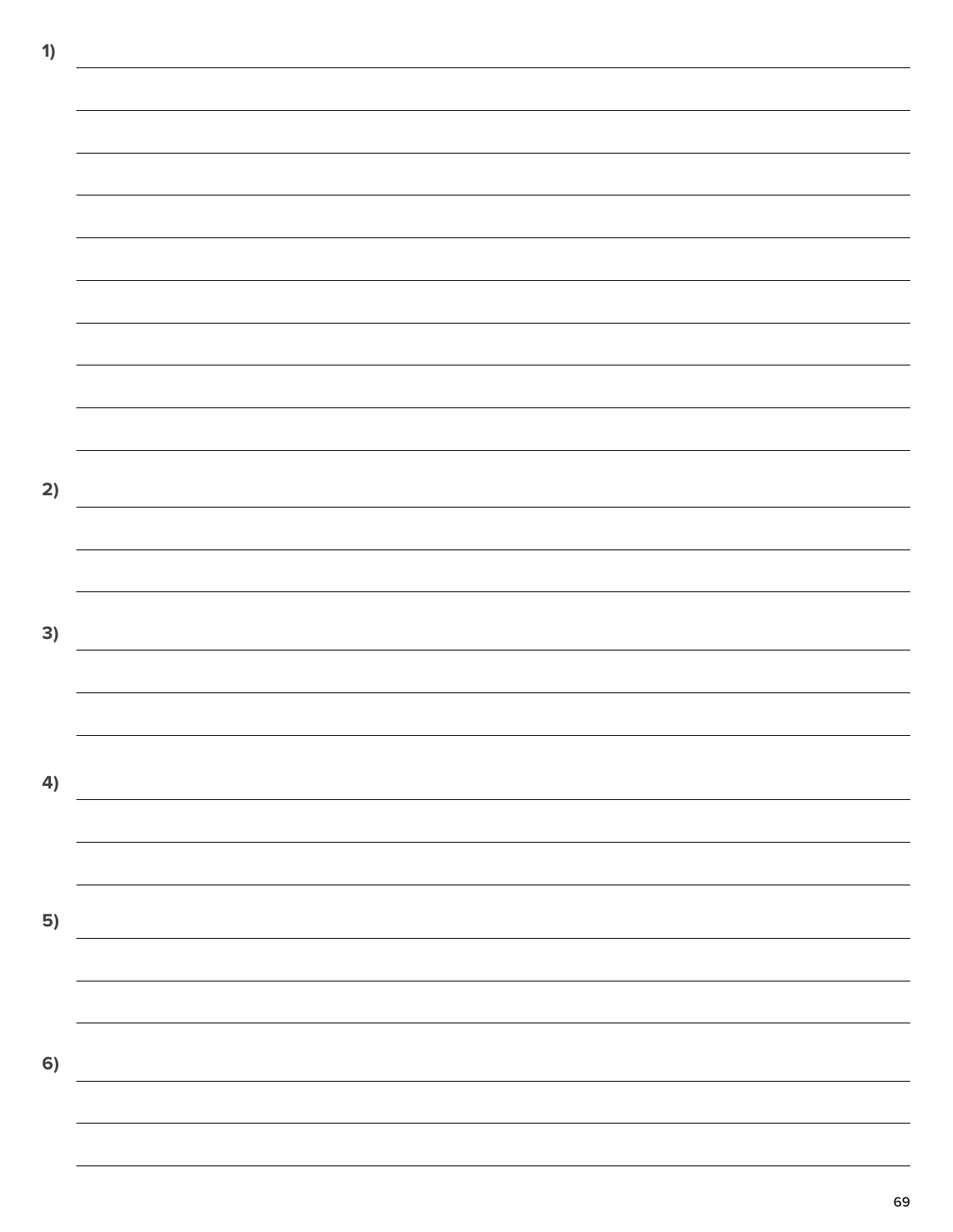1)

2)

3)

4)

5)

6)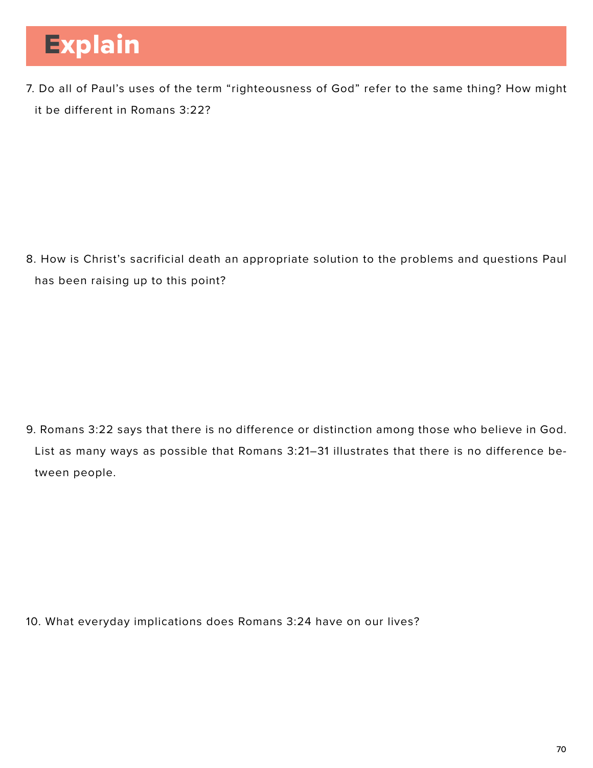# Explain

7. Do all of Paul's uses of the term "righteousness of God" refer to the same thing? How might it be different in Romans 3:22?

8. How is Christ's sacrificial death an appropriate solution to the problems and questions Paul has been raising up to this point?

9. Romans 3:22 says that there is no difference or distinction among those who believe in God. List as many ways as possible that Romans 3:21–31 illustrates that there is no difference between people.

10. What everyday implications does Romans 3:24 have on our lives?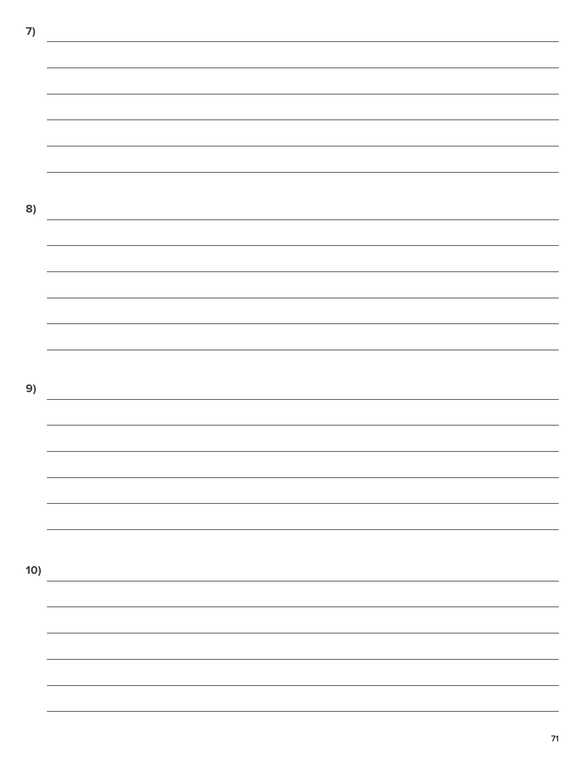7)

8)

9)

10)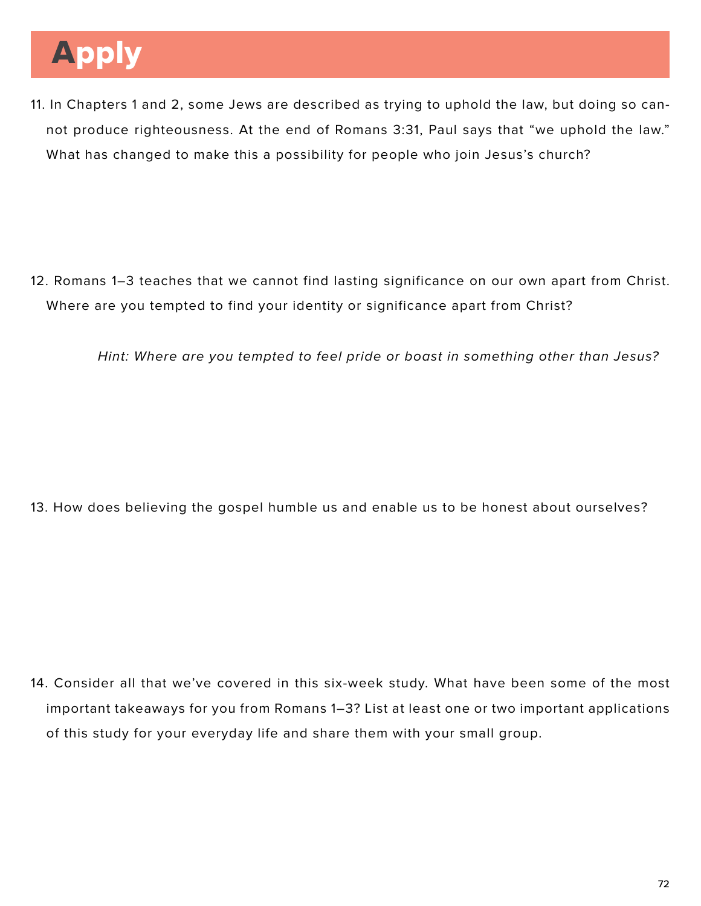# Apply

11. In Chapters 1 and 2, some Jews are described as trying to uphold the law, but doing so cannot produce righteousness. At the end of Romans 3:31, Paul says that "we uphold the law." What has changed to make this a possibility for people who join Jesus's church?

12. Romans 1–3 teaches that we cannot find lasting significance on our own apart from Christ. Where are you tempted to find your identity or significance apart from Christ?

    *Hint: Where are you tempted to feel pride or boast in something other than Jesus?*

13. How does believing the gospel humble us and enable us to be honest about ourselves?

14. Consider all that we've covered in this six-week study. What have been some of the most important takeaways for you from Romans 1–3? List at least one or two important applications of this study for your everyday life and share them with your small group.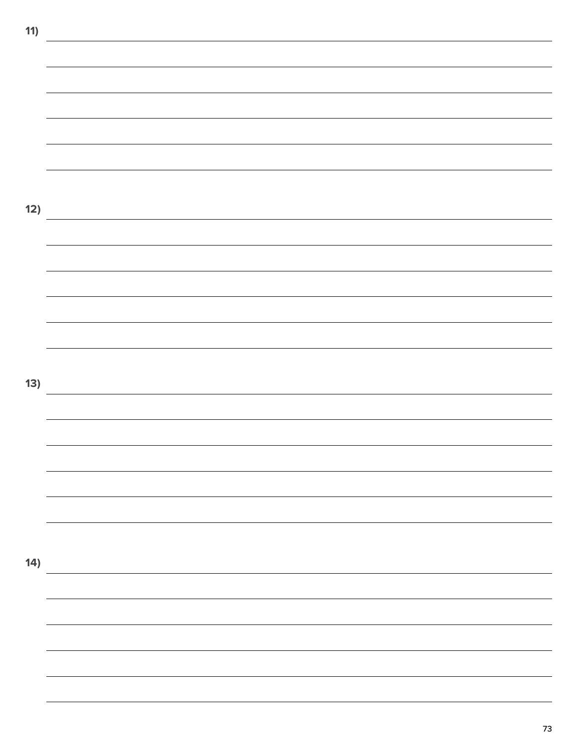11)

12)

13)

14)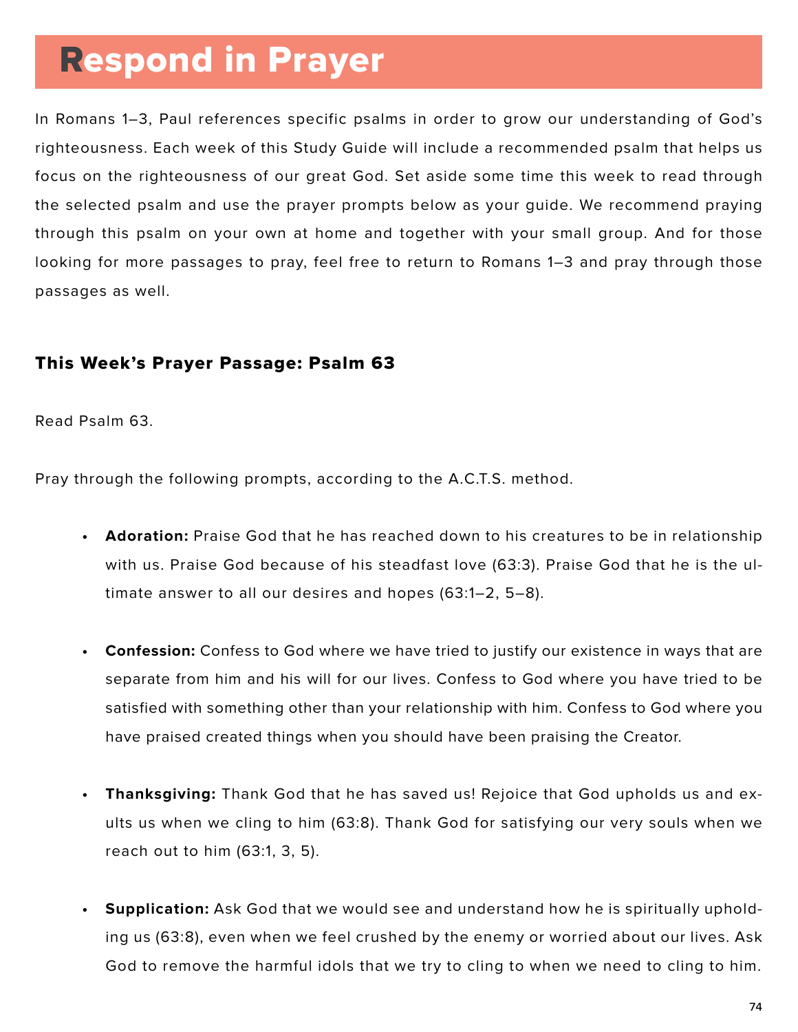# Respond in Prayer

In Romans 1–3, Paul references specific psalms in order to grow our understanding of God's righteousness. Each week of this Study Guide will include a recommended psalm that helps us focus on the righteousness of our great God. Set aside some time this week to read through the selected psalm and use the prayer prompts below as your guide. We recommend praying through this psalm on your own at home and together with your small group. And for those looking for more passages to pray, feel free to return to Romans 1–3 and pray through those passages as well.

### This Week's Prayer Passage: Psalm 63

Read Psalm 63.

Pray through the following prompts, according to the A.C.T.S. method.

- **Adoration:** Praise God that he has reached down to his creatures to be in relationship with us. Praise God because of his steadfast love (63:3). Praise God that he is the ultimate answer to all our desires and hopes (63:1–2, 5–8).
- **Confession:** Confess to God where we have tried to justify our existence in ways that are separate from him and his will for our lives. Confess to God where you have tried to be satisfied with something other than your relationship with him. Confess to God where you have praised created things when you should have been praising the Creator.
- **Thanksgiving:** Thank God that he has saved us! Rejoice that God upholds us and exults us when we cling to him (63:8). Thank God for satisfying our very souls when we reach out to him (63:1, 3, 5).
- **Supplication:** Ask God that we would see and understand how he is spiritually upholding us (63:8), even when we feel crushed by the enemy or worried about our lives. Ask God to remove the harmful idols that we try to cling to when we need to cling to him.